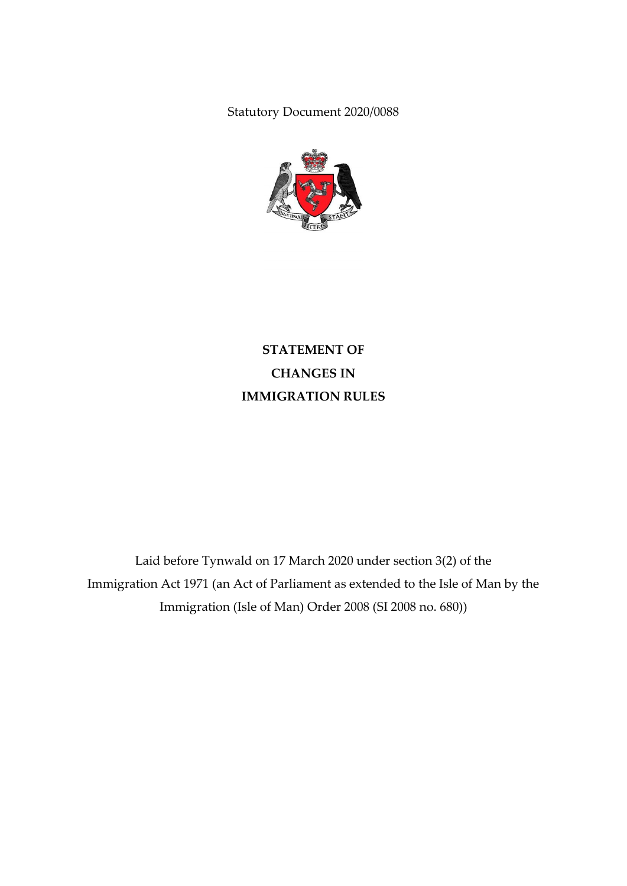Statutory Document 2020/0088

# STATEMENT OF CHANGES IN IMMIGRATION RULES

Laid before Tynwald on 17 March 2020 under section 3(2) of the Immigration Act 1971 (an Act of Parliament as extended to the Isle of Man by the Immigration (Isle of Man) Order 2008 (SI 2008 no. 680))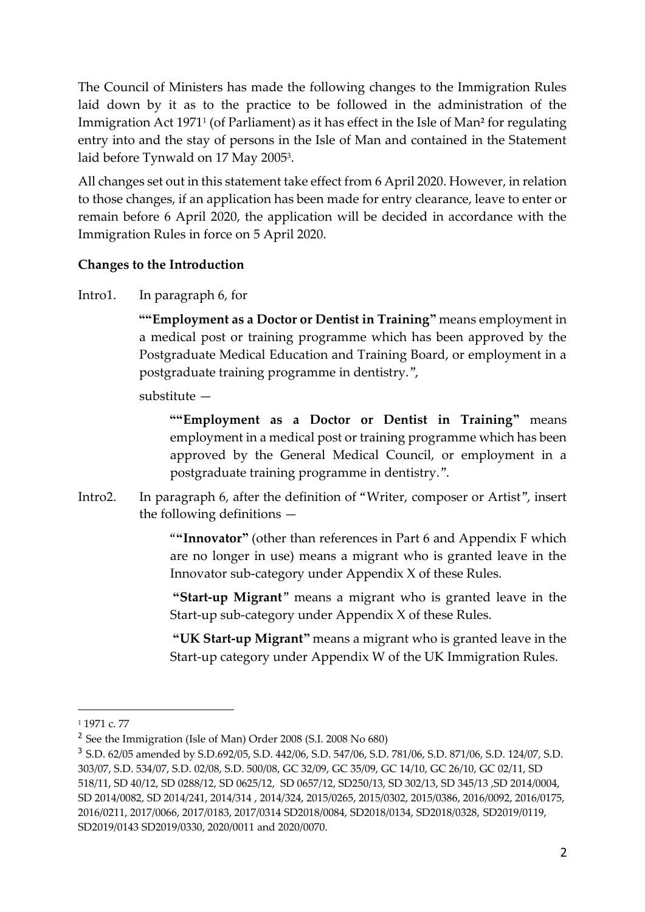The Council of Ministers has made the following changes to the Immigration Rules laid down by it as to the practice to be followed in the administration of the Immigration Act 1971[1] (of Parliament) as it has effect in the Isle of Man[2] for regulating entry into and the stay of persons in the Isle of Man and contained in the Statement laid before Tynwald on 17 May 2005[3].

All changes set out in this statement take effect from 6 April 2020. However, in relation to those changes, if an application has been made for entry clearance, leave to enter or remain before 6 April 2020, the application will be decided in accordance with the Immigration Rules in force on 5 April 2020.

**Changes to the Introduction**

Intro1. In paragraph 6, for

> **""Employment as a Doctor or Dentist in Training"** means employment in a medical post or training programme which has been approved by the Postgraduate Medical Education and Training Board, or employment in a postgraduate training programme in dentistry.",

substitute —

> **""Employment as a Doctor or Dentist in Training"** means employment in a medical post or training programme which has been approved by the General Medical Council, or employment in a postgraduate training programme in dentistry.".

Intro2. In paragraph 6, after the definition of "Writer, composer or Artist", insert the following definitions —

> "**"Innovator"** (other than references in Part 6 and Appendix F which are no longer in use) means a migrant who is granted leave in the Innovator sub-category under Appendix X of these Rules.
>
> **"Start-up Migrant"** means a migrant who is granted leave in the Start-up sub-category under Appendix X of these Rules.
>
> **"UK Start-up Migrant"** means a migrant who is granted leave in the Start-up category under Appendix W of the UK Immigration Rules.

---

[1] 1971 c. 77

[2] See the Immigration (Isle of Man) Order 2008 (S.I. 2008 No 680)

[3] S.D. 62/05 amended by S.D.692/05, S.D. 442/06, S.D. 547/06, S.D. 781/06, S.D. 871/06, S.D. 124/07, S.D. 303/07, S.D. 534/07, S.D. 02/08, S.D. 500/08, GC 32/09, GC 35/09, GC 14/10, GC 26/10, GC 02/11, SD 518/11, SD 40/12, SD 0288/12, SD 0625/12, SD 0657/12, SD250/13, SD 302/13, SD 345/13 ,SD 2014/0004, SD 2014/0082, SD 2014/241, 2014/314 , 2014/324, 2015/0265, 2015/0302, 2015/0386, 2016/0092, 2016/0175, 2016/0211, 2017/0066, 2017/0183, 2017/0314 SD2018/0084, SD2018/0134, SD2018/0328, SD2019/0119, SD2019/0143 SD2019/0330, 2020/0011 and 2020/0070.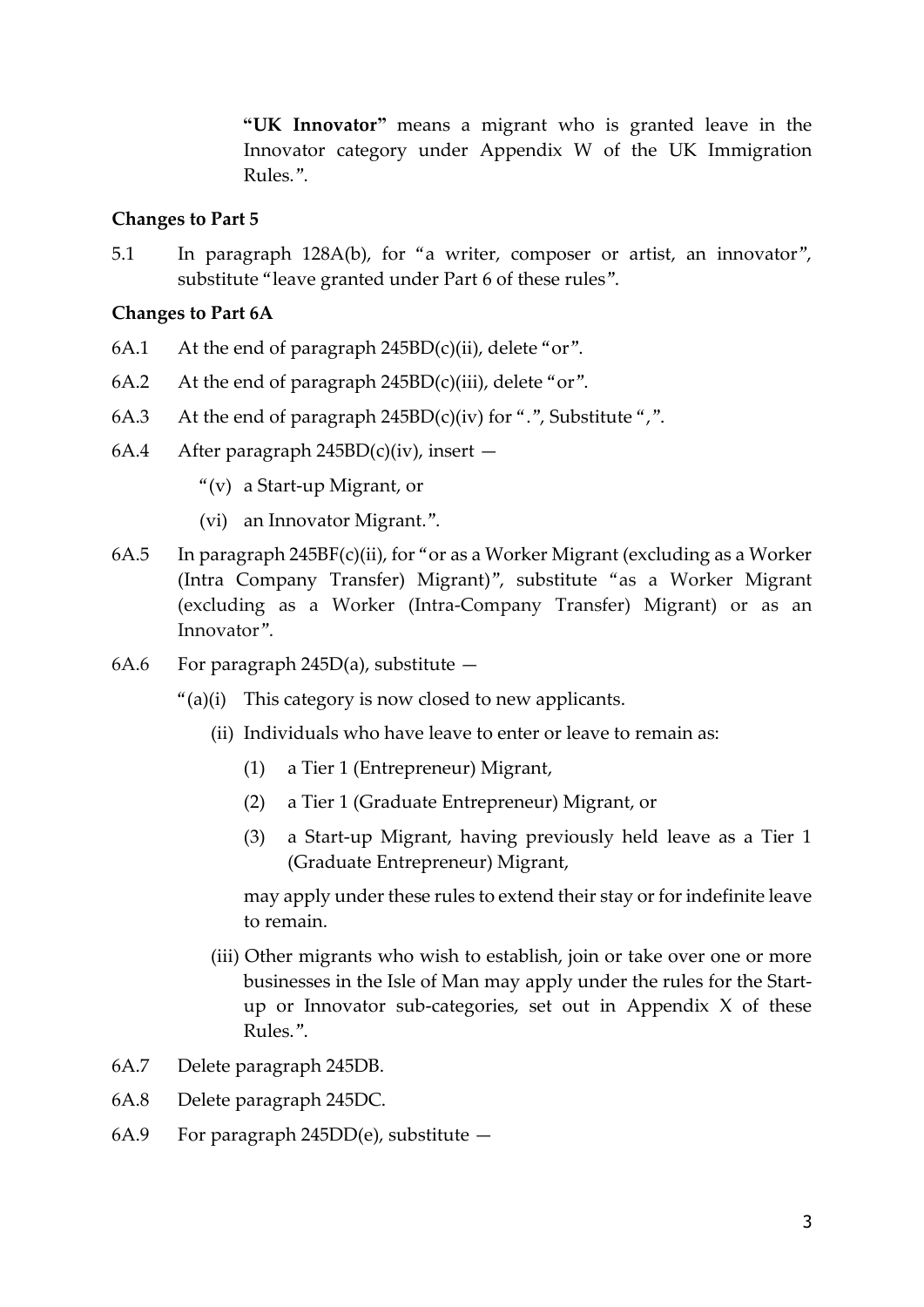**"UK Innovator"** means a migrant who is granted leave in the Innovator category under Appendix W of the UK Immigration Rules.".

**Changes to Part 5**

5.1 In paragraph 128A(b), for "a writer, composer or artist, an innovator", substitute "leave granted under Part 6 of these rules".

**Changes to Part 6A**

6A.1 At the end of paragraph 245BD(c)(ii), delete "or".

6A.2 At the end of paragraph 245BD(c)(iii), delete "or".

6A.3 At the end of paragraph 245BD(c)(iv) for ".", Substitute ",".

6A.4 After paragraph 245BD(c)(iv), insert —

"(v) a Start-up Migrant, or

(vi) an Innovator Migrant.".

6A.5 In paragraph 245BF(c)(ii), for "or as a Worker Migrant (excluding as a Worker (Intra Company Transfer) Migrant)", substitute "as a Worker Migrant (excluding as a Worker (Intra-Company Transfer) Migrant) or as an Innovator".

6A.6 For paragraph 245D(a), substitute —

"(a)(i) This category is now closed to new applicants.

(ii) Individuals who have leave to enter or leave to remain as:

(1) a Tier 1 (Entrepreneur) Migrant,

(2) a Tier 1 (Graduate Entrepreneur) Migrant, or

(3) a Start-up Migrant, having previously held leave as a Tier 1 (Graduate Entrepreneur) Migrant,

may apply under these rules to extend their stay or for indefinite leave to remain.

(iii) Other migrants who wish to establish, join or take over one or more businesses in the Isle of Man may apply under the rules for the Start-up or Innovator sub-categories, set out in Appendix X of these Rules.".

6A.7 Delete paragraph 245DB.

6A.8 Delete paragraph 245DC.

6A.9 For paragraph 245DD(e), substitute —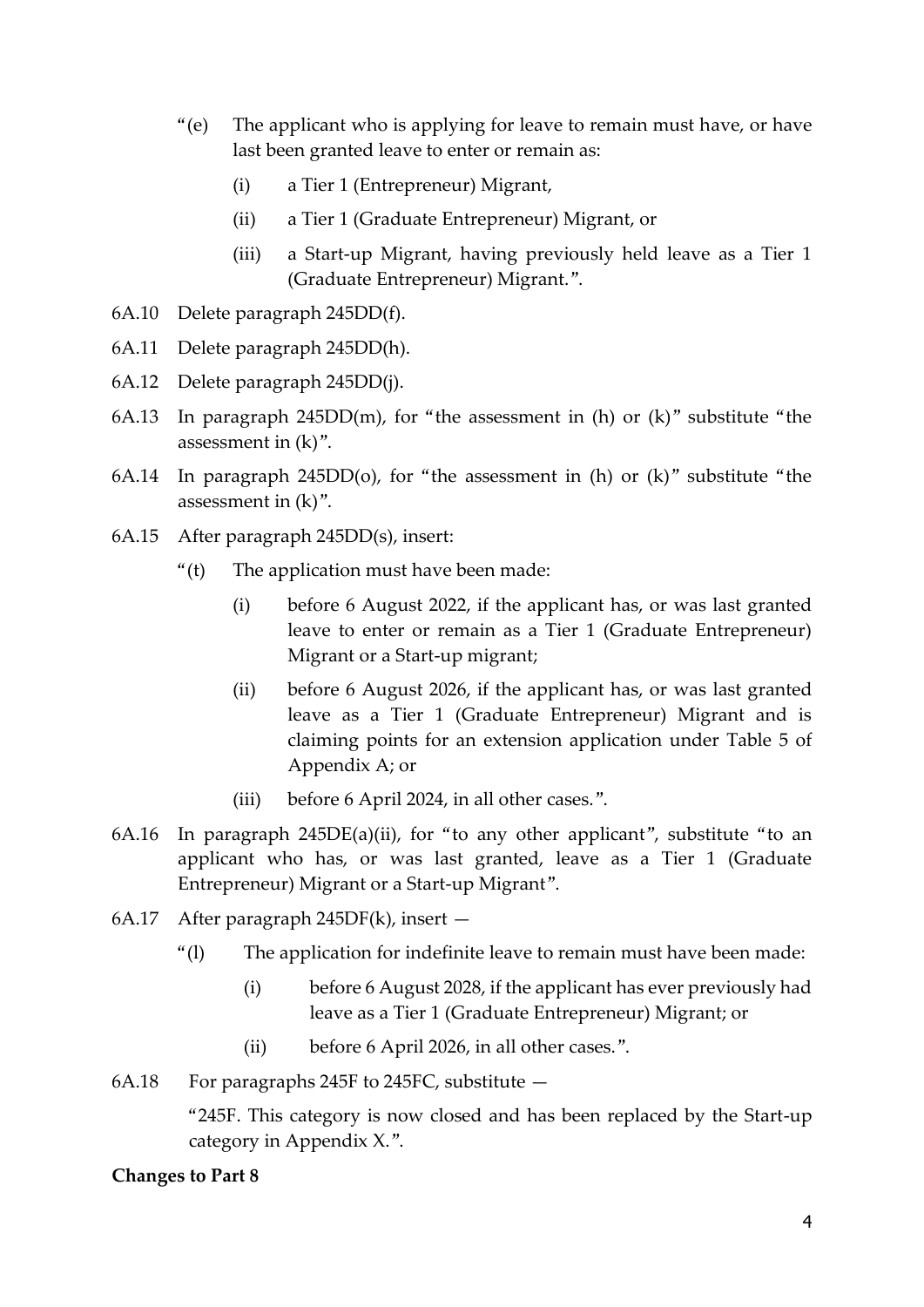"(e) The applicant who is applying for leave to remain must have, or have last been granted leave to enter or remain as:

(i) a Tier 1 (Entrepreneur) Migrant,

(ii) a Tier 1 (Graduate Entrepreneur) Migrant, or

(iii) a Start-up Migrant, having previously held leave as a Tier 1 (Graduate Entrepreneur) Migrant.".

6A.10 Delete paragraph 245DD(f).

6A.11 Delete paragraph 245DD(h).

6A.12 Delete paragraph 245DD(j).

6A.13 In paragraph 245DD(m), for "the assessment in (h) or (k)" substitute "the assessment in (k)".

6A.14 In paragraph 245DD(o), for "the assessment in (h) or (k)" substitute "the assessment in (k)".

6A.15 After paragraph 245DD(s), insert:

"(t) The application must have been made:

(i) before 6 August 2022, if the applicant has, or was last granted leave to enter or remain as a Tier 1 (Graduate Entrepreneur) Migrant or a Start-up migrant;

(ii) before 6 August 2026, if the applicant has, or was last granted leave as a Tier 1 (Graduate Entrepreneur) Migrant and is claiming points for an extension application under Table 5 of Appendix A; or

(iii) before 6 April 2024, in all other cases.".

6A.16 In paragraph 245DE(a)(ii), for "to any other applicant", substitute "to an applicant who has, or was last granted, leave as a Tier 1 (Graduate Entrepreneur) Migrant or a Start-up Migrant".

6A.17 After paragraph 245DF(k), insert —

"(l) The application for indefinite leave to remain must have been made:

(i) before 6 August 2028, if the applicant has ever previously had leave as a Tier 1 (Graduate Entrepreneur) Migrant; or

(ii) before 6 April 2026, in all other cases.".

6A.18 For paragraphs 245F to 245FC, substitute —

"245F. This category is now closed and has been replaced by the Start-up category in Appendix X.".

**Changes to Part 8**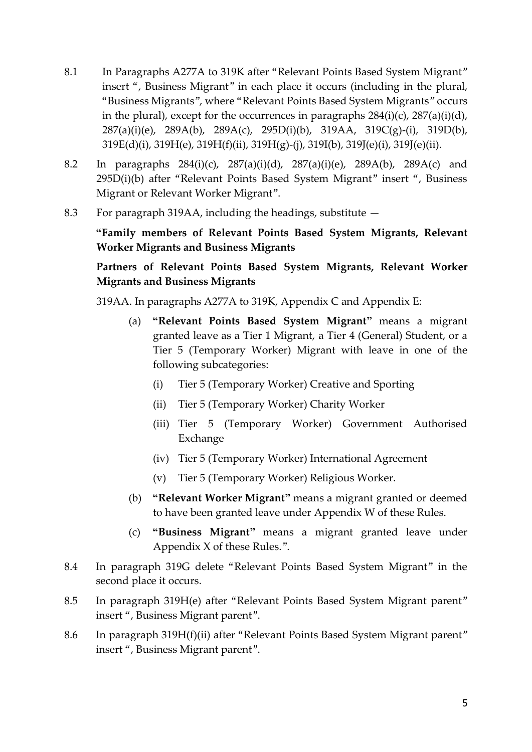8.1 In Paragraphs A277A to 319K after "Relevant Points Based System Migrant" insert ", Business Migrant" in each place it occurs (including in the plural, "Business Migrants", where "Relevant Points Based System Migrants" occurs in the plural), except for the occurrences in paragraphs 284(i)(c), 287(a)(i)(d), 287(a)(i)(e), 289A(b), 289A(c), 295D(i)(b), 319AA, 319C(g)-(i), 319D(b), 319E(d)(i), 319H(e), 319H(f)(ii), 319H(g)-(j), 319I(b), 319J(e)(i), 319J(e)(ii).

8.2 In paragraphs 284(i)(c), 287(a)(i)(d), 287(a)(i)(e), 289A(b), 289A(c) and 295D(i)(b) after "Relevant Points Based System Migrant" insert ", Business Migrant or Relevant Worker Migrant".

8.3 For paragraph 319AA, including the headings, substitute —

**"Family members of Relevant Points Based System Migrants, Relevant Worker Migrants and Business Migrants**

**Partners of Relevant Points Based System Migrants, Relevant Worker Migrants and Business Migrants**

319AA. In paragraphs A277A to 319K, Appendix C and Appendix E:

(a) **"Relevant Points Based System Migrant"** means a migrant granted leave as a Tier 1 Migrant, a Tier 4 (General) Student, or a Tier 5 (Temporary Worker) Migrant with leave in one of the following subcategories:

(i) Tier 5 (Temporary Worker) Creative and Sporting

(ii) Tier 5 (Temporary Worker) Charity Worker

(iii) Tier 5 (Temporary Worker) Government Authorised Exchange

(iv) Tier 5 (Temporary Worker) International Agreement

(v) Tier 5 (Temporary Worker) Religious Worker.

(b) **"Relevant Worker Migrant"** means a migrant granted or deemed to have been granted leave under Appendix W of these Rules.

(c) **"Business Migrant"** means a migrant granted leave under Appendix X of these Rules.".

8.4 In paragraph 319G delete "Relevant Points Based System Migrant" in the second place it occurs.

8.5 In paragraph 319H(e) after "Relevant Points Based System Migrant parent" insert ", Business Migrant parent".

8.6 In paragraph 319H(f)(ii) after "Relevant Points Based System Migrant parent" insert ", Business Migrant parent".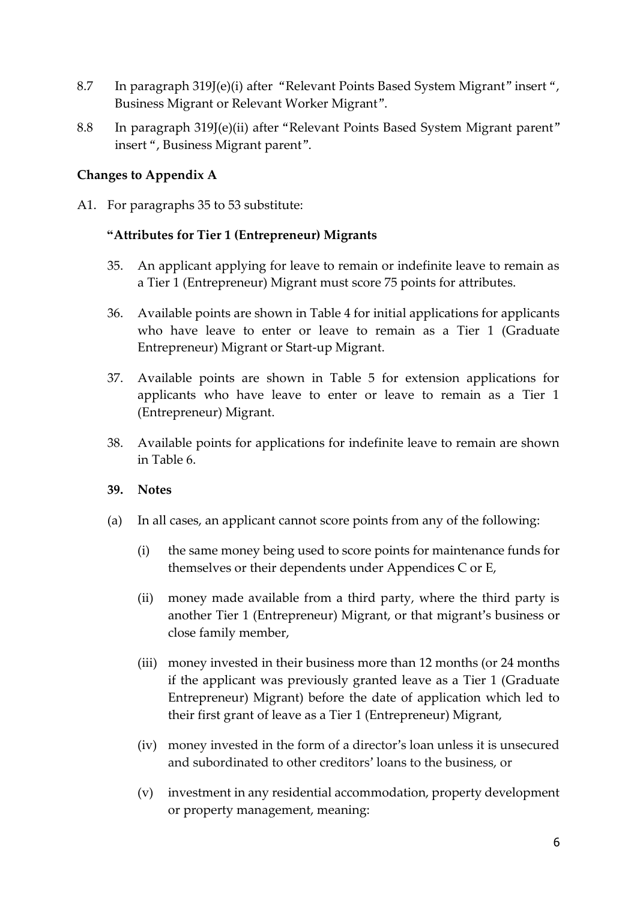8.7 In paragraph 319J(e)(i) after "Relevant Points Based System Migrant" insert ", Business Migrant or Relevant Worker Migrant".

8.8 In paragraph 319J(e)(ii) after "Relevant Points Based System Migrant parent" insert ", Business Migrant parent".

**Changes to Appendix A**

A1. For paragraphs 35 to 53 substitute:

**"Attributes for Tier 1 (Entrepreneur) Migrants**

35. An applicant applying for leave to remain or indefinite leave to remain as a Tier 1 (Entrepreneur) Migrant must score 75 points for attributes.

36. Available points are shown in Table 4 for initial applications for applicants who have leave to enter or leave to remain as a Tier 1 (Graduate Entrepreneur) Migrant or Start-up Migrant.

37. Available points are shown in Table 5 for extension applications for applicants who have leave to enter or leave to remain as a Tier 1 (Entrepreneur) Migrant.

38. Available points for applications for indefinite leave to remain are shown in Table 6.

**39. Notes**

(a) In all cases, an applicant cannot score points from any of the following:

(i) the same money being used to score points for maintenance funds for themselves or their dependents under Appendices C or E,

(ii) money made available from a third party, where the third party is another Tier 1 (Entrepreneur) Migrant, or that migrant's business or close family member,

(iii) money invested in their business more than 12 months (or 24 months if the applicant was previously granted leave as a Tier 1 (Graduate Entrepreneur) Migrant) before the date of application which led to their first grant of leave as a Tier 1 (Entrepreneur) Migrant,

(iv) money invested in the form of a director's loan unless it is unsecured and subordinated to other creditors' loans to the business, or

(v) investment in any residential accommodation, property development or property management, meaning: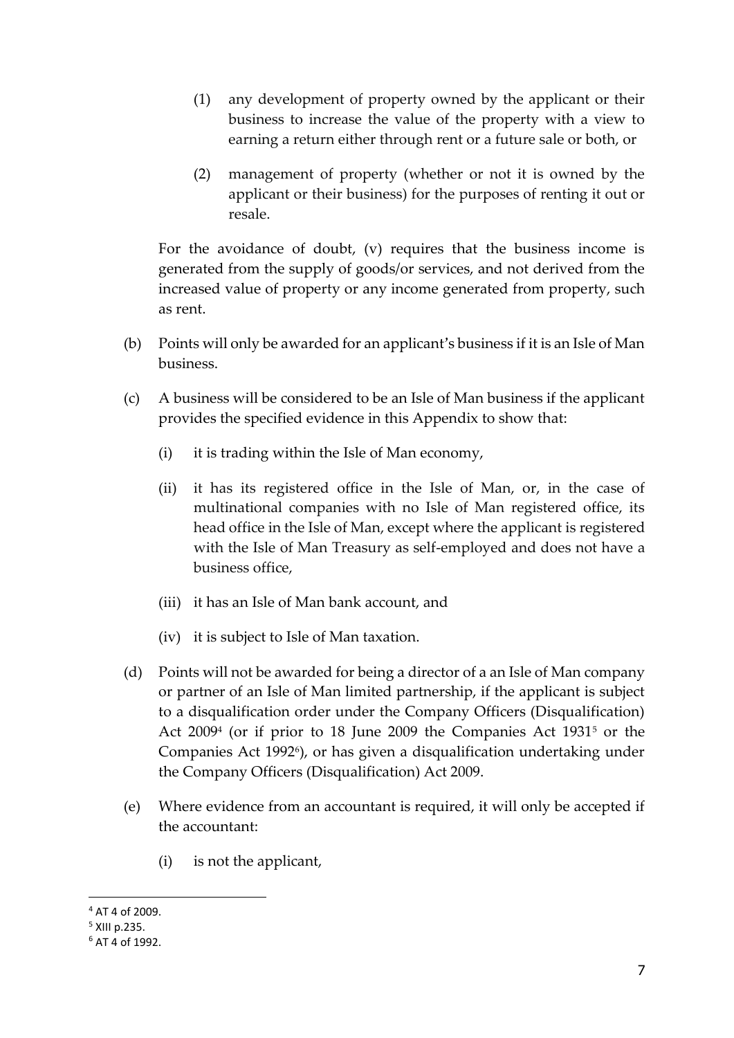(1) any development of property owned by the applicant or their business to increase the value of the property with a view to earning a return either through rent or a future sale or both, or

(2) management of property (whether or not it is owned by the applicant or their business) for the purposes of renting it out or resale.

For the avoidance of doubt, (v) requires that the business income is generated from the supply of goods/or services, and not derived from the increased value of property or any income generated from property, such as rent.

(b) Points will only be awarded for an applicant's business if it is an Isle of Man business.

(c) A business will be considered to be an Isle of Man business if the applicant provides the specified evidence in this Appendix to show that:

(i) it is trading within the Isle of Man economy,

(ii) it has its registered office in the Isle of Man, or, in the case of multinational companies with no Isle of Man registered office, its head office in the Isle of Man, except where the applicant is registered with the Isle of Man Treasury as self-employed and does not have a business office,

(iii) it has an Isle of Man bank account, and

(iv) it is subject to Isle of Man taxation.

(d) Points will not be awarded for being a director of a an Isle of Man company or partner of an Isle of Man limited partnership, if the applicant is subject to a disqualification order under the Company Officers (Disqualification) Act 2009[4] (or if prior to 18 June 2009 the Companies Act 1931[5] or the Companies Act 1992[6]), or has given a disqualification undertaking under the Company Officers (Disqualification) Act 2009.

(e) Where evidence from an accountant is required, it will only be accepted if the accountant:

(i) is not the applicant,

---

[4] AT 4 of 2009.

[5] XIII p.235.

[6] AT 4 of 1992.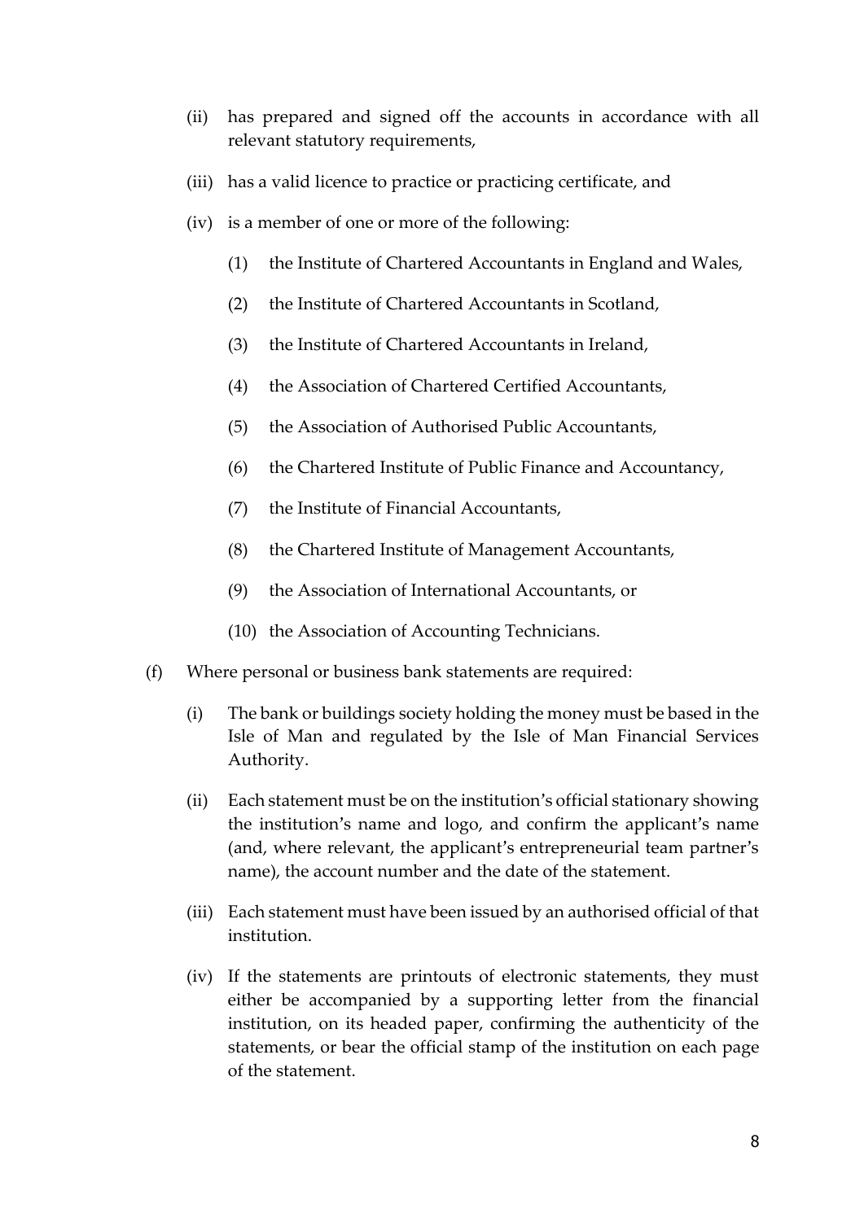(ii) has prepared and signed off the accounts in accordance with all relevant statutory requirements,

(iii) has a valid licence to practice or practicing certificate, and

(iv) is a member of one or more of the following:

(1) the Institute of Chartered Accountants in England and Wales,

(2) the Institute of Chartered Accountants in Scotland,

(3) the Institute of Chartered Accountants in Ireland,

(4) the Association of Chartered Certified Accountants,

(5) the Association of Authorised Public Accountants,

(6) the Chartered Institute of Public Finance and Accountancy,

(7) the Institute of Financial Accountants,

(8) the Chartered Institute of Management Accountants,

(9) the Association of International Accountants, or

(10) the Association of Accounting Technicians.

(f) Where personal or business bank statements are required:

(i) The bank or buildings society holding the money must be based in the Isle of Man and regulated by the Isle of Man Financial Services Authority.

(ii) Each statement must be on the institution's official stationary showing the institution's name and logo, and confirm the applicant's name (and, where relevant, the applicant's entrepreneurial team partner's name), the account number and the date of the statement.

(iii) Each statement must have been issued by an authorised official of that institution.

(iv) If the statements are printouts of electronic statements, they must either be accompanied by a supporting letter from the financial institution, on its headed paper, confirming the authenticity of the statements, or bear the official stamp of the institution on each page of the statement.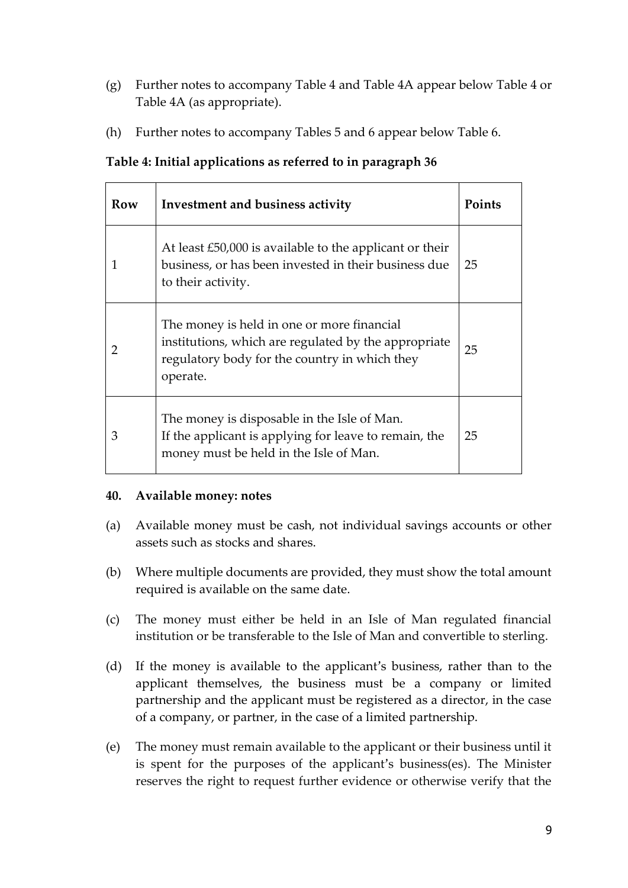(g) Further notes to accompany Table 4 and Table 4A appear below Table 4 or Table 4A (as appropriate).

(h) Further notes to accompany Tables 5 and 6 appear below Table 6.

**Table 4: Initial applications as referred to in paragraph 36**

| Row | Investment and business activity | Points |
|---|---|---|
| 1 | At least £50,000 is available to the applicant or their business, or has been invested in their business due to their activity. | 25 |
| 2 | The money is held in one or more financial institutions, which are regulated by the appropriate regulatory body for the country in which they operate. | 25 |
| 3 | The money is disposable in the Isle of Man. If the applicant is applying for leave to remain, the money must be held in the Isle of Man. | 25 |

**40. Available money: notes**

(a) Available money must be cash, not individual savings accounts or other assets such as stocks and shares.

(b) Where multiple documents are provided, they must show the total amount required is available on the same date.

(c) The money must either be held in an Isle of Man regulated financial institution or be transferable to the Isle of Man and convertible to sterling.

(d) If the money is available to the applicant's business, rather than to the applicant themselves, the business must be a company or limited partnership and the applicant must be registered as a director, in the case of a company, or partner, in the case of a limited partnership.

(e) The money must remain available to the applicant or their business until it is spent for the purposes of the applicant's business(es). The Minister reserves the right to request further evidence or otherwise verify that the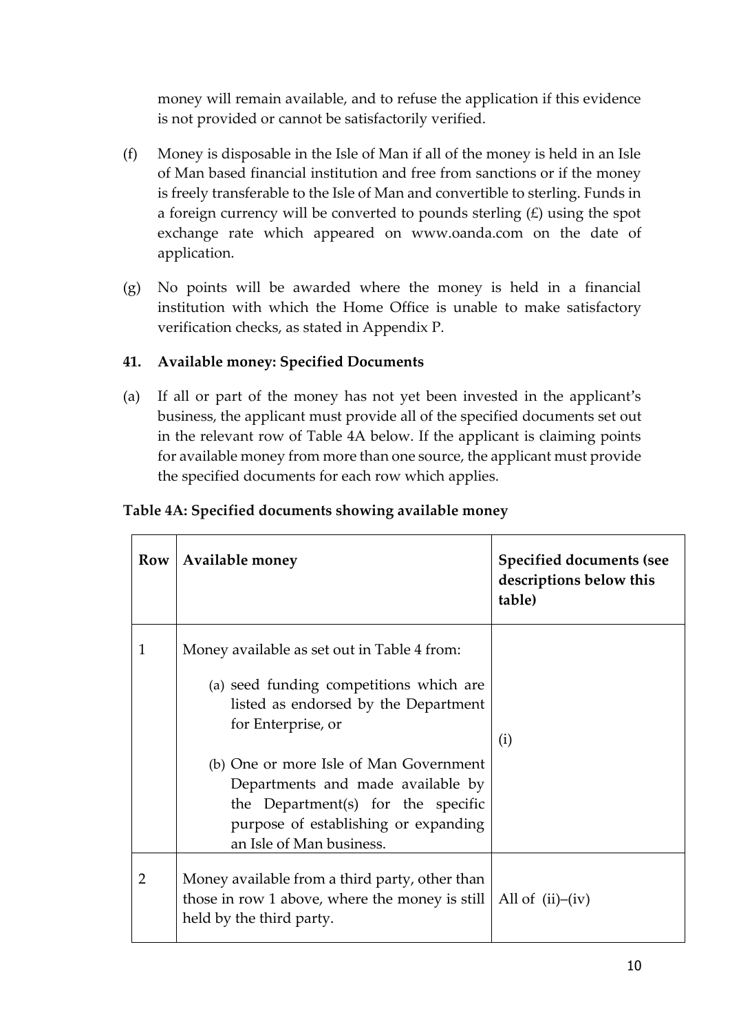money will remain available, and to refuse the application if this evidence is not provided or cannot be satisfactorily verified.

(f) Money is disposable in the Isle of Man if all of the money is held in an Isle of Man based financial institution and free from sanctions or if the money is freely transferable to the Isle of Man and convertible to sterling. Funds in a foreign currency will be converted to pounds sterling (£) using the spot exchange rate which appeared on www.oanda.com on the date of application.

(g) No points will be awarded where the money is held in a financial institution with which the Home Office is unable to make satisfactory verification checks, as stated in Appendix P.

### 41. Available money: Specified Documents

(a) If all or part of the money has not yet been invested in the applicant's business, the applicant must provide all of the specified documents set out in the relevant row of Table 4A below. If the applicant is claiming points for available money from more than one source, the applicant must provide the specified documents for each row which applies.

**Table 4A: Specified documents showing available money**

| Row | Available money | Specified documents (see descriptions below this table) |
|---|---|---|
| 1 | Money available as set out in Table 4 from:<br>(a) seed funding competitions which are listed as endorsed by the Department for Enterprise, or<br>(b) One or more Isle of Man Government Departments and made available by the Department(s) for the specific purpose of establishing or expanding an Isle of Man business. | (i) |
| 2 | Money available from a third party, other than those in row 1 above, where the money is still held by the third party. | All of (ii)–(iv) |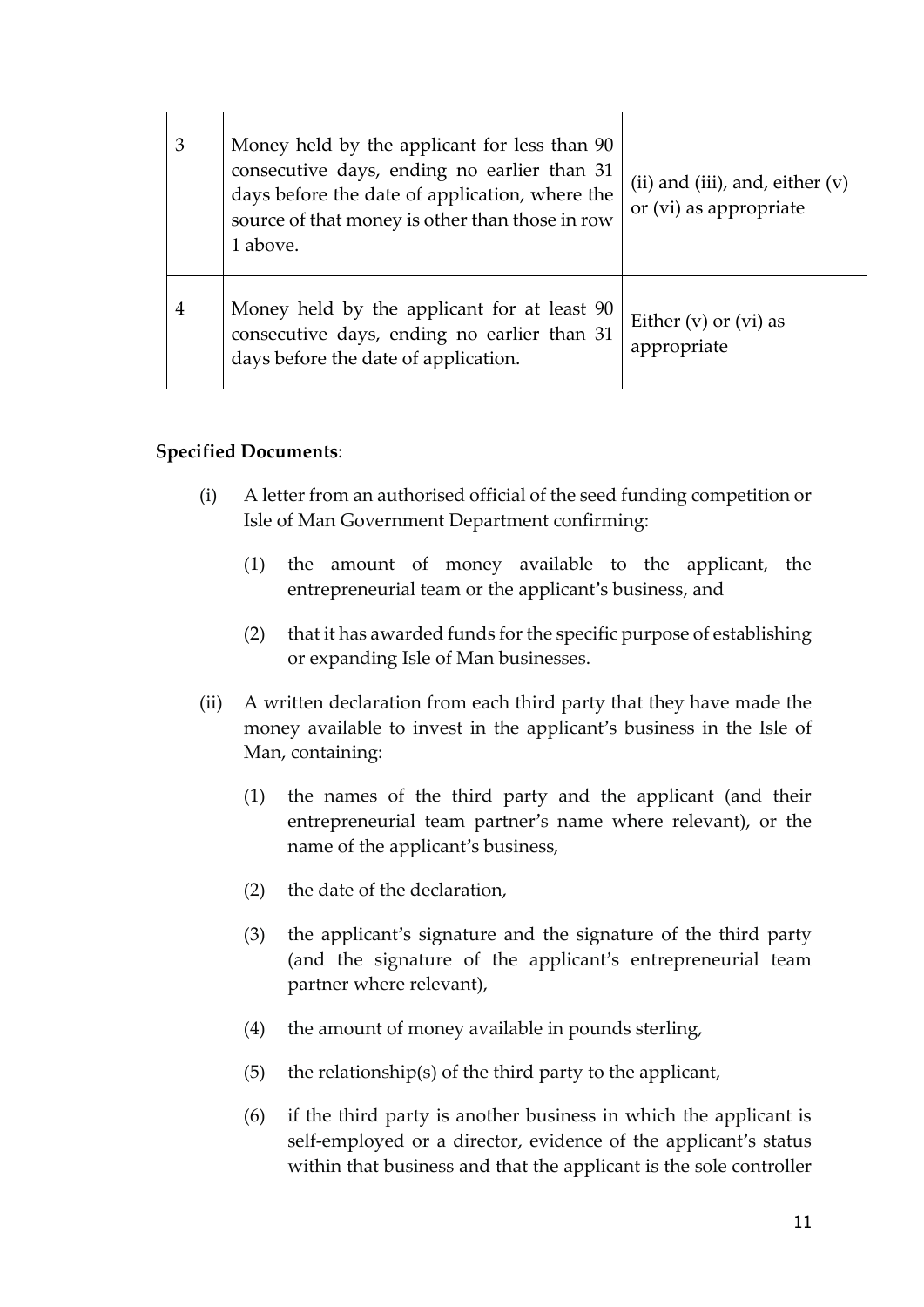| | | |
|---|---|---|
| 3 | Money held by the applicant for less than 90 consecutive days, ending no earlier than 31 days before the date of application, where the source of that money is other than those in row 1 above. | (ii) and (iii), and, either (v) or (vi) as appropriate |
| 4 | Money held by the applicant for at least 90 consecutive days, ending no earlier than 31 days before the date of application. | Either (v) or (vi) as appropriate |

**Specified Documents**:

(i) A letter from an authorised official of the seed funding competition or Isle of Man Government Department confirming:

   (1) the amount of money available to the applicant, the entrepreneurial team or the applicant's business, and

   (2) that it has awarded funds for the specific purpose of establishing or expanding Isle of Man businesses.

(ii) A written declaration from each third party that they have made the money available to invest in the applicant's business in the Isle of Man, containing:

   (1) the names of the third party and the applicant (and their entrepreneurial team partner's name where relevant), or the name of the applicant's business,

   (2) the date of the declaration,

   (3) the applicant's signature and the signature of the third party (and the signature of the applicant's entrepreneurial team partner where relevant),

   (4) the amount of money available in pounds sterling,

   (5) the relationship(s) of the third party to the applicant,

   (6) if the third party is another business in which the applicant is self-employed or a director, evidence of the applicant's status within that business and that the applicant is the sole controller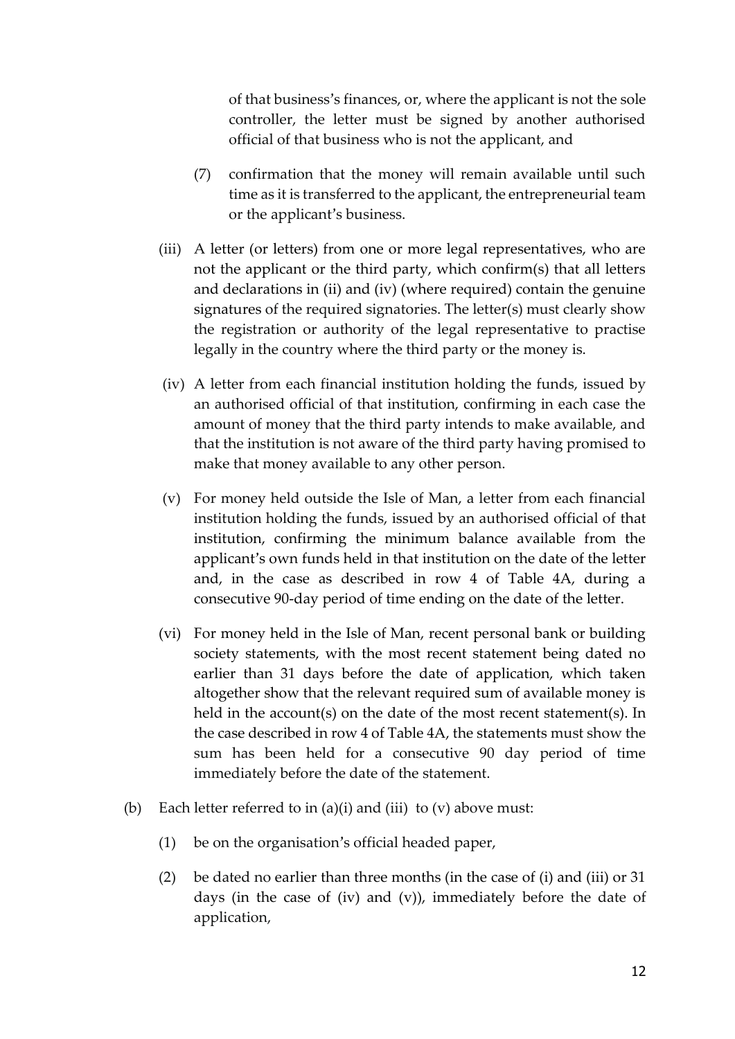of that business's finances, or, where the applicant is not the sole controller, the letter must be signed by another authorised official of that business who is not the applicant, and

(7) confirmation that the money will remain available until such time as it is transferred to the applicant, the entrepreneurial team or the applicant's business.

(iii) A letter (or letters) from one or more legal representatives, who are not the applicant or the third party, which confirm(s) that all letters and declarations in (ii) and (iv) (where required) contain the genuine signatures of the required signatories. The letter(s) must clearly show the registration or authority of the legal representative to practise legally in the country where the third party or the money is.

(iv) A letter from each financial institution holding the funds, issued by an authorised official of that institution, confirming in each case the amount of money that the third party intends to make available, and that the institution is not aware of the third party having promised to make that money available to any other person.

(v) For money held outside the Isle of Man, a letter from each financial institution holding the funds, issued by an authorised official of that institution, confirming the minimum balance available from the applicant's own funds held in that institution on the date of the letter and, in the case as described in row 4 of Table 4A, during a consecutive 90-day period of time ending on the date of the letter.

(vi) For money held in the Isle of Man, recent personal bank or building society statements, with the most recent statement being dated no earlier than 31 days before the date of application, which taken altogether show that the relevant required sum of available money is held in the account(s) on the date of the most recent statement(s). In the case described in row 4 of Table 4A, the statements must show the sum has been held for a consecutive 90 day period of time immediately before the date of the statement.

(b) Each letter referred to in (a)(i) and (iii) to (v) above must:

(1) be on the organisation's official headed paper,

(2) be dated no earlier than three months (in the case of (i) and (iii) or 31 days (in the case of (iv) and (v)), immediately before the date of application,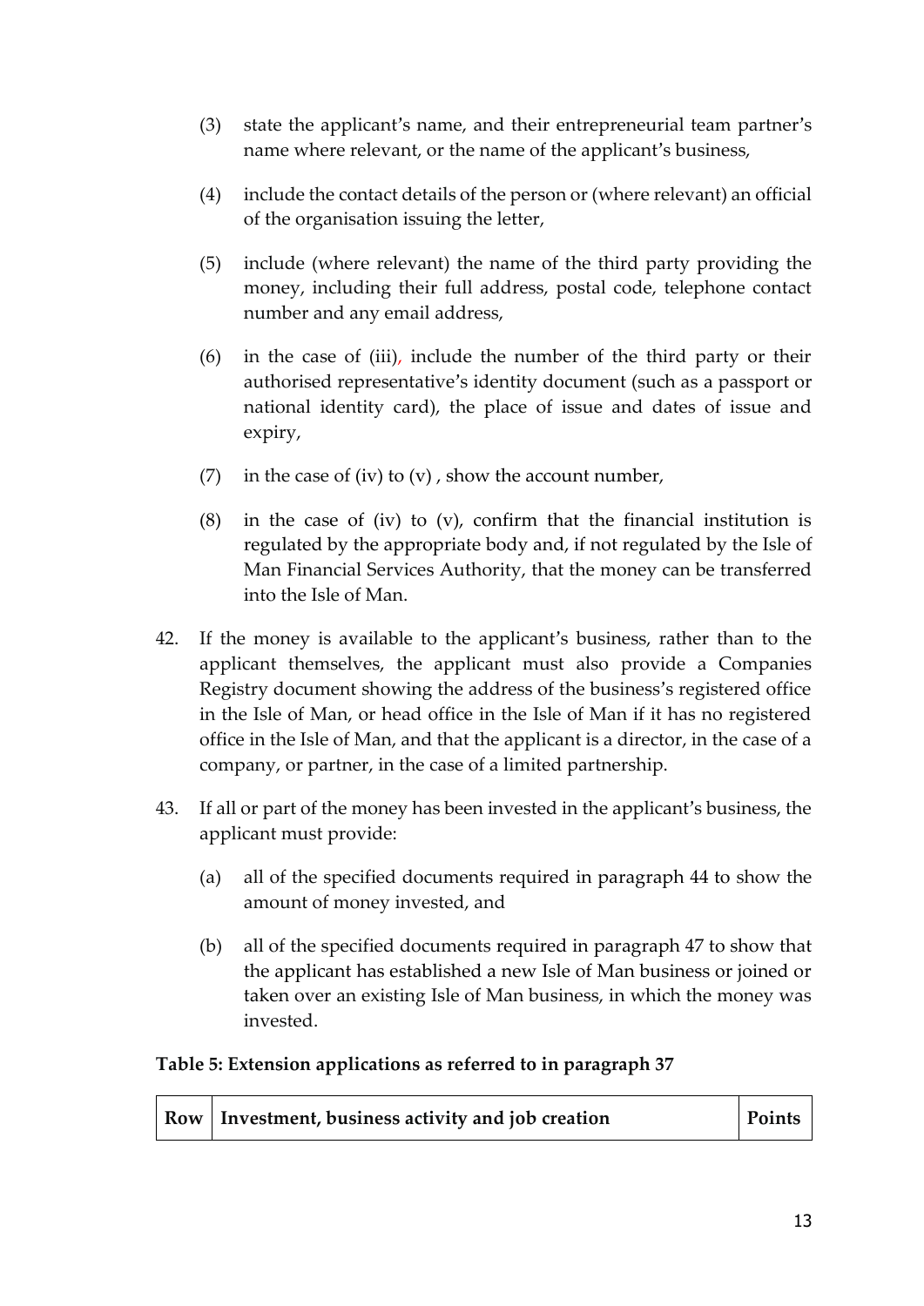(3) state the applicant's name, and their entrepreneurial team partner's name where relevant, or the name of the applicant's business,

(4) include the contact details of the person or (where relevant) an official of the organisation issuing the letter,

(5) include (where relevant) the name of the third party providing the money, including their full address, postal code, telephone contact number and any email address,

(6) in the case of (iii), include the number of the third party or their authorised representative's identity document (such as a passport or national identity card), the place of issue and dates of issue and expiry,

(7) in the case of (iv) to (v) , show the account number,

(8) in the case of (iv) to (v), confirm that the financial institution is regulated by the appropriate body and, if not regulated by the Isle of Man Financial Services Authority, that the money can be transferred into the Isle of Man.

42. If the money is available to the applicant's business, rather than to the applicant themselves, the applicant must also provide a Companies Registry document showing the address of the business's registered office in the Isle of Man, or head office in the Isle of Man if it has no registered office in the Isle of Man, and that the applicant is a director, in the case of a company, or partner, in the case of a limited partnership.

43. If all or part of the money has been invested in the applicant's business, the applicant must provide:

(a) all of the specified documents required in paragraph 44 to show the amount of money invested, and

(b) all of the specified documents required in paragraph 47 to show that the applicant has established a new Isle of Man business or joined or taken over an existing Isle of Man business, in which the money was invested.

**Table 5: Extension applications as referred to in paragraph 37**

| Row | Investment, business activity and job creation | Points |
|---|---|---|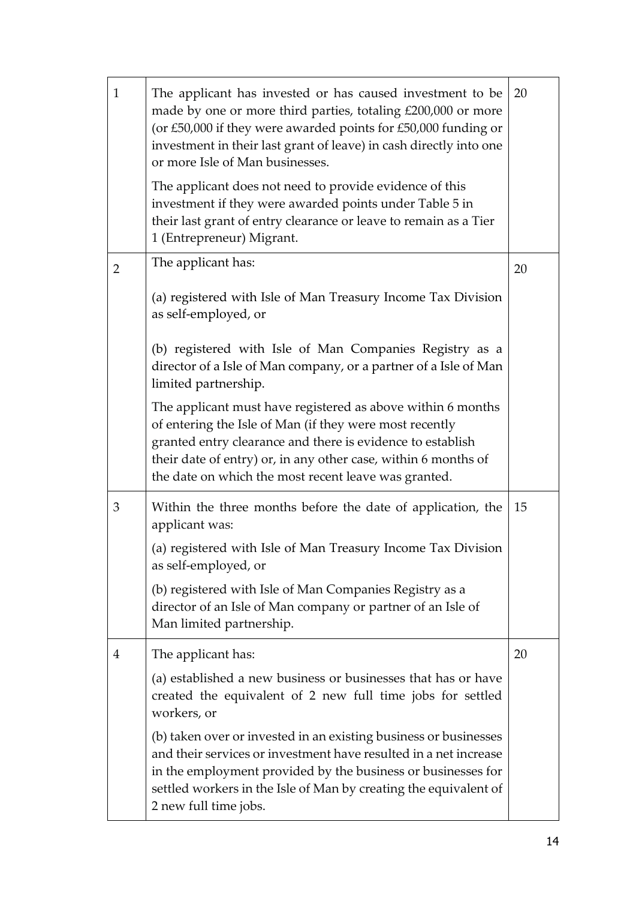| | | |
|---|---|---|
| 1 | The applicant has invested or has caused investment to be made by one or more third parties, totaling £200,000 or more (or £50,000 if they were awarded points for £50,000 funding or investment in their last grant of leave) in cash directly into one or more Isle of Man businesses.<br><br>The applicant does not need to provide evidence of this investment if they were awarded points under Table 5 in their last grant of entry clearance or leave to remain as a Tier 1 (Entrepreneur) Migrant. | 20 |
| 2 | The applicant has:<br><br>(a) registered with Isle of Man Treasury Income Tax Division as self-employed, or<br><br>(b) registered with Isle of Man Companies Registry as a director of a Isle of Man company, or a partner of a Isle of Man limited partnership.<br><br>The applicant must have registered as above within 6 months of entering the Isle of Man (if they were most recently granted entry clearance and there is evidence to establish their date of entry) or, in any other case, within 6 months of the date on which the most recent leave was granted. | 20 |
| 3 | Within the three months before the date of application, the applicant was:<br><br>(a) registered with Isle of Man Treasury Income Tax Division as self-employed, or<br><br>(b) registered with Isle of Man Companies Registry as a director of an Isle of Man company or partner of an Isle of Man limited partnership. | 15 |
| 4 | The applicant has:<br><br>(a) established a new business or businesses that has or have created the equivalent of 2 new full time jobs for settled workers, or<br><br>(b) taken over or invested in an existing business or businesses and their services or investment have resulted in a net increase in the employment provided by the business or businesses for settled workers in the Isle of Man by creating the equivalent of 2 new full time jobs. | 20 |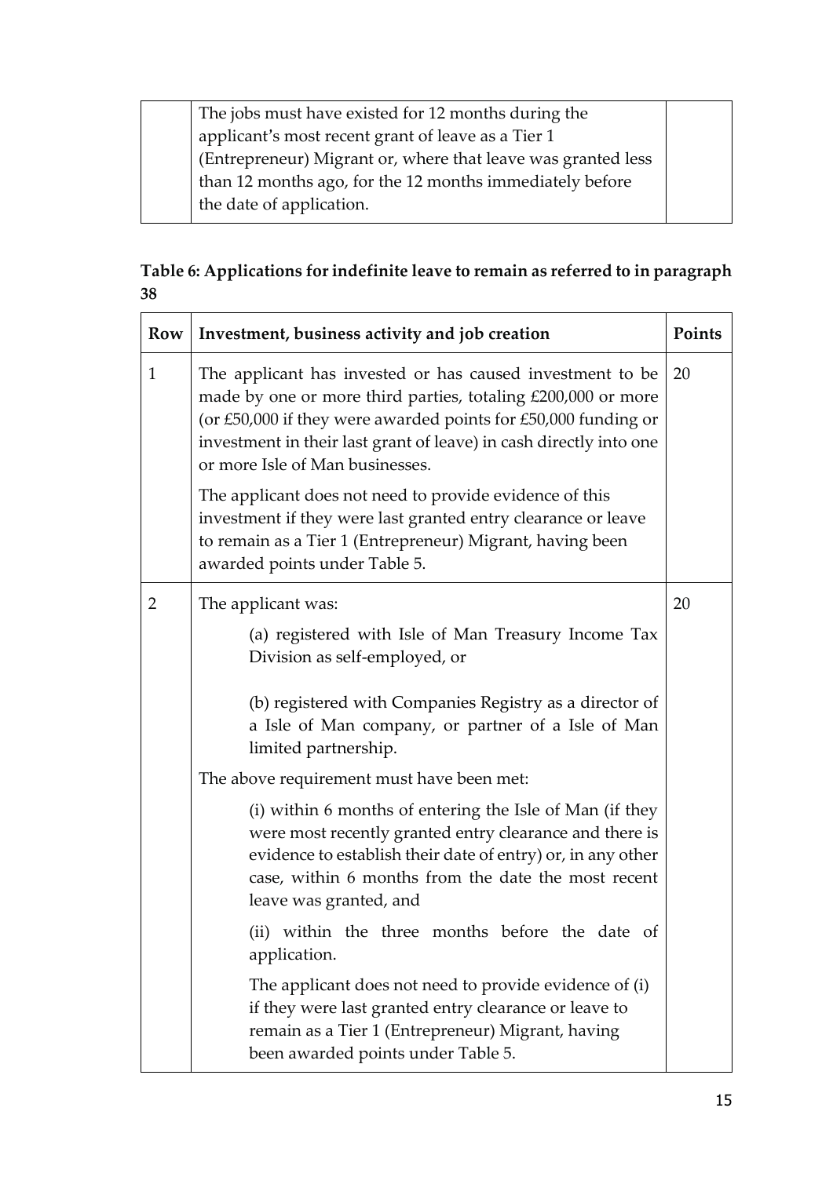| | | |
|---|---|---|
| | The jobs must have existed for 12 months during the applicant's most recent grant of leave as a Tier 1 (Entrepreneur) Migrant or, where that leave was granted less than 12 months ago, for the 12 months immediately before the date of application. | |

**Table 6: Applications for indefinite leave to remain as referred to in paragraph 38**

| Row | Investment, business activity and job creation | Points |
|---|---|---|
| 1 | The applicant has invested or has caused investment to be made by one or more third parties, totaling £200,000 or more (or £50,000 if they were awarded points for £50,000 funding or investment in their last grant of leave) in cash directly into one or more Isle of Man businesses.<br><br>The applicant does not need to provide evidence of this investment if they were last granted entry clearance or leave to remain as a Tier 1 (Entrepreneur) Migrant, having been awarded points under Table 5. | 20 |
| 2 | The applicant was:<br><br>(a) registered with Isle of Man Treasury Income Tax Division as self-employed, or<br><br>(b) registered with Companies Registry as a director of a Isle of Man company, or partner of a Isle of Man limited partnership.<br><br>The above requirement must have been met:<br><br>(i) within 6 months of entering the Isle of Man (if they were most recently granted entry clearance and there is evidence to establish their date of entry) or, in any other case, within 6 months from the date the most recent leave was granted, and<br><br>(ii) within the three months before the date of application.<br><br>The applicant does not need to provide evidence of (i) if they were last granted entry clearance or leave to remain as a Tier 1 (Entrepreneur) Migrant, having been awarded points under Table 5. | 20 |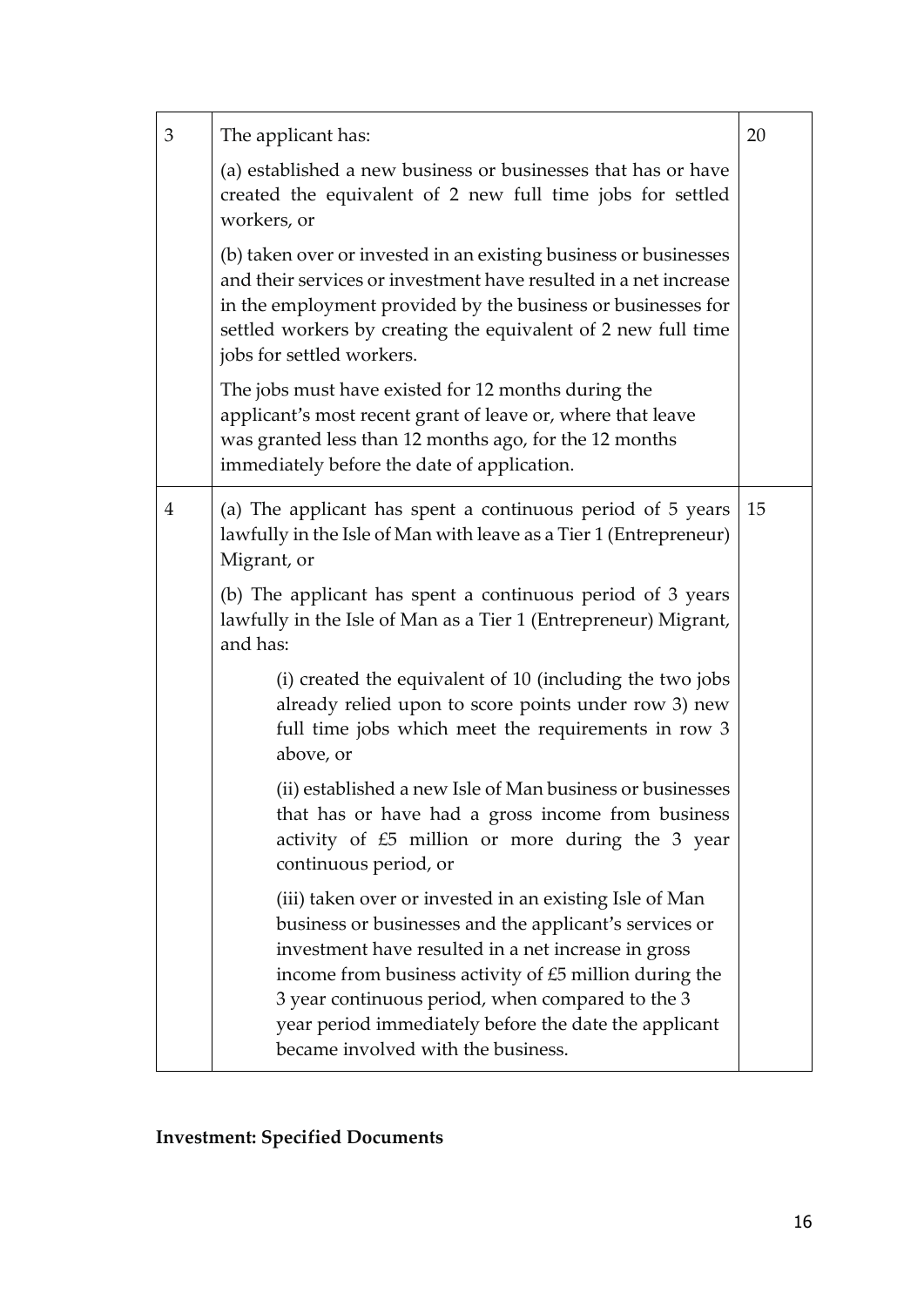| | | |
|---|---|---|
| 3 | The applicant has:<br><br>(a) established a new business or businesses that has or have created the equivalent of 2 new full time jobs for settled workers, or<br><br>(b) taken over or invested in an existing business or businesses and their services or investment have resulted in a net increase in the employment provided by the business or businesses for settled workers by creating the equivalent of 2 new full time jobs for settled workers.<br><br>The jobs must have existed for 12 months during the applicant's most recent grant of leave or, where that leave was granted less than 12 months ago, for the 12 months immediately before the date of application. | 20 |
| 4 | (a) The applicant has spent a continuous period of 5 years lawfully in the Isle of Man with leave as a Tier 1 (Entrepreneur) Migrant, or<br><br>(b) The applicant has spent a continuous period of 3 years lawfully in the Isle of Man as a Tier 1 (Entrepreneur) Migrant, and has:<br><br>(i) created the equivalent of 10 (including the two jobs already relied upon to score points under row 3) new full time jobs which meet the requirements in row 3 above, or<br><br>(ii) established a new Isle of Man business or businesses that has or have had a gross income from business activity of £5 million or more during the 3 year continuous period, or<br><br>(iii) taken over or invested in an existing Isle of Man business or businesses and the applicant's services or investment have resulted in a net increase in gross income from business activity of £5 million during the 3 year continuous period, when compared to the 3 year period immediately before the date the applicant became involved with the business. | 15 |

**Investment: Specified Documents**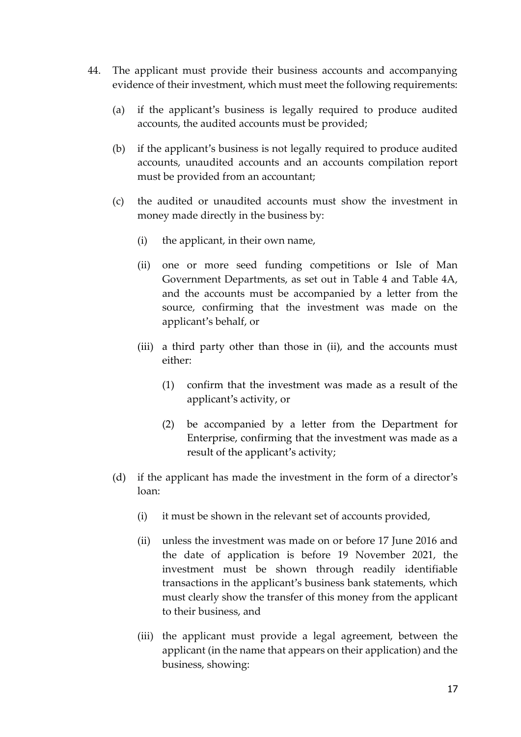44. The applicant must provide their business accounts and accompanying evidence of their investment, which must meet the following requirements:

    (a) if the applicant's business is legally required to produce audited accounts, the audited accounts must be provided;

    (b) if the applicant's business is not legally required to produce audited accounts, unaudited accounts and an accounts compilation report must be provided from an accountant;

    (c) the audited or unaudited accounts must show the investment in money made directly in the business by:

        (i) the applicant, in their own name,

        (ii) one or more seed funding competitions or Isle of Man Government Departments, as set out in Table 4 and Table 4A, and the accounts must be accompanied by a letter from the source, confirming that the investment was made on the applicant's behalf, or

        (iii) a third party other than those in (ii), and the accounts must either:

            (1) confirm that the investment was made as a result of the applicant's activity, or

            (2) be accompanied by a letter from the Department for Enterprise, confirming that the investment was made as a result of the applicant's activity;

    (d) if the applicant has made the investment in the form of a director's loan:

        (i) it must be shown in the relevant set of accounts provided,

        (ii) unless the investment was made on or before 17 June 2016 and the date of application is before 19 November 2021, the investment must be shown through readily identifiable transactions in the applicant's business bank statements, which must clearly show the transfer of this money from the applicant to their business, and

        (iii) the applicant must provide a legal agreement, between the applicant (in the name that appears on their application) and the business, showing: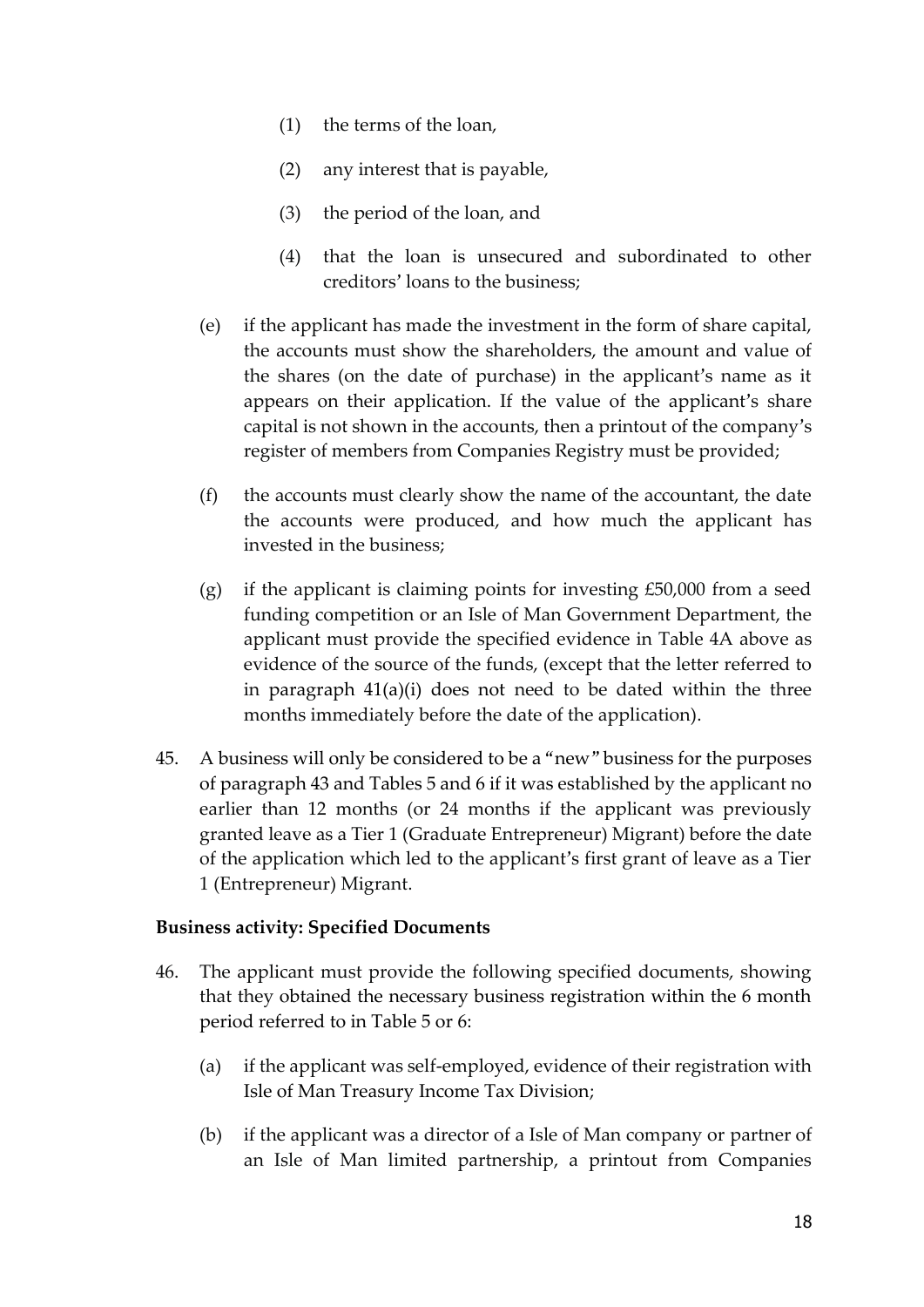(1) the terms of the loan,

(2) any interest that is payable,

(3) the period of the loan, and

(4) that the loan is unsecured and subordinated to other creditors' loans to the business;

(e) if the applicant has made the investment in the form of share capital, the accounts must show the shareholders, the amount and value of the shares (on the date of purchase) in the applicant's name as it appears on their application. If the value of the applicant's share capital is not shown in the accounts, then a printout of the company's register of members from Companies Registry must be provided;

(f) the accounts must clearly show the name of the accountant, the date the accounts were produced, and how much the applicant has invested in the business;

(g) if the applicant is claiming points for investing £50,000 from a seed funding competition or an Isle of Man Government Department, the applicant must provide the specified evidence in Table 4A above as evidence of the source of the funds, (except that the letter referred to in paragraph 41(a)(i) does not need to be dated within the three months immediately before the date of the application).

45. A business will only be considered to be a "new" business for the purposes of paragraph 43 and Tables 5 and 6 if it was established by the applicant no earlier than 12 months (or 24 months if the applicant was previously granted leave as a Tier 1 (Graduate Entrepreneur) Migrant) before the date of the application which led to the applicant's first grant of leave as a Tier 1 (Entrepreneur) Migrant.

**Business activity: Specified Documents**

46. The applicant must provide the following specified documents, showing that they obtained the necessary business registration within the 6 month period referred to in Table 5 or 6:

(a) if the applicant was self-employed, evidence of their registration with Isle of Man Treasury Income Tax Division;

(b) if the applicant was a director of a Isle of Man company or partner of an Isle of Man limited partnership, a printout from Companies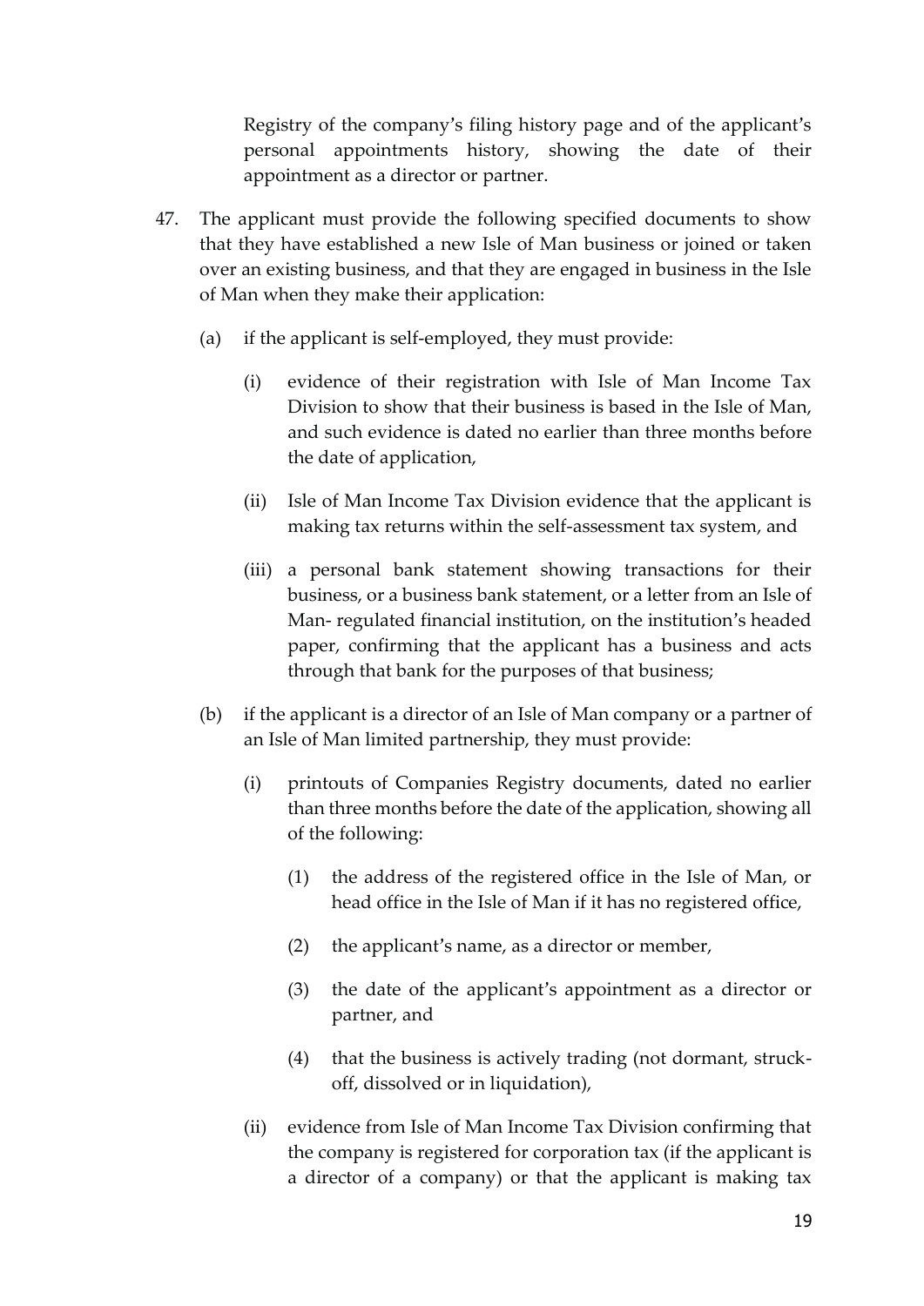Registry of the company's filing history page and of the applicant's personal appointments history, showing the date of their appointment as a director or partner.

47. The applicant must provide the following specified documents to show that they have established a new Isle of Man business or joined or taken over an existing business, and that they are engaged in business in the Isle of Man when they make their application:

    (a) if the applicant is self-employed, they must provide:

        (i) evidence of their registration with Isle of Man Income Tax Division to show that their business is based in the Isle of Man, and such evidence is dated no earlier than three months before the date of application,

        (ii) Isle of Man Income Tax Division evidence that the applicant is making tax returns within the self-assessment tax system, and

        (iii) a personal bank statement showing transactions for their business, or a business bank statement, or a letter from an Isle of Man- regulated financial institution, on the institution's headed paper, confirming that the applicant has a business and acts through that bank for the purposes of that business;

    (b) if the applicant is a director of an Isle of Man company or a partner of an Isle of Man limited partnership, they must provide:

        (i) printouts of Companies Registry documents, dated no earlier than three months before the date of the application, showing all of the following:

            (1) the address of the registered office in the Isle of Man, or head office in the Isle of Man if it has no registered office,

            (2) the applicant's name, as a director or member,

            (3) the date of the applicant's appointment as a director or partner, and

            (4) that the business is actively trading (not dormant, struck-off, dissolved or in liquidation),

        (ii) evidence from Isle of Man Income Tax Division confirming that the company is registered for corporation tax (if the applicant is a director of a company) or that the applicant is making tax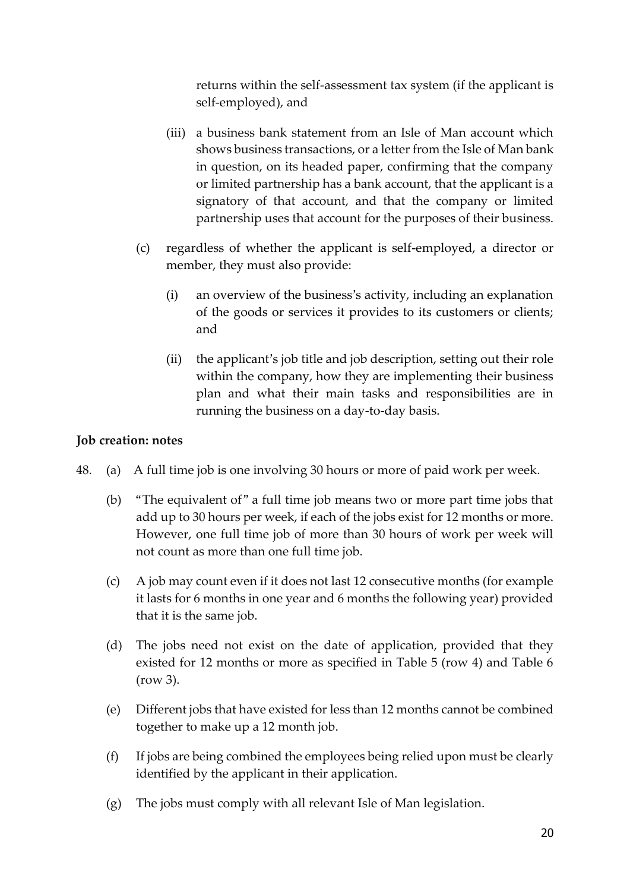returns within the self-assessment tax system (if the applicant is self-employed), and

(iii) a business bank statement from an Isle of Man account which shows business transactions, or a letter from the Isle of Man bank in question, on its headed paper, confirming that the company or limited partnership has a bank account, that the applicant is a signatory of that account, and that the company or limited partnership uses that account for the purposes of their business.

(c) regardless of whether the applicant is self-employed, a director or member, they must also provide:

(i) an overview of the business's activity, including an explanation of the goods or services it provides to its customers or clients; and

(ii) the applicant's job title and job description, setting out their role within the company, how they are implementing their business plan and what their main tasks and responsibilities are in running the business on a day-to-day basis.

**Job creation: notes**

48. (a) A full time job is one involving 30 hours or more of paid work per week.

(b) "The equivalent of" a full time job means two or more part time jobs that add up to 30 hours per week, if each of the jobs exist for 12 months or more. However, one full time job of more than 30 hours of work per week will not count as more than one full time job.

(c) A job may count even if it does not last 12 consecutive months (for example it lasts for 6 months in one year and 6 months the following year) provided that it is the same job.

(d) The jobs need not exist on the date of application, provided that they existed for 12 months or more as specified in Table 5 (row 4) and Table 6 (row 3).

(e) Different jobs that have existed for less than 12 months cannot be combined together to make up a 12 month job.

(f) If jobs are being combined the employees being relied upon must be clearly identified by the applicant in their application.

(g) The jobs must comply with all relevant Isle of Man legislation.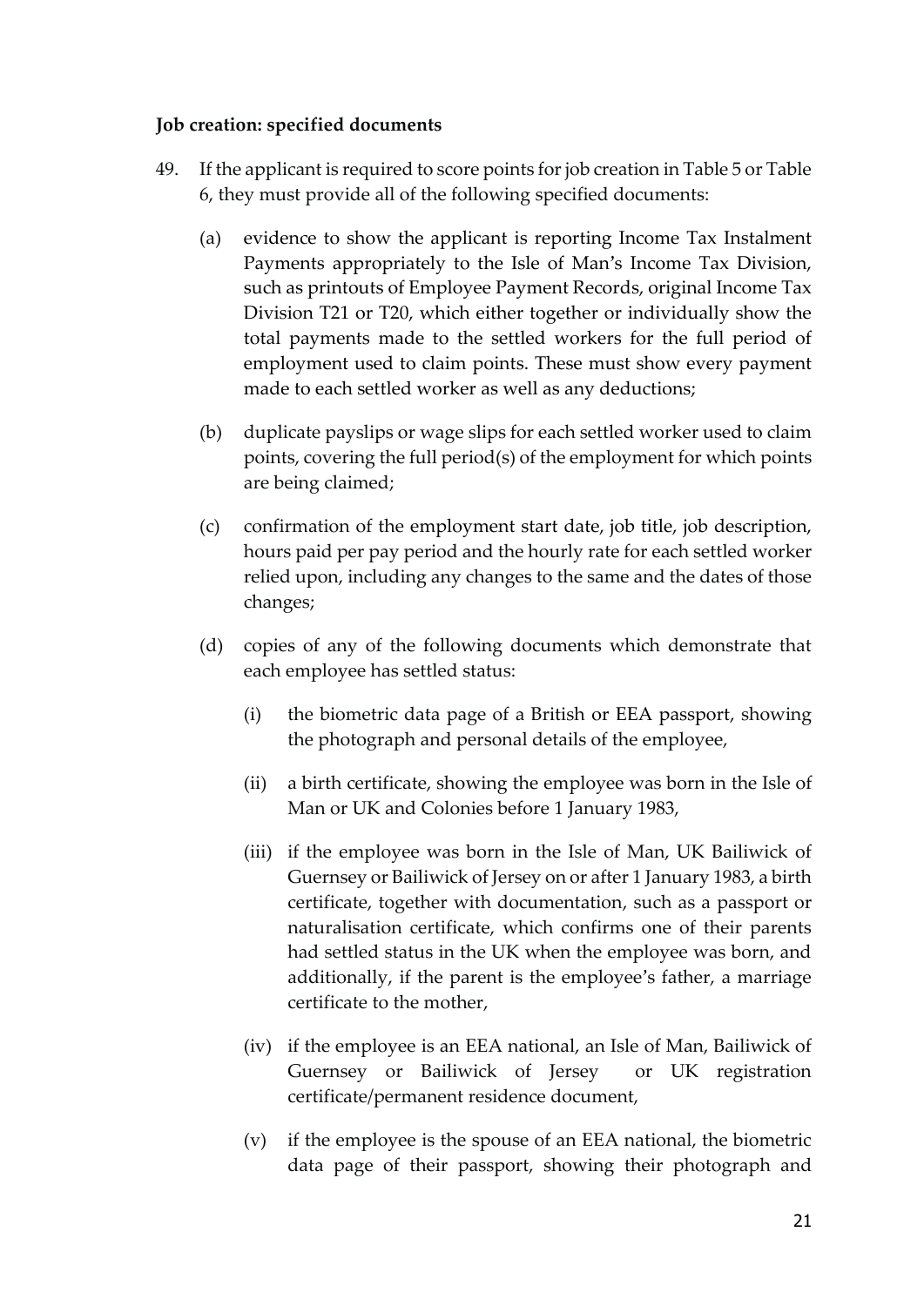**Job creation: specified documents**

49. If the applicant is required to score points for job creation in Table 5 or Table 6, they must provide all of the following specified documents:

    (a) evidence to show the applicant is reporting Income Tax Instalment Payments appropriately to the Isle of Man's Income Tax Division, such as printouts of Employee Payment Records, original Income Tax Division T21 or T20, which either together or individually show the total payments made to the settled workers for the full period of employment used to claim points. These must show every payment made to each settled worker as well as any deductions;

    (b) duplicate payslips or wage slips for each settled worker used to claim points, covering the full period(s) of the employment for which points are being claimed;

    (c) confirmation of the employment start date, job title, job description, hours paid per pay period and the hourly rate for each settled worker relied upon, including any changes to the same and the dates of those changes;

    (d) copies of any of the following documents which demonstrate that each employee has settled status:

        (i) the biometric data page of a British or EEA passport, showing the photograph and personal details of the employee,

        (ii) a birth certificate, showing the employee was born in the Isle of Man or UK and Colonies before 1 January 1983,

        (iii) if the employee was born in the Isle of Man, UK Bailiwick of Guernsey or Bailiwick of Jersey on or after 1 January 1983, a birth certificate, together with documentation, such as a passport or naturalisation certificate, which confirms one of their parents had settled status in the UK when the employee was born, and additionally, if the parent is the employee's father, a marriage certificate to the mother,

        (iv) if the employee is an EEA national, an Isle of Man, Bailiwick of Guernsey or Bailiwick of Jersey or UK registration certificate/permanent residence document,

        (v) if the employee is the spouse of an EEA national, the biometric data page of their passport, showing their photograph and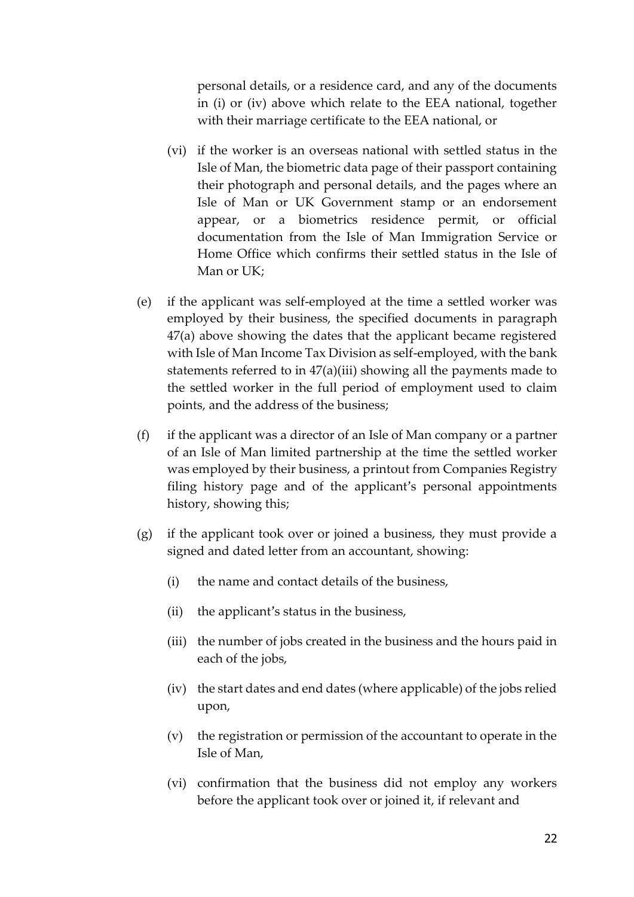personal details, or a residence card, and any of the documents in (i) or (iv) above which relate to the EEA national, together with their marriage certificate to the EEA national, or

(vi) if the worker is an overseas national with settled status in the Isle of Man, the biometric data page of their passport containing their photograph and personal details, and the pages where an Isle of Man or UK Government stamp or an endorsement appear, or a biometrics residence permit, or official documentation from the Isle of Man Immigration Service or Home Office which confirms their settled status in the Isle of Man or UK;

(e) if the applicant was self-employed at the time a settled worker was employed by their business, the specified documents in paragraph 47(a) above showing the dates that the applicant became registered with Isle of Man Income Tax Division as self-employed, with the bank statements referred to in 47(a)(iii) showing all the payments made to the settled worker in the full period of employment used to claim points, and the address of the business;

(f) if the applicant was a director of an Isle of Man company or a partner of an Isle of Man limited partnership at the time the settled worker was employed by their business, a printout from Companies Registry filing history page and of the applicant's personal appointments history, showing this;

(g) if the applicant took over or joined a business, they must provide a signed and dated letter from an accountant, showing:

(i) the name and contact details of the business,

(ii) the applicant's status in the business,

(iii) the number of jobs created in the business and the hours paid in each of the jobs,

(iv) the start dates and end dates (where applicable) of the jobs relied upon,

(v) the registration or permission of the accountant to operate in the Isle of Man,

(vi) confirmation that the business did not employ any workers before the applicant took over or joined it, if relevant and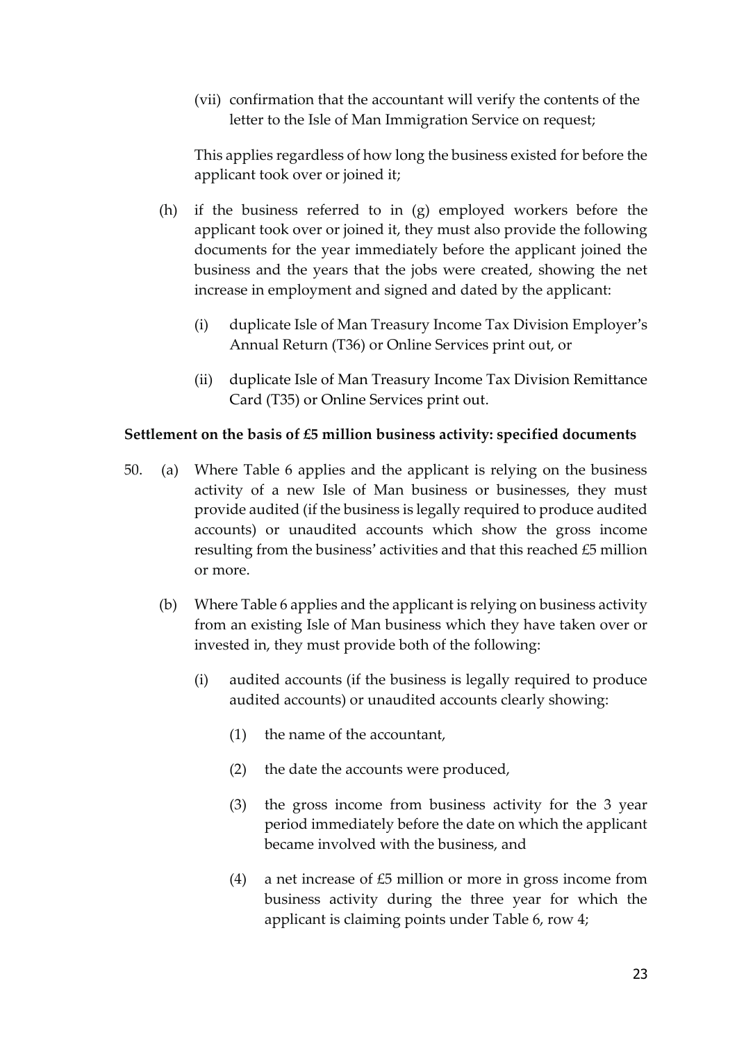(vii) confirmation that the accountant will verify the contents of the letter to the Isle of Man Immigration Service on request;

This applies regardless of how long the business existed for before the applicant took over or joined it;

(h) if the business referred to in (g) employed workers before the applicant took over or joined it, they must also provide the following documents for the year immediately before the applicant joined the business and the years that the jobs were created, showing the net increase in employment and signed and dated by the applicant:

(i) duplicate Isle of Man Treasury Income Tax Division Employer's Annual Return (T36) or Online Services print out, or

(ii) duplicate Isle of Man Treasury Income Tax Division Remittance Card (T35) or Online Services print out.

**Settlement on the basis of £5 million business activity: specified documents**

50. (a) Where Table 6 applies and the applicant is relying on the business activity of a new Isle of Man business or businesses, they must provide audited (if the business is legally required to produce audited accounts) or unaudited accounts which show the gross income resulting from the business' activities and that this reached £5 million or more.

(b) Where Table 6 applies and the applicant is relying on business activity from an existing Isle of Man business which they have taken over or invested in, they must provide both of the following:

(i) audited accounts (if the business is legally required to produce audited accounts) or unaudited accounts clearly showing:

(1) the name of the accountant,

(2) the date the accounts were produced,

(3) the gross income from business activity for the 3 year period immediately before the date on which the applicant became involved with the business, and

(4) a net increase of £5 million or more in gross income from business activity during the three year for which the applicant is claiming points under Table 6, row 4;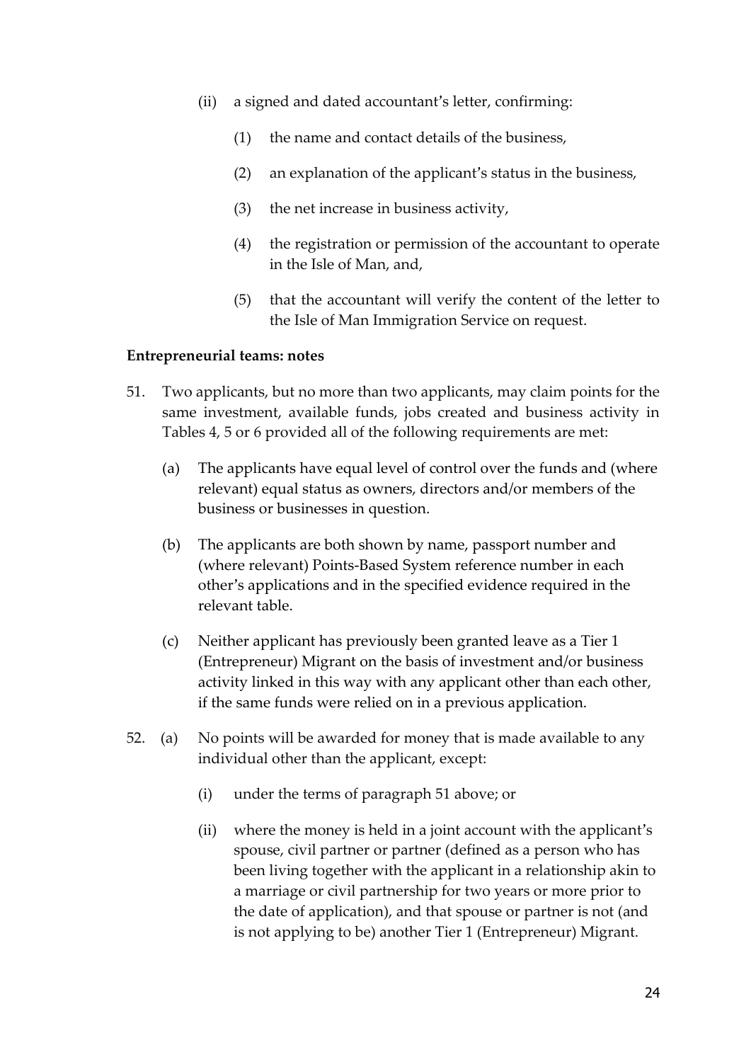(ii) a signed and dated accountant's letter, confirming:

(1) the name and contact details of the business,

(2) an explanation of the applicant's status in the business,

(3) the net increase in business activity,

(4) the registration or permission of the accountant to operate in the Isle of Man, and,

(5) that the accountant will verify the content of the letter to the Isle of Man Immigration Service on request.

**Entrepreneurial teams: notes**

51. Two applicants, but no more than two applicants, may claim points for the same investment, available funds, jobs created and business activity in Tables 4, 5 or 6 provided all of the following requirements are met:

(a) The applicants have equal level of control over the funds and (where relevant) equal status as owners, directors and/or members of the business or businesses in question.

(b) The applicants are both shown by name, passport number and (where relevant) Points-Based System reference number in each other's applications and in the specified evidence required in the relevant table.

(c) Neither applicant has previously been granted leave as a Tier 1 (Entrepreneur) Migrant on the basis of investment and/or business activity linked in this way with any applicant other than each other, if the same funds were relied on in a previous application.

52. (a) No points will be awarded for money that is made available to any individual other than the applicant, except:

(i) under the terms of paragraph 51 above; or

(ii) where the money is held in a joint account with the applicant's spouse, civil partner or partner (defined as a person who has been living together with the applicant in a relationship akin to a marriage or civil partnership for two years or more prior to the date of application), and that spouse or partner is not (and is not applying to be) another Tier 1 (Entrepreneur) Migrant.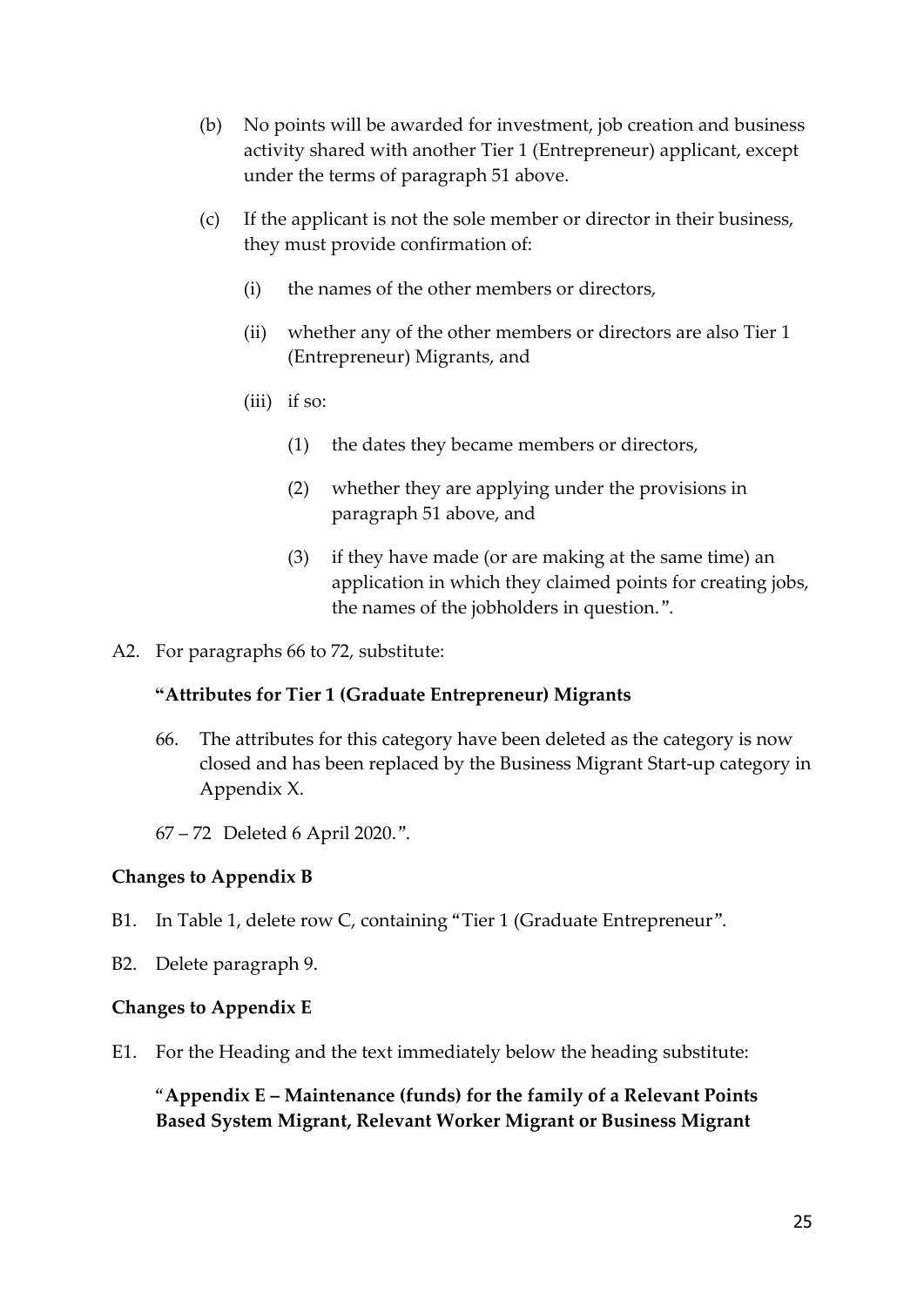(b) No points will be awarded for investment, job creation and business activity shared with another Tier 1 (Entrepreneur) applicant, except under the terms of paragraph 51 above.

(c) If the applicant is not the sole member or director in their business, they must provide confirmation of:

  (i) the names of the other members or directors,

  (ii) whether any of the other members or directors are also Tier 1 (Entrepreneur) Migrants, and

  (iii) if so:

    (1) the dates they became members or directors,

    (2) whether they are applying under the provisions in paragraph 51 above, and

    (3) if they have made (or are making at the same time) an application in which they claimed points for creating jobs, the names of the jobholders in question.".

A2. For paragraphs 66 to 72, substitute:

**"Attributes for Tier 1 (Graduate Entrepreneur) Migrants**

66. The attributes for this category have been deleted as the category is now closed and has been replaced by the Business Migrant Start-up category in Appendix X.

67 – 72 Deleted 6 April 2020.".

**Changes to Appendix B**

B1. In Table 1, delete row C, containing "Tier 1 (Graduate Entrepreneur".

B2. Delete paragraph 9.

**Changes to Appendix E**

E1. For the Heading and the text immediately below the heading substitute:

"**Appendix E – Maintenance (funds) for the family of a Relevant Points Based System Migrant, Relevant Worker Migrant or Business Migrant**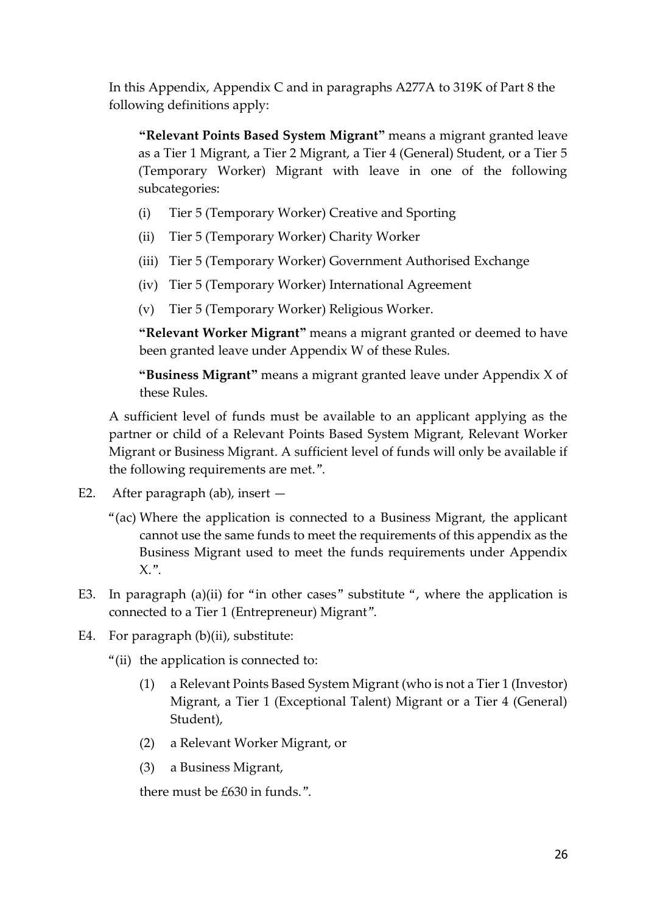In this Appendix, Appendix C and in paragraphs A277A to 319K of Part 8 the following definitions apply:

> **"Relevant Points Based System Migrant"** means a migrant granted leave as a Tier 1 Migrant, a Tier 2 Migrant, a Tier 4 (General) Student, or a Tier 5 (Temporary Worker) Migrant with leave in one of the following subcategories:
>
> (i) Tier 5 (Temporary Worker) Creative and Sporting
>
> (ii) Tier 5 (Temporary Worker) Charity Worker
>
> (iii) Tier 5 (Temporary Worker) Government Authorised Exchange
>
> (iv) Tier 5 (Temporary Worker) International Agreement
>
> (v) Tier 5 (Temporary Worker) Religious Worker.
>
> **"Relevant Worker Migrant"** means a migrant granted or deemed to have been granted leave under Appendix W of these Rules.
>
> **"Business Migrant"** means a migrant granted leave under Appendix X of these Rules.

A sufficient level of funds must be available to an applicant applying as the partner or child of a Relevant Points Based System Migrant, Relevant Worker Migrant or Business Migrant. A sufficient level of funds will only be available if the following requirements are met.".

E2. After paragraph (ab), insert —

"(ac) Where the application is connected to a Business Migrant, the applicant cannot use the same funds to meet the requirements of this appendix as the Business Migrant used to meet the funds requirements under Appendix X.".

E3. In paragraph (a)(ii) for "in other cases" substitute ", where the application is connected to a Tier 1 (Entrepreneur) Migrant".

E4. For paragraph (b)(ii), substitute:

"(ii) the application is connected to:

(1) a Relevant Points Based System Migrant (who is not a Tier 1 (Investor) Migrant, a Tier 1 (Exceptional Talent) Migrant or a Tier 4 (General) Student),

(2) a Relevant Worker Migrant, or

(3) a Business Migrant,

there must be £630 in funds.".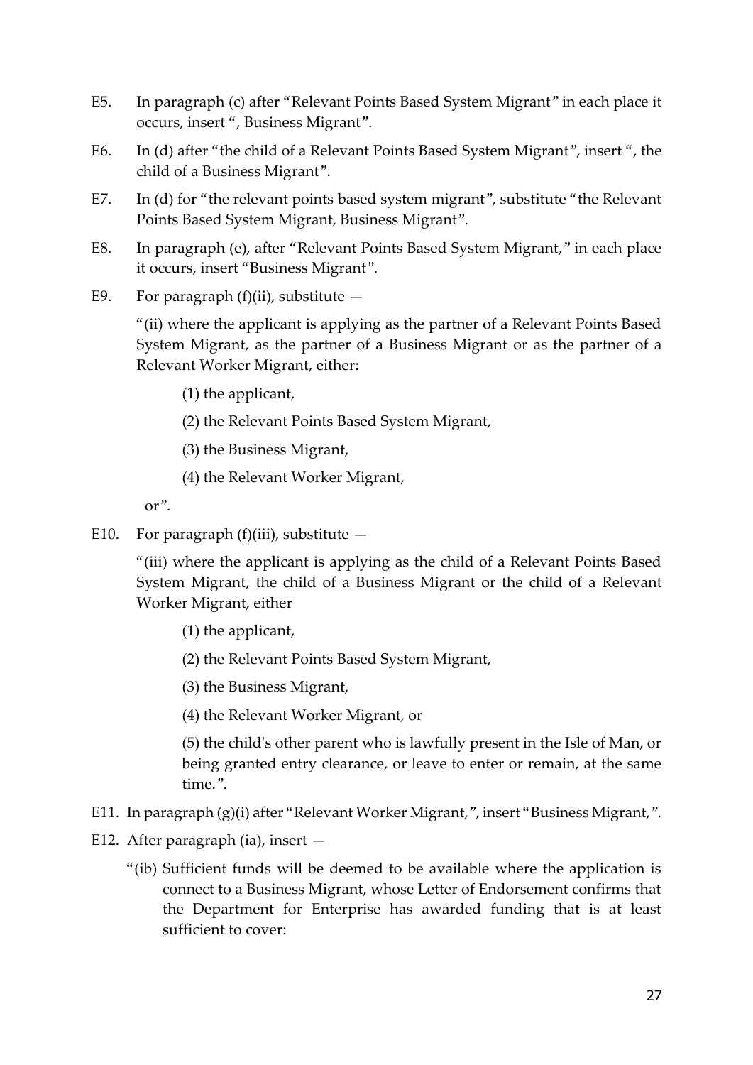E5. In paragraph (c) after "Relevant Points Based System Migrant" in each place it occurs, insert ", Business Migrant".

E6. In (d) after "the child of a Relevant Points Based System Migrant", insert ", the child of a Business Migrant".

E7. In (d) for "the relevant points based system migrant", substitute "the Relevant Points Based System Migrant, Business Migrant".

E8. In paragraph (e), after "Relevant Points Based System Migrant," in each place it occurs, insert "Business Migrant".

E9. For paragraph (f)(ii), substitute —

"(ii) where the applicant is applying as the partner of a Relevant Points Based System Migrant, as the partner of a Business Migrant or as the partner of a Relevant Worker Migrant, either:

(1) the applicant,

(2) the Relevant Points Based System Migrant,

(3) the Business Migrant,

(4) the Relevant Worker Migrant,

or".

E10. For paragraph (f)(iii), substitute —

"(iii) where the applicant is applying as the child of a Relevant Points Based System Migrant, the child of a Business Migrant or the child of a Relevant Worker Migrant, either

(1) the applicant,

(2) the Relevant Points Based System Migrant,

(3) the Business Migrant,

(4) the Relevant Worker Migrant, or

(5) the child's other parent who is lawfully present in the Isle of Man, or being granted entry clearance, or leave to enter or remain, at the same time.".

E11. In paragraph (g)(i) after "Relevant Worker Migrant,", insert "Business Migrant,".

E12. After paragraph (ia), insert —

"(ib) Sufficient funds will be deemed to be available where the application is connect to a Business Migrant, whose Letter of Endorsement confirms that the Department for Enterprise has awarded funding that is at least sufficient to cover: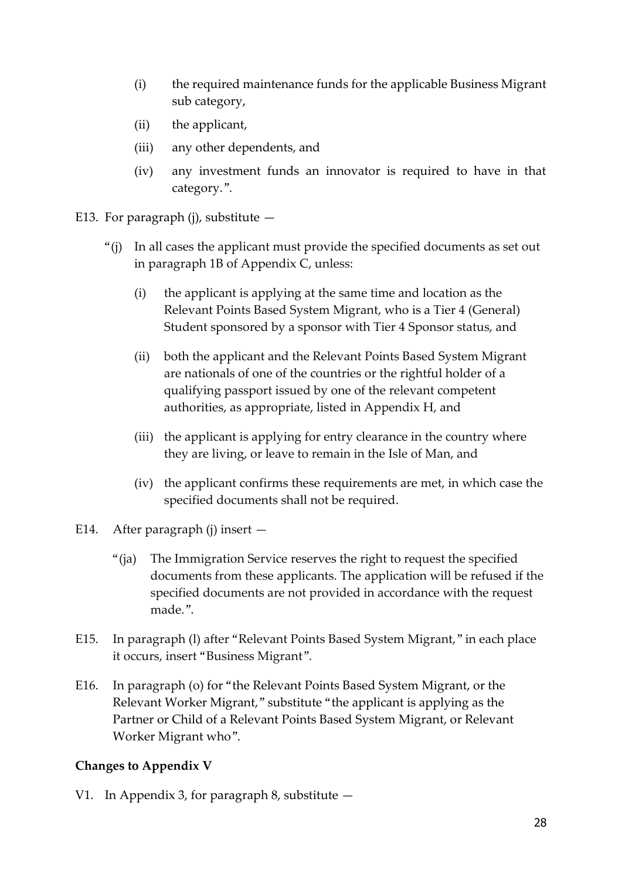(i) the required maintenance funds for the applicable Business Migrant sub category,

(ii) the applicant,

(iii) any other dependents, and

(iv) any investment funds an innovator is required to have in that category.".

E13. For paragraph (j), substitute —

"(j) In all cases the applicant must provide the specified documents as set out in paragraph 1B of Appendix C, unless:

(i) the applicant is applying at the same time and location as the Relevant Points Based System Migrant, who is a Tier 4 (General) Student sponsored by a sponsor with Tier 4 Sponsor status, and

(ii) both the applicant and the Relevant Points Based System Migrant are nationals of one of the countries or the rightful holder of a qualifying passport issued by one of the relevant competent authorities, as appropriate, listed in Appendix H, and

(iii) the applicant is applying for entry clearance in the country where they are living, or leave to remain in the Isle of Man, and

(iv) the applicant confirms these requirements are met, in which case the specified documents shall not be required.

E14. After paragraph (j) insert —

"(ja) The Immigration Service reserves the right to request the specified documents from these applicants. The application will be refused if the specified documents are not provided in accordance with the request made.".

E15. In paragraph (l) after "Relevant Points Based System Migrant," in each place it occurs, insert "Business Migrant".

E16. In paragraph (o) for "the Relevant Points Based System Migrant, or the Relevant Worker Migrant," substitute "the applicant is applying as the Partner or Child of a Relevant Points Based System Migrant, or Relevant Worker Migrant who".

**Changes to Appendix V**

V1. In Appendix 3, for paragraph 8, substitute —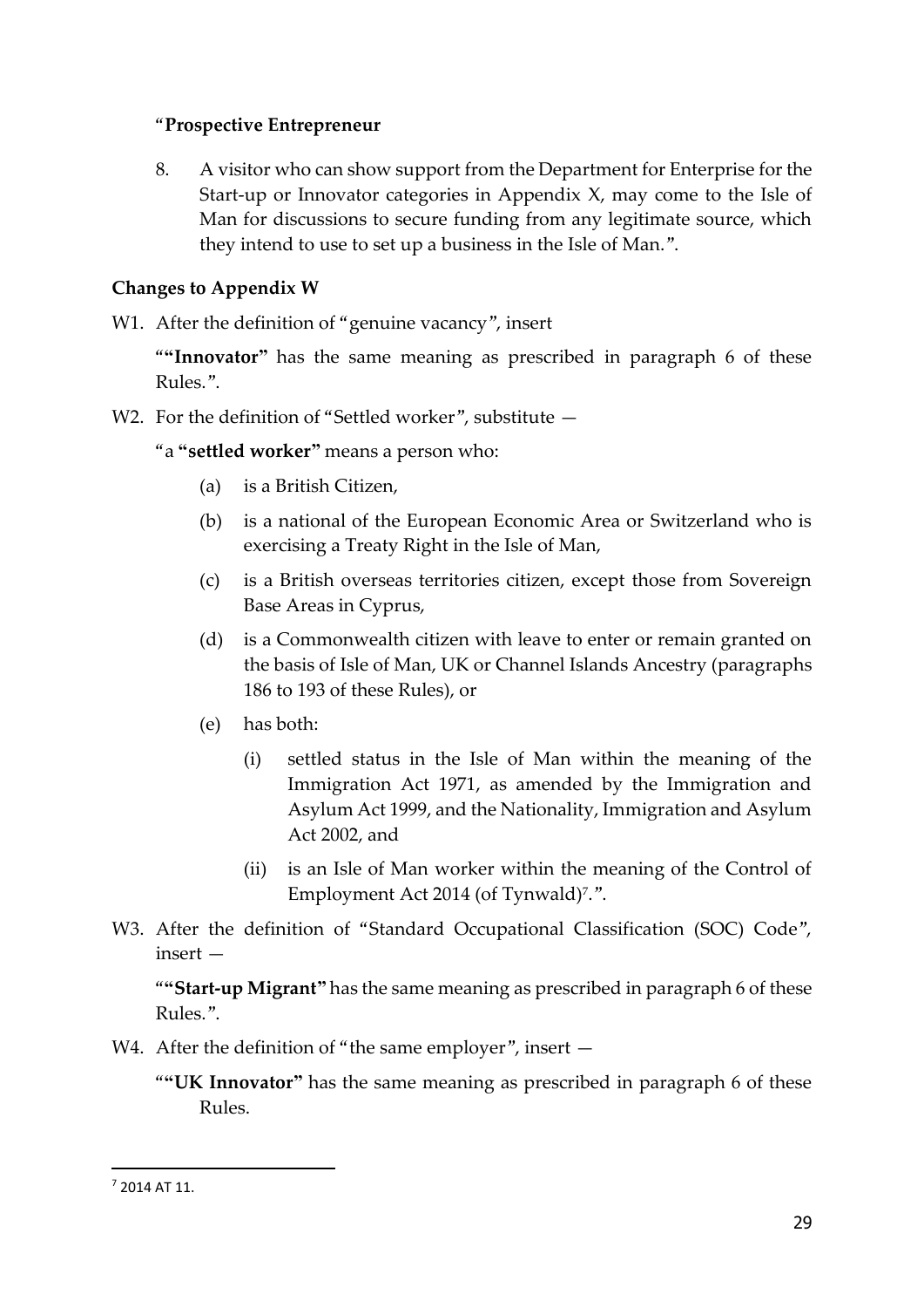"**Prospective Entrepreneur**

8. A visitor who can show support from the Department for Enterprise for the Start-up or Innovator categories in Appendix X, may come to the Isle of Man for discussions to secure funding from any legitimate source, which they intend to use to set up a business in the Isle of Man.".

**Changes to Appendix W**

W1. After the definition of "genuine vacancy", insert

""**Innovator**" has the same meaning as prescribed in paragraph 6 of these Rules.".

W2. For the definition of "Settled worker", substitute —

"a "**settled worker**" means a person who:

(a) is a British Citizen,

(b) is a national of the European Economic Area or Switzerland who is exercising a Treaty Right in the Isle of Man,

(c) is a British overseas territories citizen, except those from Sovereign Base Areas in Cyprus,

(d) is a Commonwealth citizen with leave to enter or remain granted on the basis of Isle of Man, UK or Channel Islands Ancestry (paragraphs 186 to 193 of these Rules), or

(e) has both:

(i) settled status in the Isle of Man within the meaning of the Immigration Act 1971, as amended by the Immigration and Asylum Act 1999, and the Nationality, Immigration and Asylum Act 2002, and

(ii) is an Isle of Man worker within the meaning of the Control of Employment Act 2014 (of Tynwald)[7].".

W3. After the definition of "Standard Occupational Classification (SOC) Code", insert —

""**Start-up Migrant**" has the same meaning as prescribed in paragraph 6 of these Rules.".

W4. After the definition of "the same employer", insert —

""**UK Innovator**" has the same meaning as prescribed in paragraph 6 of these Rules.

---

[7] 2014 AT 11.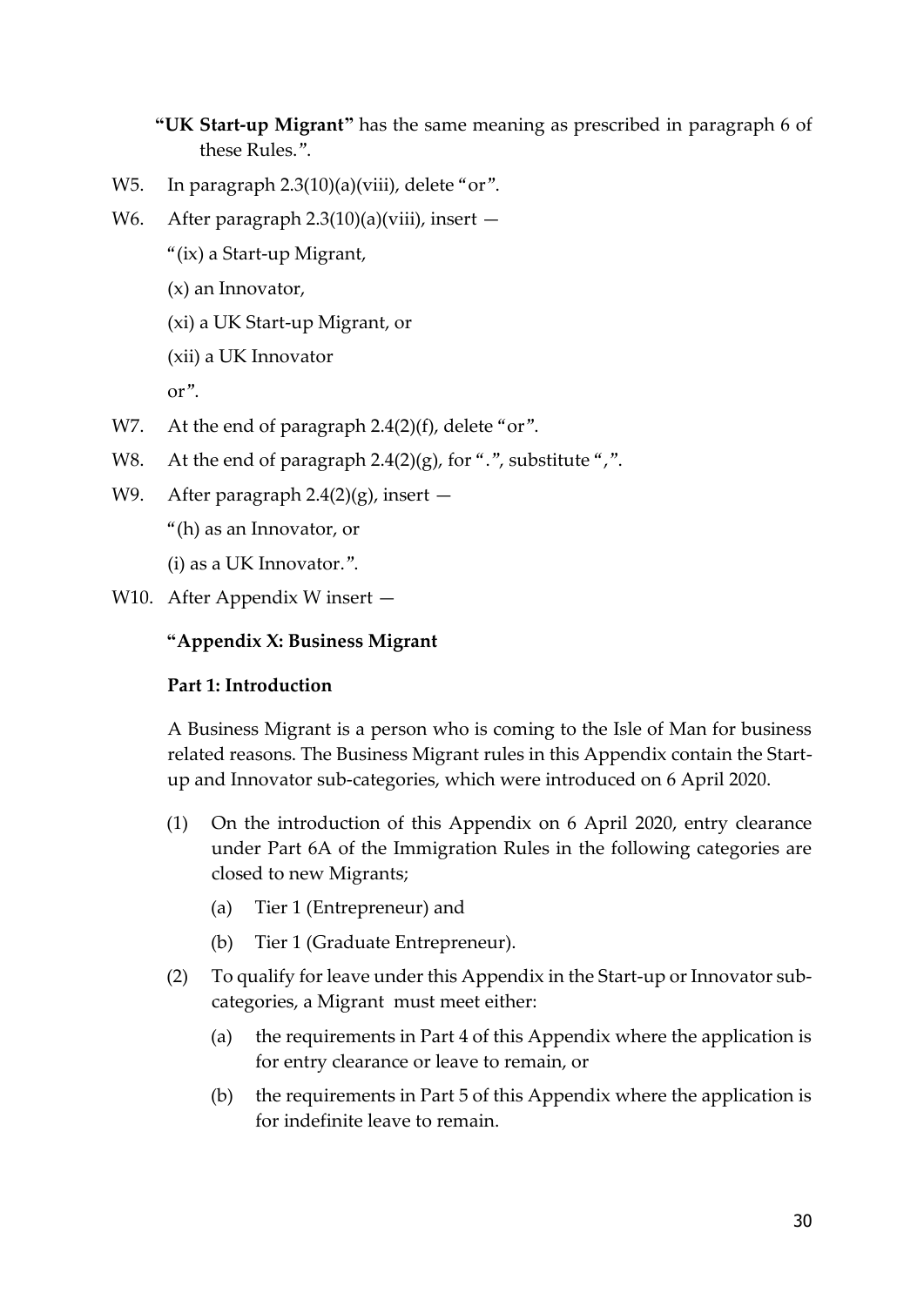**"UK Start-up Migrant"** has the same meaning as prescribed in paragraph 6 of these Rules.".

W5. In paragraph 2.3(10)(a)(viii), delete "or".

W6. After paragraph 2.3(10)(a)(viii), insert —

"(ix) a Start-up Migrant,

(x) an Innovator,

(xi) a UK Start-up Migrant, or

(xii) a UK Innovator

or".

W7. At the end of paragraph 2.4(2)(f), delete "or".

W8. At the end of paragraph 2.4(2)(g), for ".", substitute ",".

W9. After paragraph 2.4(2)(g), insert —

"(h) as an Innovator, or

(i) as a UK Innovator.".

W10. After Appendix W insert —

**"Appendix X: Business Migrant**

**Part 1: Introduction**

A Business Migrant is a person who is coming to the Isle of Man for business related reasons. The Business Migrant rules in this Appendix contain the Start-up and Innovator sub-categories, which were introduced on 6 April 2020.

(1) On the introduction of this Appendix on 6 April 2020, entry clearance under Part 6A of the Immigration Rules in the following categories are closed to new Migrants;

  (a) Tier 1 (Entrepreneur) and

  (b) Tier 1 (Graduate Entrepreneur).

(2) To qualify for leave under this Appendix in the Start-up or Innovator sub-categories, a Migrant must meet either:

  (a) the requirements in Part 4 of this Appendix where the application is for entry clearance or leave to remain, or

  (b) the requirements in Part 5 of this Appendix where the application is for indefinite leave to remain.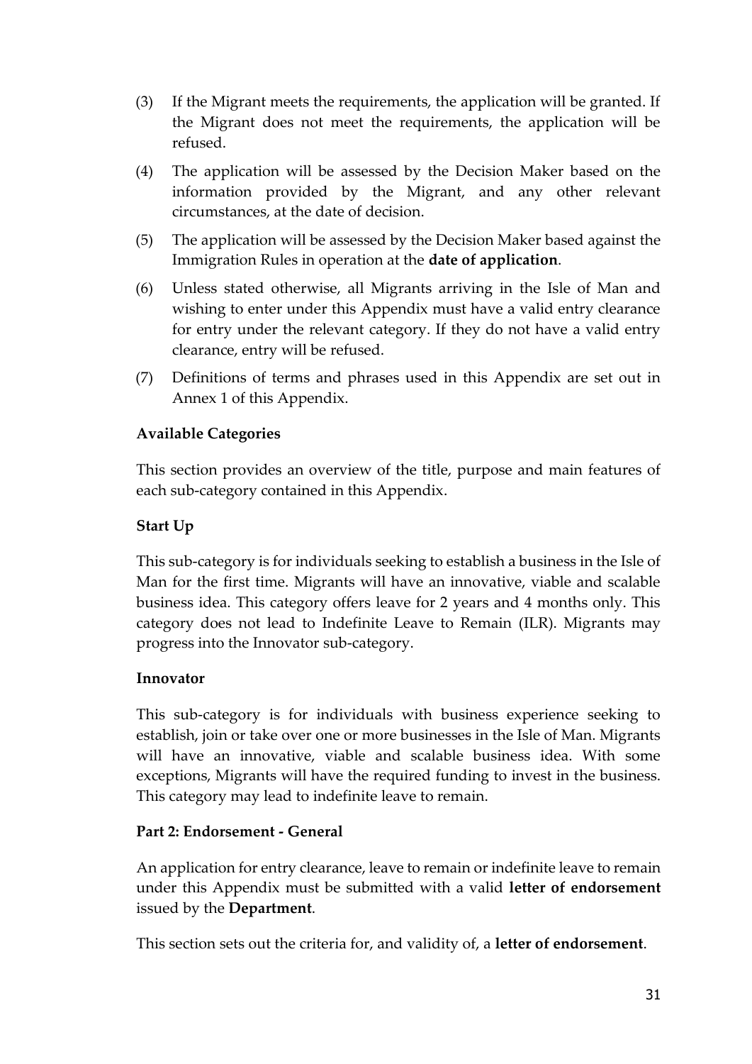(3) If the Migrant meets the requirements, the application will be granted. If the Migrant does not meet the requirements, the application will be refused.

(4) The application will be assessed by the Decision Maker based on the information provided by the Migrant, and any other relevant circumstances, at the date of decision.

(5) The application will be assessed by the Decision Maker based against the Immigration Rules in operation at the **date of application**.

(6) Unless stated otherwise, all Migrants arriving in the Isle of Man and wishing to enter under this Appendix must have a valid entry clearance for entry under the relevant category. If they do not have a valid entry clearance, entry will be refused.

(7) Definitions of terms and phrases used in this Appendix are set out in Annex 1 of this Appendix.

**Available Categories**

This section provides an overview of the title, purpose and main features of each sub-category contained in this Appendix.

**Start Up**

This sub-category is for individuals seeking to establish a business in the Isle of Man for the first time. Migrants will have an innovative, viable and scalable business idea. This category offers leave for 2 years and 4 months only. This category does not lead to Indefinite Leave to Remain (ILR). Migrants may progress into the Innovator sub-category.

**Innovator**

This sub-category is for individuals with business experience seeking to establish, join or take over one or more businesses in the Isle of Man. Migrants will have an innovative, viable and scalable business idea. With some exceptions, Migrants will have the required funding to invest in the business. This category may lead to indefinite leave to remain.

**Part 2: Endorsement - General**

An application for entry clearance, leave to remain or indefinite leave to remain under this Appendix must be submitted with a valid **letter of endorsement** issued by the **Department**.

This section sets out the criteria for, and validity of, a **letter of endorsement**.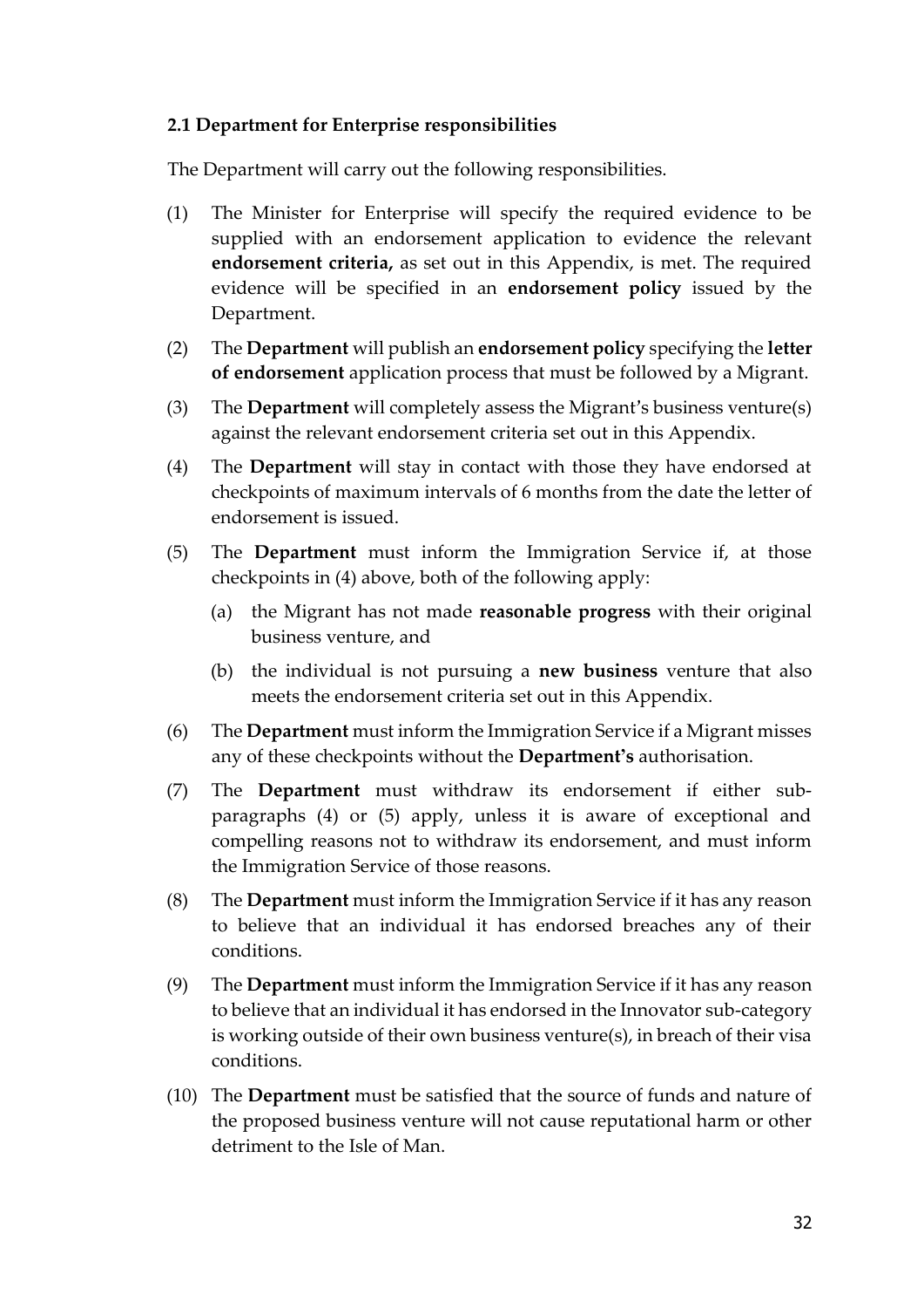### 2.1 Department for Enterprise responsibilities

The Department will carry out the following responsibilities.

(1) The Minister for Enterprise will specify the required evidence to be supplied with an endorsement application to evidence the relevant **endorsement criteria,** as set out in this Appendix, is met. The required evidence will be specified in an **endorsement policy** issued by the Department.

(2) The **Department** will publish an **endorsement policy** specifying the **letter of endorsement** application process that must be followed by a Migrant.

(3) The **Department** will completely assess the Migrant's business venture(s) against the relevant endorsement criteria set out in this Appendix.

(4) The **Department** will stay in contact with those they have endorsed at checkpoints of maximum intervals of 6 months from the date the letter of endorsement is issued.

(5) The **Department** must inform the Immigration Service if, at those checkpoints in (4) above, both of the following apply:

   (a) the Migrant has not made **reasonable progress** with their original business venture, and

   (b) the individual is not pursuing a **new business** venture that also meets the endorsement criteria set out in this Appendix.

(6) The **Department** must inform the Immigration Service if a Migrant misses any of these checkpoints without the **Department's** authorisation.

(7) The **Department** must withdraw its endorsement if either sub-paragraphs (4) or (5) apply, unless it is aware of exceptional and compelling reasons not to withdraw its endorsement, and must inform the Immigration Service of those reasons.

(8) The **Department** must inform the Immigration Service if it has any reason to believe that an individual it has endorsed breaches any of their conditions.

(9) The **Department** must inform the Immigration Service if it has any reason to believe that an individual it has endorsed in the Innovator sub-category is working outside of their own business venture(s), in breach of their visa conditions.

(10) The **Department** must be satisfied that the source of funds and nature of the proposed business venture will not cause reputational harm or other detriment to the Isle of Man.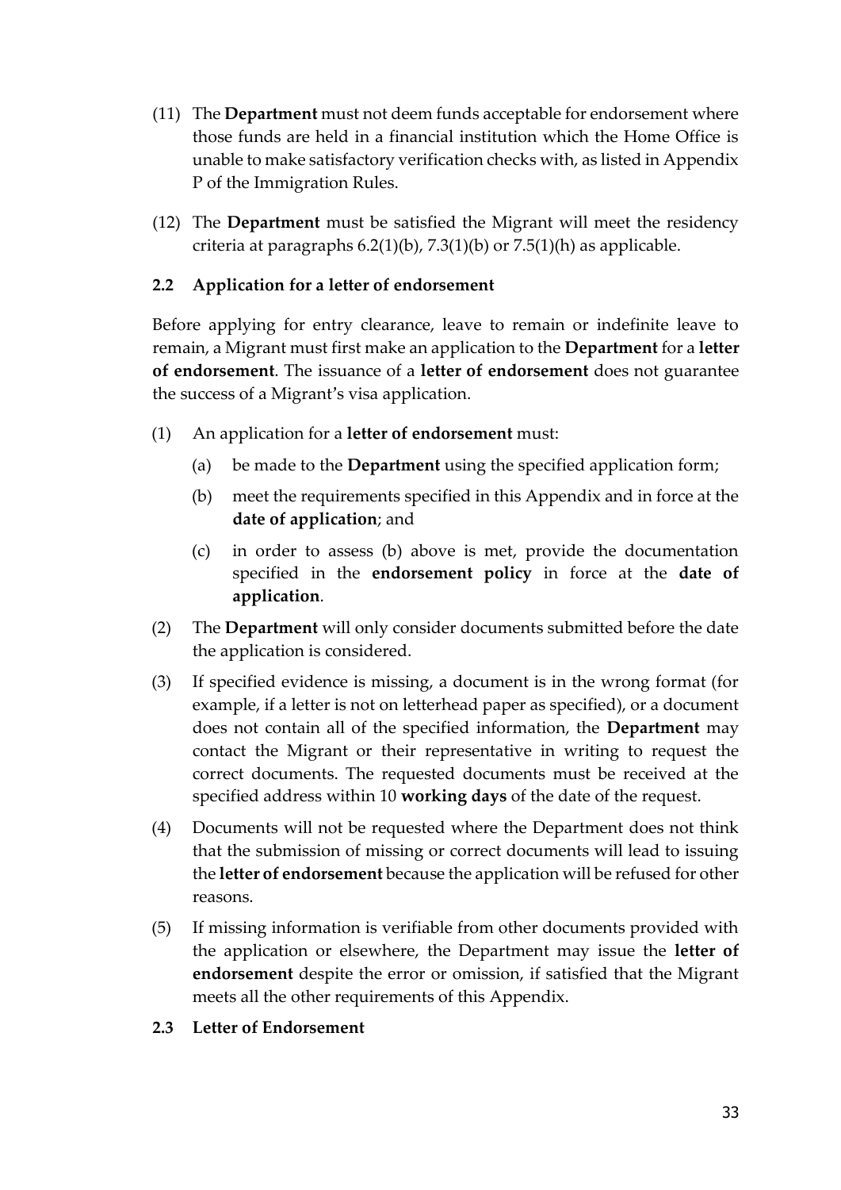(11) The **Department** must not deem funds acceptable for endorsement where those funds are held in a financial institution which the Home Office is unable to make satisfactory verification checks with, as listed in Appendix P of the Immigration Rules.

(12) The **Department** must be satisfied the Migrant will meet the residency criteria at paragraphs 6.2(1)(b), 7.3(1)(b) or 7.5(1)(h) as applicable.

**2.2 Application for a letter of endorsement**

Before applying for entry clearance, leave to remain or indefinite leave to remain, a Migrant must first make an application to the **Department** for a **letter of endorsement**. The issuance of a **letter of endorsement** does not guarantee the success of a Migrant's visa application.

(1) An application for a **letter of endorsement** must:

  (a) be made to the **Department** using the specified application form;

  (b) meet the requirements specified in this Appendix and in force at the **date of application**; and

  (c) in order to assess (b) above is met, provide the documentation specified in the **endorsement policy** in force at the **date of application**.

(2) The **Department** will only consider documents submitted before the date the application is considered.

(3) If specified evidence is missing, a document is in the wrong format (for example, if a letter is not on letterhead paper as specified), or a document does not contain all of the specified information, the **Department** may contact the Migrant or their representative in writing to request the correct documents. The requested documents must be received at the specified address within 10 **working days** of the date of the request.

(4) Documents will not be requested where the Department does not think that the submission of missing or correct documents will lead to issuing the **letter of endorsement** because the application will be refused for other reasons.

(5) If missing information is verifiable from other documents provided with the application or elsewhere, the Department may issue the **letter of endorsement** despite the error or omission, if satisfied that the Migrant meets all the other requirements of this Appendix.

**2.3 Letter of Endorsement**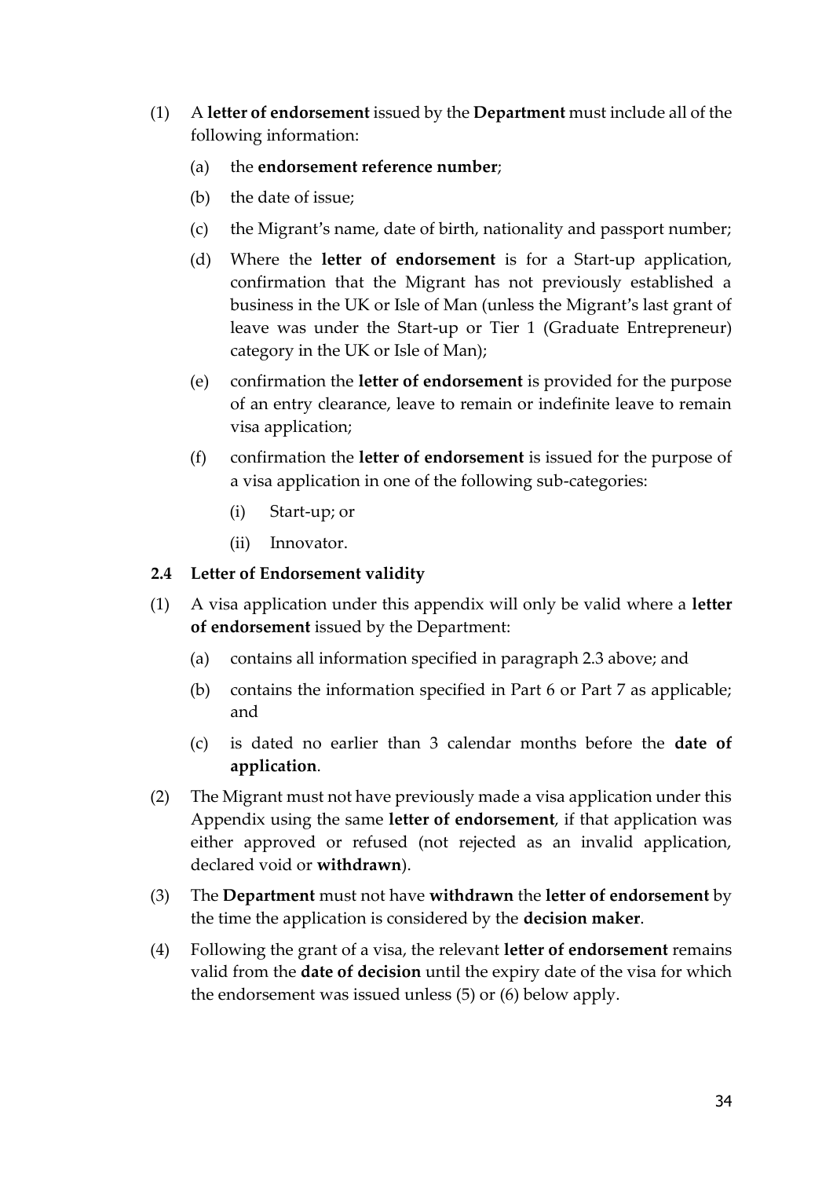(1) A **letter of endorsement** issued by the **Department** must include all of the following information:

  (a) the **endorsement reference number**;

  (b) the date of issue;

  (c) the Migrant's name, date of birth, nationality and passport number;

  (d) Where the **letter of endorsement** is for a Start-up application, confirmation that the Migrant has not previously established a business in the UK or Isle of Man (unless the Migrant's last grant of leave was under the Start-up or Tier 1 (Graduate Entrepreneur) category in the UK or Isle of Man);

  (e) confirmation the **letter of endorsement** is provided for the purpose of an entry clearance, leave to remain or indefinite leave to remain visa application;

  (f) confirmation the **letter of endorsement** is issued for the purpose of a visa application in one of the following sub-categories:

    (i) Start-up; or

    (ii) Innovator.

### 2.4 Letter of Endorsement validity

(1) A visa application under this appendix will only be valid where a **letter of endorsement** issued by the Department:

  (a) contains all information specified in paragraph 2.3 above; and

  (b) contains the information specified in Part 6 or Part 7 as applicable; and

  (c) is dated no earlier than 3 calendar months before the **date of application**.

(2) The Migrant must not have previously made a visa application under this Appendix using the same **letter of endorsement**, if that application was either approved or refused (not rejected as an invalid application, declared void or **withdrawn**).

(3) The **Department** must not have **withdrawn** the **letter of endorsement** by the time the application is considered by the **decision maker**.

(4) Following the grant of a visa, the relevant **letter of endorsement** remains valid from the **date of decision** until the expiry date of the visa for which the endorsement was issued unless (5) or (6) below apply.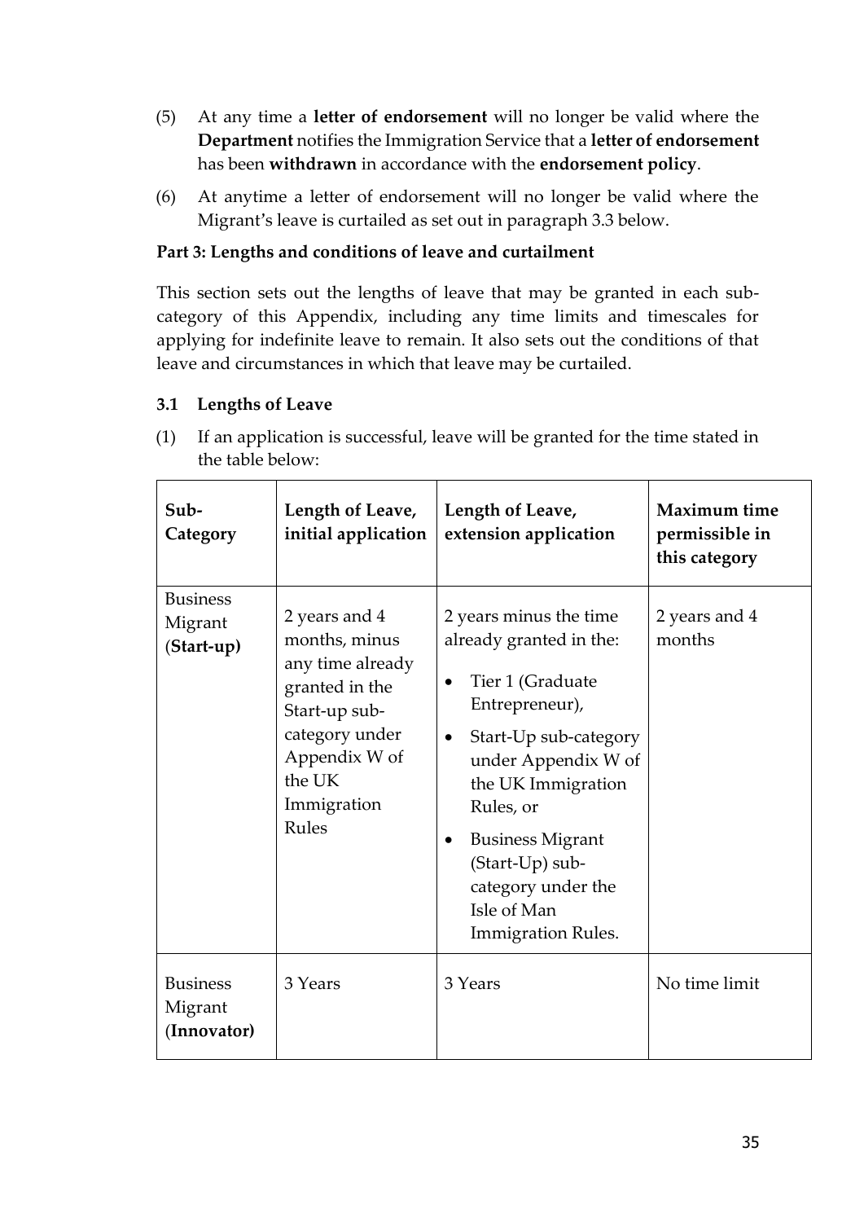(5) At any time a **letter of endorsement** will no longer be valid where the **Department** notifies the Immigration Service that a **letter of endorsement** has been **withdrawn** in accordance with the **endorsement policy**.

(6) At anytime a letter of endorsement will no longer be valid where the Migrant's leave is curtailed as set out in paragraph 3.3 below.

**Part 3: Lengths and conditions of leave and curtailment**

This section sets out the lengths of leave that may be granted in each sub-category of this Appendix, including any time limits and timescales for applying for indefinite leave to remain. It also sets out the conditions of that leave and circumstances in which that leave may be curtailed.

**3.1 Lengths of Leave**

(1) If an application is successful, leave will be granted for the time stated in the table below:

| **Sub-Category** | **Length of Leave, initial application** | **Length of Leave, extension application** | **Maximum time permissible in this category** |
|---|---|---|---|
| Business Migrant (**Start-up)** | 2 years and 4 months, minus any time already granted in the Start-up sub-category under Appendix W of the UK Immigration Rules | 2 years minus the time already granted in the:<br>• Tier 1 (Graduate Entrepreneur),<br>• Start-Up sub-category under Appendix W of the UK Immigration Rules, or<br>• Business Migrant (Start-Up) sub-category under the Isle of Man Immigration Rules. | 2 years and 4 months |
| Business Migrant (**Innovator)** | 3 Years | 3 Years | No time limit |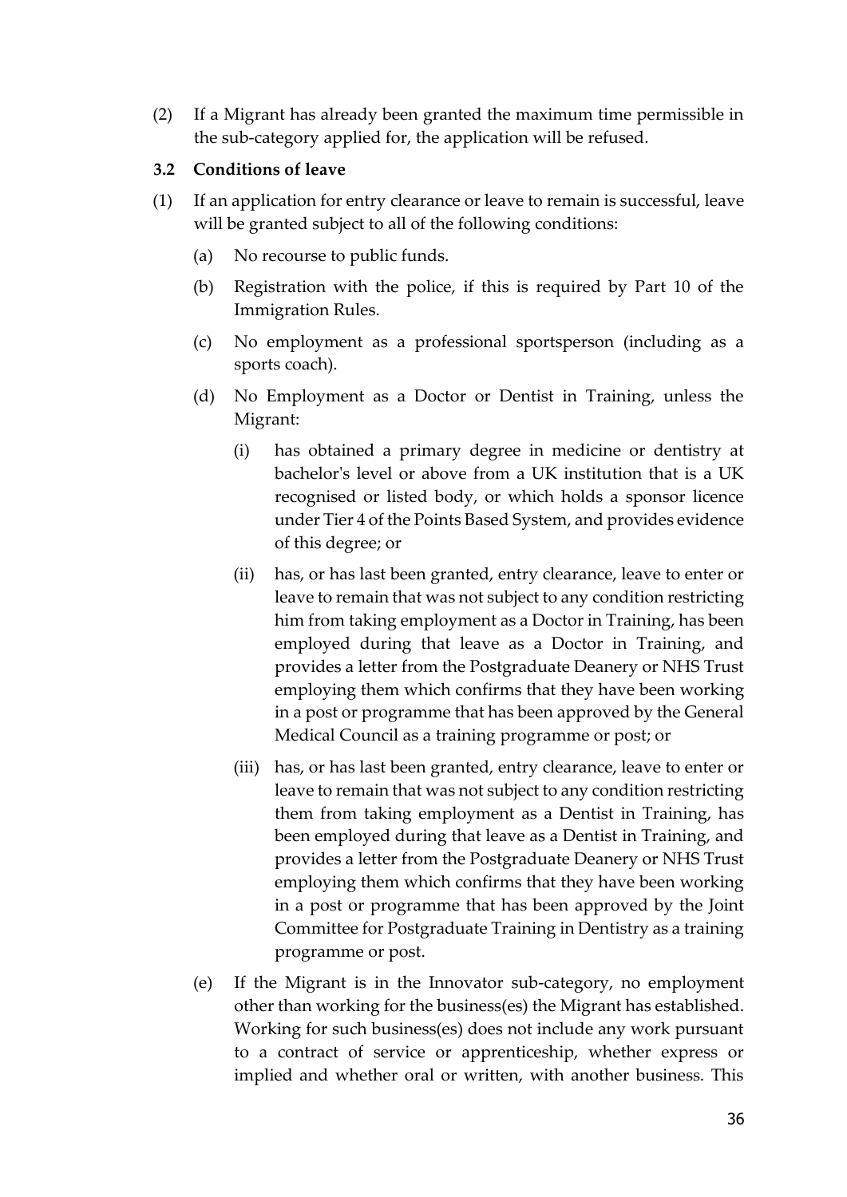(2) If a Migrant has already been granted the maximum time permissible in the sub-category applied for, the application will be refused.

### 3.2 Conditions of leave

(1) If an application for entry clearance or leave to remain is successful, leave will be granted subject to all of the following conditions:

   (a) No recourse to public funds.

   (b) Registration with the police, if this is required by Part 10 of the Immigration Rules.

   (c) No employment as a professional sportsperson (including as a sports coach).

   (d) No Employment as a Doctor or Dentist in Training, unless the Migrant:

      (i) has obtained a primary degree in medicine or dentistry at bachelor's level or above from a UK institution that is a UK recognised or listed body, or which holds a sponsor licence under Tier 4 of the Points Based System, and provides evidence of this degree; or

      (ii) has, or has last been granted, entry clearance, leave to enter or leave to remain that was not subject to any condition restricting him from taking employment as a Doctor in Training, has been employed during that leave as a Doctor in Training, and provides a letter from the Postgraduate Deanery or NHS Trust employing them which confirms that they have been working in a post or programme that has been approved by the General Medical Council as a training programme or post; or

      (iii) has, or has last been granted, entry clearance, leave to enter or leave to remain that was not subject to any condition restricting them from taking employment as a Dentist in Training, has been employed during that leave as a Dentist in Training, and provides a letter from the Postgraduate Deanery or NHS Trust employing them which confirms that they have been working in a post or programme that has been approved by the Joint Committee for Postgraduate Training in Dentistry as a training programme or post.

   (e) If the Migrant is in the Innovator sub-category, no employment other than working for the business(es) the Migrant has established. Working for such business(es) does not include any work pursuant to a contract of service or apprenticeship, whether express or implied and whether oral or written, with another business. This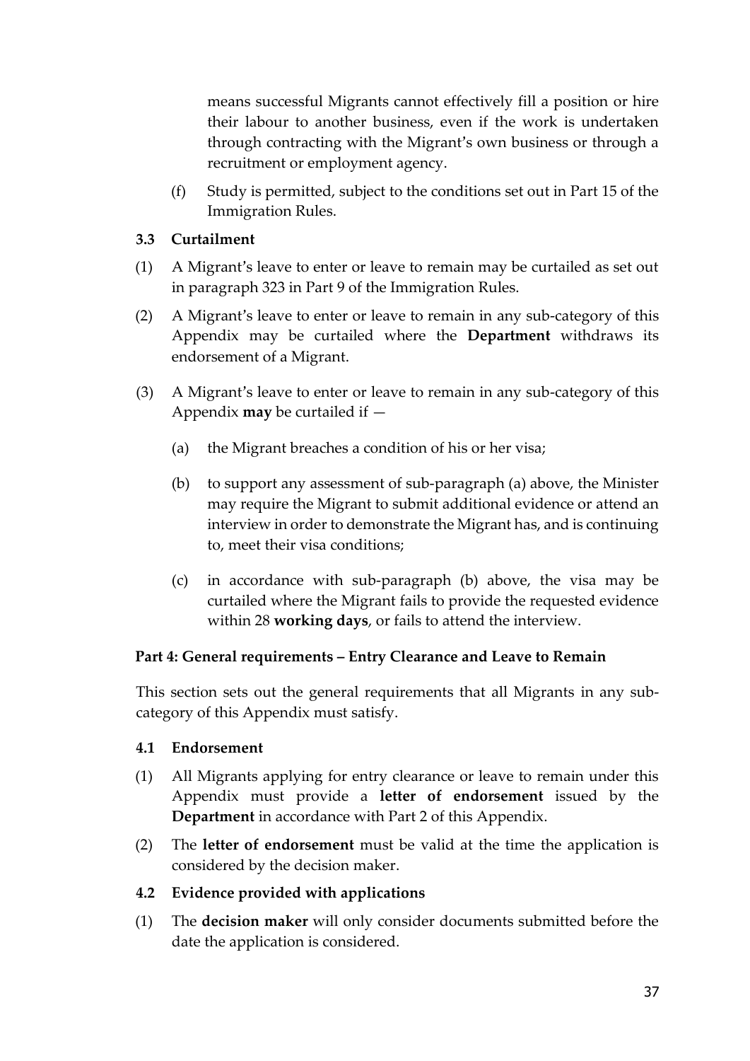means successful Migrants cannot effectively fill a position or hire their labour to another business, even if the work is undertaken through contracting with the Migrant's own business or through a recruitment or employment agency.

(f) Study is permitted, subject to the conditions set out in Part 15 of the Immigration Rules.

### 3.3 Curtailment

(1) A Migrant's leave to enter or leave to remain may be curtailed as set out in paragraph 323 in Part 9 of the Immigration Rules.

(2) A Migrant's leave to enter or leave to remain in any sub-category of this Appendix may be curtailed where the **Department** withdraws its endorsement of a Migrant.

(3) A Migrant's leave to enter or leave to remain in any sub-category of this Appendix **may** be curtailed if —

   (a) the Migrant breaches a condition of his or her visa;

   (b) to support any assessment of sub-paragraph (a) above, the Minister may require the Migrant to submit additional evidence or attend an interview in order to demonstrate the Migrant has, and is continuing to, meet their visa conditions;

   (c) in accordance with sub-paragraph (b) above, the visa may be curtailed where the Migrant fails to provide the requested evidence within 28 **working days**, or fails to attend the interview.

## Part 4: General requirements – Entry Clearance and Leave to Remain

This section sets out the general requirements that all Migrants in any sub-category of this Appendix must satisfy.

### 4.1 Endorsement

(1) All Migrants applying for entry clearance or leave to remain under this Appendix must provide a **letter of endorsement** issued by the **Department** in accordance with Part 2 of this Appendix.

(2) The **letter of endorsement** must be valid at the time the application is considered by the decision maker.

### 4.2 Evidence provided with applications

(1) The **decision maker** will only consider documents submitted before the date the application is considered.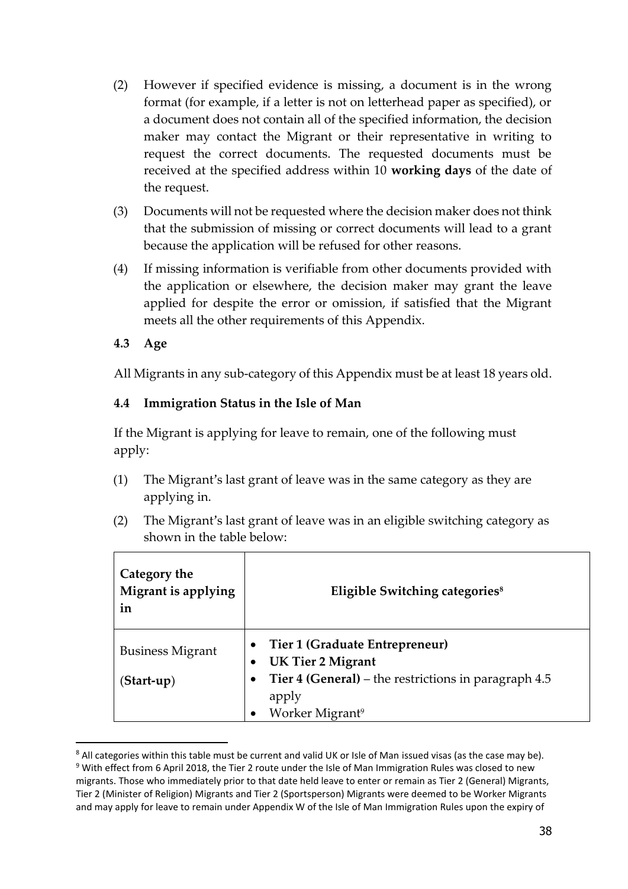(2) However if specified evidence is missing, a document is in the wrong format (for example, if a letter is not on letterhead paper as specified), or a document does not contain all of the specified information, the decision maker may contact the Migrant or their representative in writing to request the correct documents. The requested documents must be received at the specified address within 10 **working days** of the date of the request.

(3) Documents will not be requested where the decision maker does not think that the submission of missing or correct documents will lead to a grant because the application will be refused for other reasons.

(4) If missing information is verifiable from other documents provided with the application or elsewhere, the decision maker may grant the leave applied for despite the error or omission, if satisfied that the Migrant meets all the other requirements of this Appendix.

**4.3 Age**

All Migrants in any sub-category of this Appendix must be at least 18 years old.

**4.4 Immigration Status in the Isle of Man**

If the Migrant is applying for leave to remain, one of the following must apply:

(1) The Migrant's last grant of leave was in the same category as they are applying in.

(2) The Migrant's last grant of leave was in an eligible switching category as shown in the table below:

| Category the Migrant is applying in | Eligible Switching categories[8] |
|---|---|
| Business Migrant (**Start-up**) | • **Tier 1 (Graduate Entrepreneur)**<br>• **UK Tier 2 Migrant**<br>• **Tier 4 (General)** – the restrictions in paragraph 4.5 apply<br>• Worker Migrant[9] |

[8] All categories within this table must be current and valid UK or Isle of Man issued visas (as the case may be).

[9] With effect from 6 April 2018, the Tier 2 route under the Isle of Man Immigration Rules was closed to new migrants. Those who immediately prior to that date held leave to enter or remain as Tier 2 (General) Migrants, Tier 2 (Minister of Religion) Migrants and Tier 2 (Sportsperson) Migrants were deemed to be Worker Migrants and may apply for leave to remain under Appendix W of the Isle of Man Immigration Rules upon the expiry of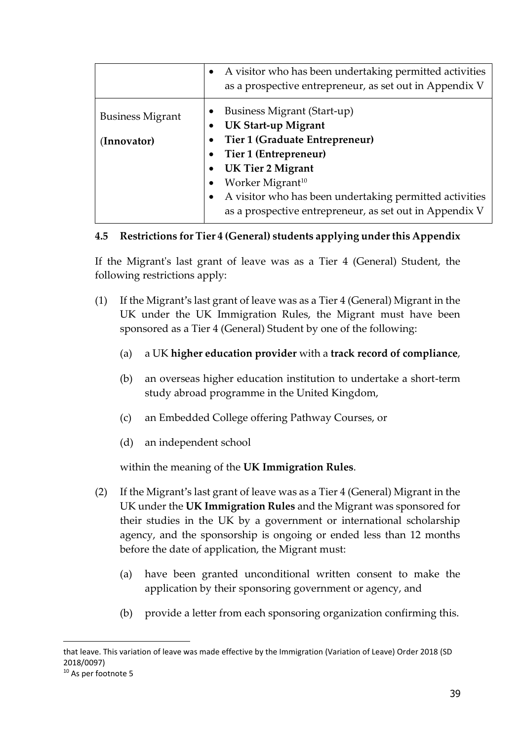| | |
|---|---|
| | • A visitor who has been undertaking permitted activities as a prospective entrepreneur, as set out in Appendix V |
| Business Migrant (**Innovator**) | • Business Migrant (Start-up)<br>• **UK Start-up Migrant**<br>• **Tier 1 (Graduate Entrepreneur)**<br>• **Tier 1 (Entrepreneur)**<br>• **UK Tier 2 Migrant**<br>• Worker Migrant[10]<br>• A visitor who has been undertaking permitted activities as a prospective entrepreneur, as set out in Appendix V |

**4.5 Restrictions for Tier 4 (General) students applying under this Appendix**

If the Migrant's last grant of leave was as a Tier 4 (General) Student, the following restrictions apply:

(1) If the Migrant's last grant of leave was as a Tier 4 (General) Migrant in the UK under the UK Immigration Rules, the Migrant must have been sponsored as a Tier 4 (General) Student by one of the following:

(a) a UK **higher education provider** with a **track record of compliance**,

(b) an overseas higher education institution to undertake a short-term study abroad programme in the United Kingdom,

(c) an Embedded College offering Pathway Courses, or

(d) an independent school

within the meaning of the **UK Immigration Rules**.

(2) If the Migrant's last grant of leave was as a Tier 4 (General) Migrant in the UK under the **UK Immigration Rules** and the Migrant was sponsored for their studies in the UK by a government or international scholarship agency, and the sponsorship is ongoing or ended less than 12 months before the date of application, the Migrant must:

(a) have been granted unconditional written consent to make the application by their sponsoring government or agency, and

(b) provide a letter from each sponsoring organization confirming this.

---

that leave. This variation of leave was made effective by the Immigration (Variation of Leave) Order 2018 (SD 2018/0097)

[10] As per footnote 5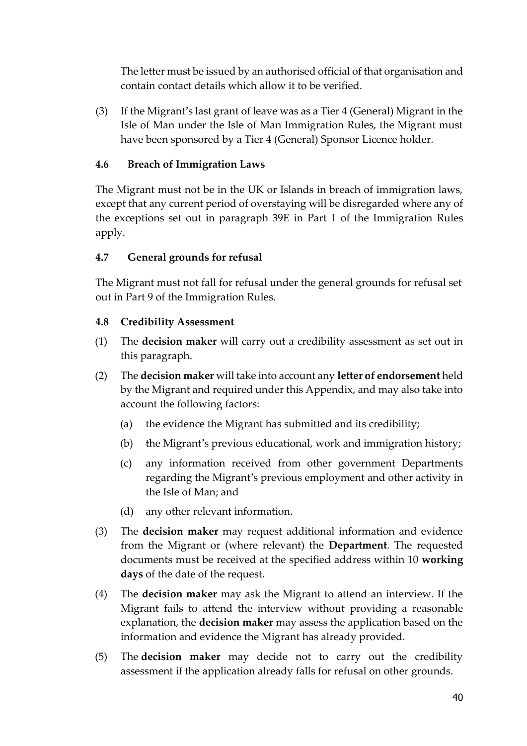The letter must be issued by an authorised official of that organisation and contain contact details which allow it to be verified.

(3) If the Migrant's last grant of leave was as a Tier 4 (General) Migrant in the Isle of Man under the Isle of Man Immigration Rules, the Migrant must have been sponsored by a Tier 4 (General) Sponsor Licence holder.

**4.6 Breach of Immigration Laws**

The Migrant must not be in the UK or Islands in breach of immigration laws, except that any current period of overstaying will be disregarded where any of the exceptions set out in paragraph 39E in Part 1 of the Immigration Rules apply.

**4.7 General grounds for refusal**

The Migrant must not fall for refusal under the general grounds for refusal set out in Part 9 of the Immigration Rules.

**4.8 Credibility Assessment**

(1) The **decision maker** will carry out a credibility assessment as set out in this paragraph.

(2) The **decision maker** will take into account any **letter of endorsement** held by the Migrant and required under this Appendix, and may also take into account the following factors:

- (a) the evidence the Migrant has submitted and its credibility;
- (b) the Migrant's previous educational, work and immigration history;
- (c) any information received from other government Departments regarding the Migrant's previous employment and other activity in the Isle of Man; and
- (d) any other relevant information.

(3) The **decision maker** may request additional information and evidence from the Migrant or (where relevant) the **Department**. The requested documents must be received at the specified address within 10 **working days** of the date of the request.

(4) The **decision maker** may ask the Migrant to attend an interview. If the Migrant fails to attend the interview without providing a reasonable explanation, the **decision maker** may assess the application based on the information and evidence the Migrant has already provided.

(5) The **decision maker** may decide not to carry out the credibility assessment if the application already falls for refusal on other grounds.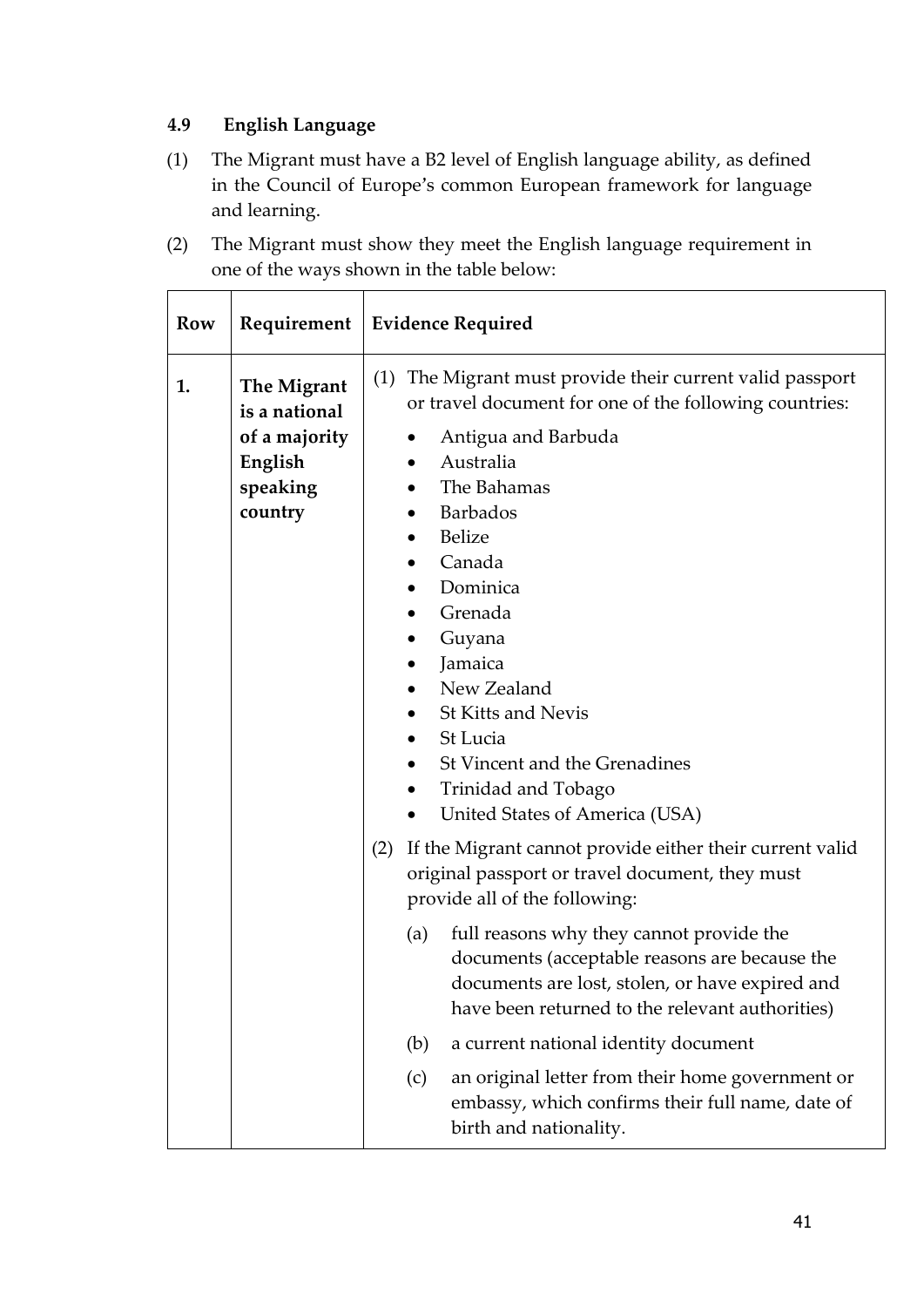### 4.9 English Language

(1) The Migrant must have a B2 level of English language ability, as defined in the Council of Europe's common European framework for language and learning.

(2) The Migrant must show they meet the English language requirement in one of the ways shown in the table below:

| Row | Requirement | Evidence Required |
|---|---|---|
| 1. | **The Migrant is a national of a majority English speaking country** | (1) The Migrant must provide their current valid passport or travel document for one of the following countries:<br>• Antigua and Barbuda<br>• Australia<br>• The Bahamas<br>• Barbados<br>• Belize<br>• Canada<br>• Dominica<br>• Grenada<br>• Guyana<br>• Jamaica<br>• New Zealand<br>• St Kitts and Nevis<br>• St Lucia<br>• St Vincent and the Grenadines<br>• Trinidad and Tobago<br>• United States of America (USA)<br>(2) If the Migrant cannot provide either their current valid original passport or travel document, they must provide all of the following:<br>(a) full reasons why they cannot provide the documents (acceptable reasons are because the documents are lost, stolen, or have expired and have been returned to the relevant authorities)<br>(b) a current national identity document<br>(c) an original letter from their home government or embassy, which confirms their full name, date of birth and nationality. |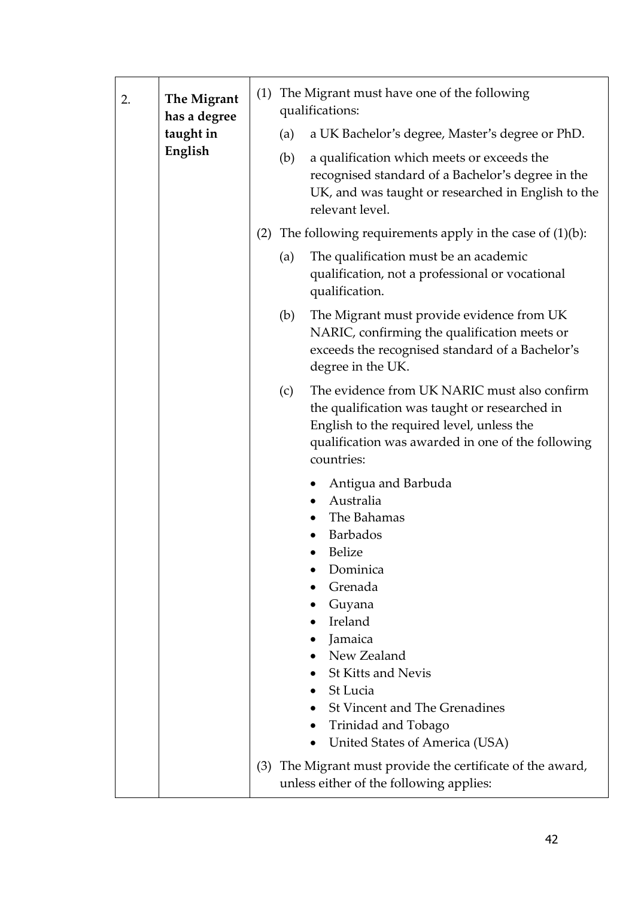| | | |
|---|---|---|
| 2. | **The Migrant has a degree taught in English** | (1) The Migrant must have one of the following qualifications:<br><br>(a) a UK Bachelor's degree, Master's degree or PhD.<br><br>(b) a qualification which meets or exceeds the recognised standard of a Bachelor's degree in the UK, and was taught or researched in English to the relevant level.<br><br>(2) The following requirements apply in the case of (1)(b):<br><br>(a) The qualification must be an academic qualification, not a professional or vocational qualification.<br><br>(b) The Migrant must provide evidence from UK NARIC, confirming the qualification meets or exceeds the recognised standard of a Bachelor's degree in the UK.<br><br>(c) The evidence from UK NARIC must also confirm the qualification was taught or researched in English to the required level, unless the qualification was awarded in one of the following countries:<br><br>• Antigua and Barbuda<br>• Australia<br>• The Bahamas<br>• Barbados<br>• Belize<br>• Dominica<br>• Grenada<br>• Guyana<br>• Ireland<br>• Jamaica<br>• New Zealand<br>• St Kitts and Nevis<br>• St Lucia<br>• St Vincent and The Grenadines<br>• Trinidad and Tobago<br>• United States of America (USA)<br><br>(3) The Migrant must provide the certificate of the award, unless either of the following applies: |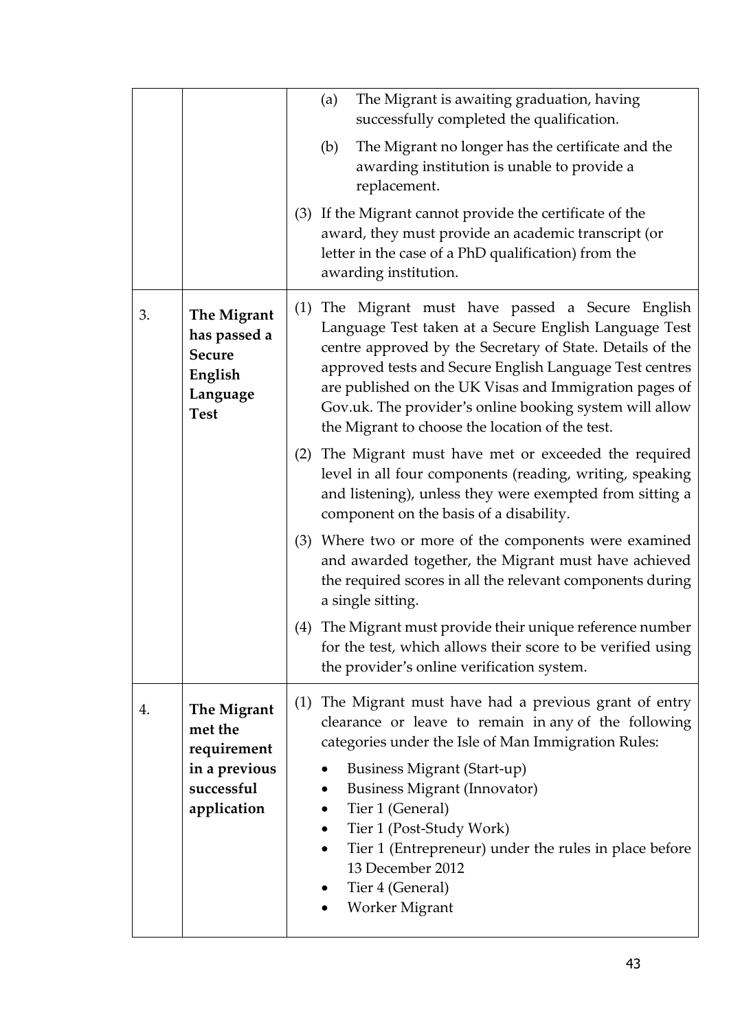| | | |
|---|---|---|
| | | (a) The Migrant is awaiting graduation, having successfully completed the qualification.<br><br>(b) The Migrant no longer has the certificate and the awarding institution is unable to provide a replacement.<br><br>(3) If the Migrant cannot provide the certificate of the award, they must provide an academic transcript (or letter in the case of a PhD qualification) from the awarding institution. |
| 3. | **The Migrant has passed a Secure English Language Test** | (1) The Migrant must have passed a Secure English Language Test taken at a Secure English Language Test centre approved by the Secretary of State. Details of the approved tests and Secure English Language Test centres are published on the UK Visas and Immigration pages of Gov.uk. The provider's online booking system will allow the Migrant to choose the location of the test.<br><br>(2) The Migrant must have met or exceeded the required level in all four components (reading, writing, speaking and listening), unless they were exempted from sitting a component on the basis of a disability.<br><br>(3) Where two or more of the components were examined and awarded together, the Migrant must have achieved the required scores in all the relevant components during a single sitting.<br><br>(4) The Migrant must provide their unique reference number for the test, which allows their score to be verified using the provider's online verification system. |
| 4. | **The Migrant met the requirement in a previous successful application** | (1) The Migrant must have had a previous grant of entry clearance or leave to remain in any of the following categories under the Isle of Man Immigration Rules:<br><br>• Business Migrant (Start-up)<br>• Business Migrant (Innovator)<br>• Tier 1 (General)<br>• Tier 1 (Post-Study Work)<br>• Tier 1 (Entrepreneur) under the rules in place before 13 December 2012<br>• Tier 4 (General)<br>• Worker Migrant |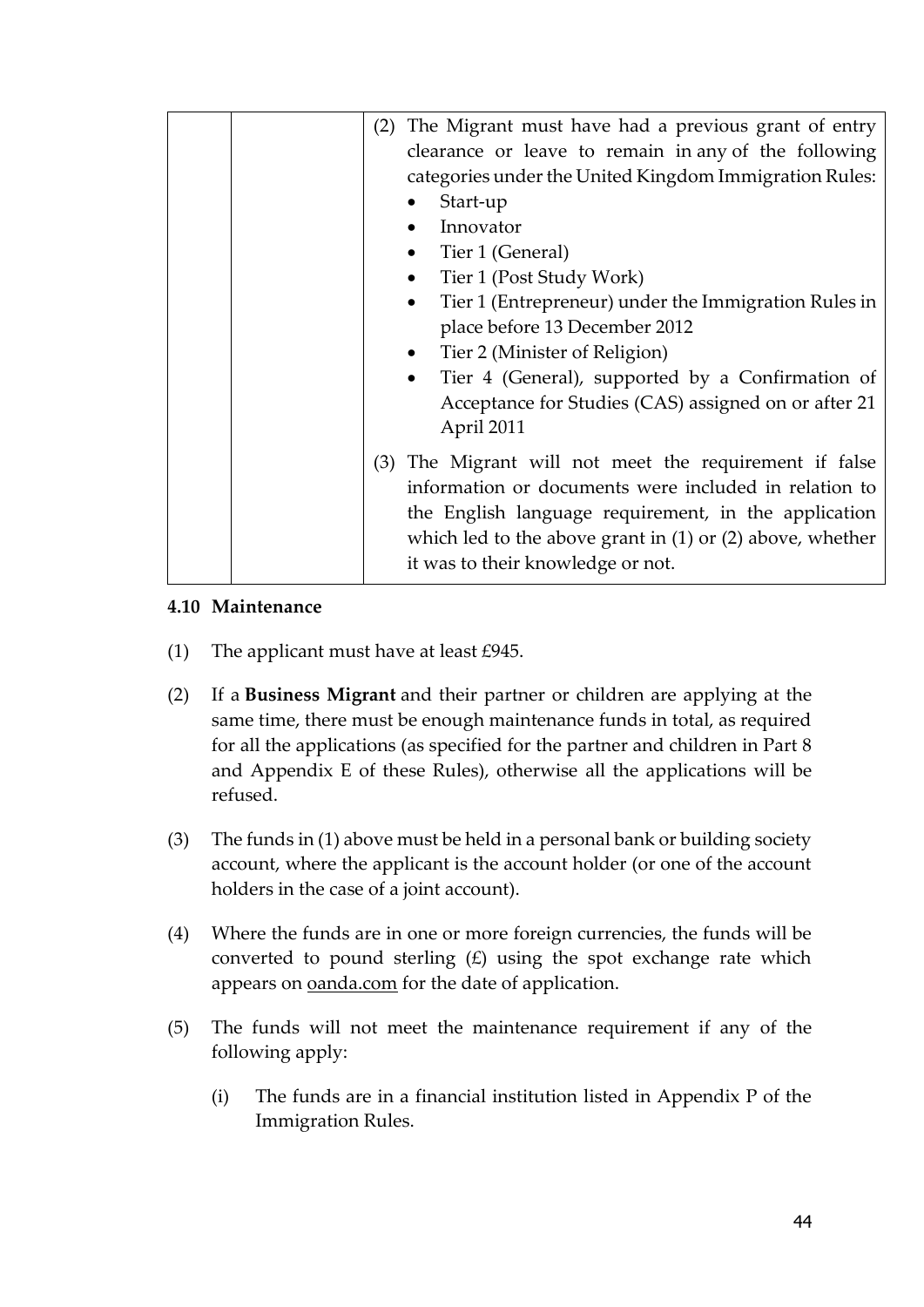|  |  | (2) The Migrant must have had a previous grant of entry clearance or leave to remain in any of the following categories under the United Kingdom Immigration Rules:<br>• Start-up<br>• Innovator<br>• Tier 1 (General)<br>• Tier 1 (Post Study Work)<br>• Tier 1 (Entrepreneur) under the Immigration Rules in place before 13 December 2012<br>• Tier 2 (Minister of Religion)<br>• Tier 4 (General), supported by a Confirmation of Acceptance for Studies (CAS) assigned on or after 21 April 2011<br><br>(3) The Migrant will not meet the requirement if false information or documents were included in relation to the English language requirement, in the application which led to the above grant in (1) or (2) above, whether it was to their knowledge or not. |
|---|---|---|

**4.10 Maintenance**

(1) The applicant must have at least £945.

(2) If a **Business Migrant** and their partner or children are applying at the same time, there must be enough maintenance funds in total, as required for all the applications (as specified for the partner and children in Part 8 and Appendix E of these Rules), otherwise all the applications will be refused.

(3) The funds in (1) above must be held in a personal bank or building society account, where the applicant is the account holder (or one of the account holders in the case of a joint account).

(4) Where the funds are in one or more foreign currencies, the funds will be converted to pound sterling (£) using the spot exchange rate which appears on oanda.com for the date of application.

(5) The funds will not meet the maintenance requirement if any of the following apply:

(i) The funds are in a financial institution listed in Appendix P of the Immigration Rules.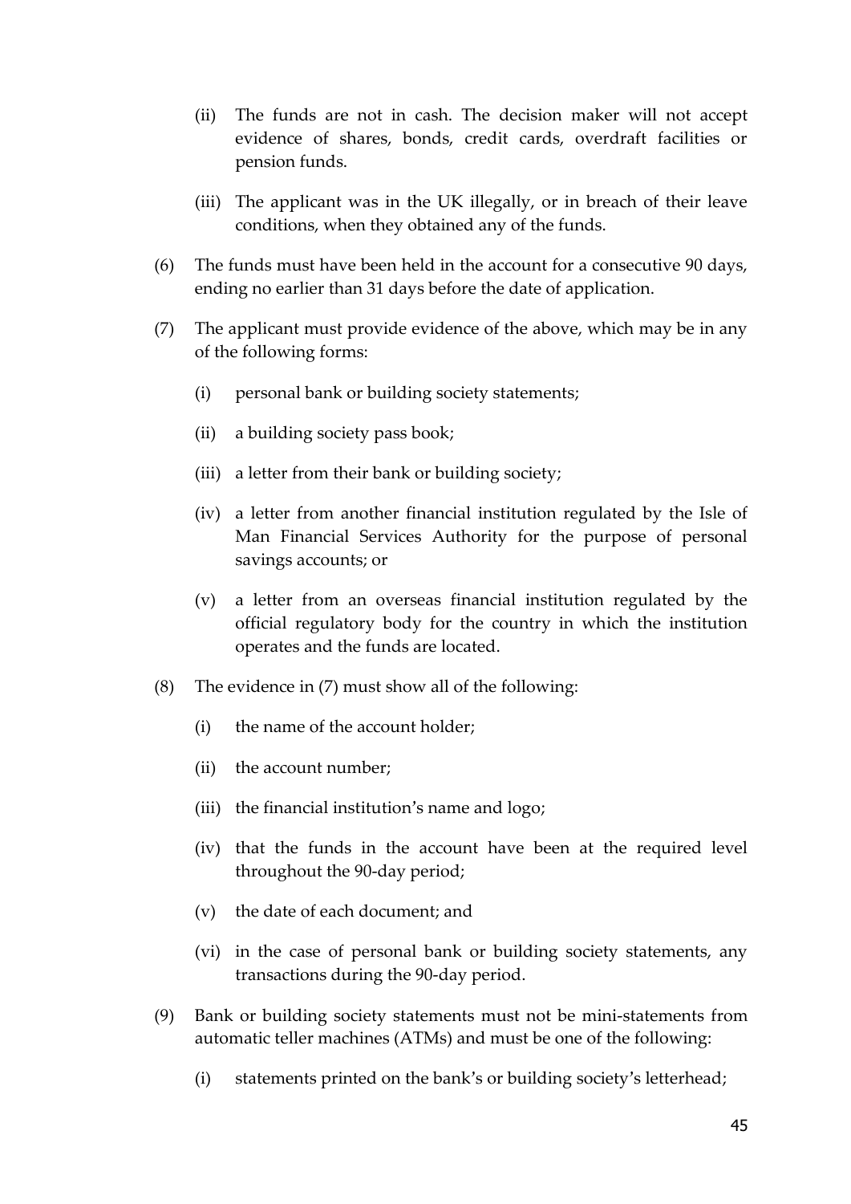(ii) The funds are not in cash. The decision maker will not accept evidence of shares, bonds, credit cards, overdraft facilities or pension funds.

(iii) The applicant was in the UK illegally, or in breach of their leave conditions, when they obtained any of the funds.

(6) The funds must have been held in the account for a consecutive 90 days, ending no earlier than 31 days before the date of application.

(7) The applicant must provide evidence of the above, which may be in any of the following forms:

(i) personal bank or building society statements;

(ii) a building society pass book;

(iii) a letter from their bank or building society;

(iv) a letter from another financial institution regulated by the Isle of Man Financial Services Authority for the purpose of personal savings accounts; or

(v) a letter from an overseas financial institution regulated by the official regulatory body for the country in which the institution operates and the funds are located.

(8) The evidence in (7) must show all of the following:

(i) the name of the account holder;

(ii) the account number;

(iii) the financial institution's name and logo;

(iv) that the funds in the account have been at the required level throughout the 90-day period;

(v) the date of each document; and

(vi) in the case of personal bank or building society statements, any transactions during the 90-day period.

(9) Bank or building society statements must not be mini-statements from automatic teller machines (ATMs) and must be one of the following:

(i) statements printed on the bank's or building society's letterhead;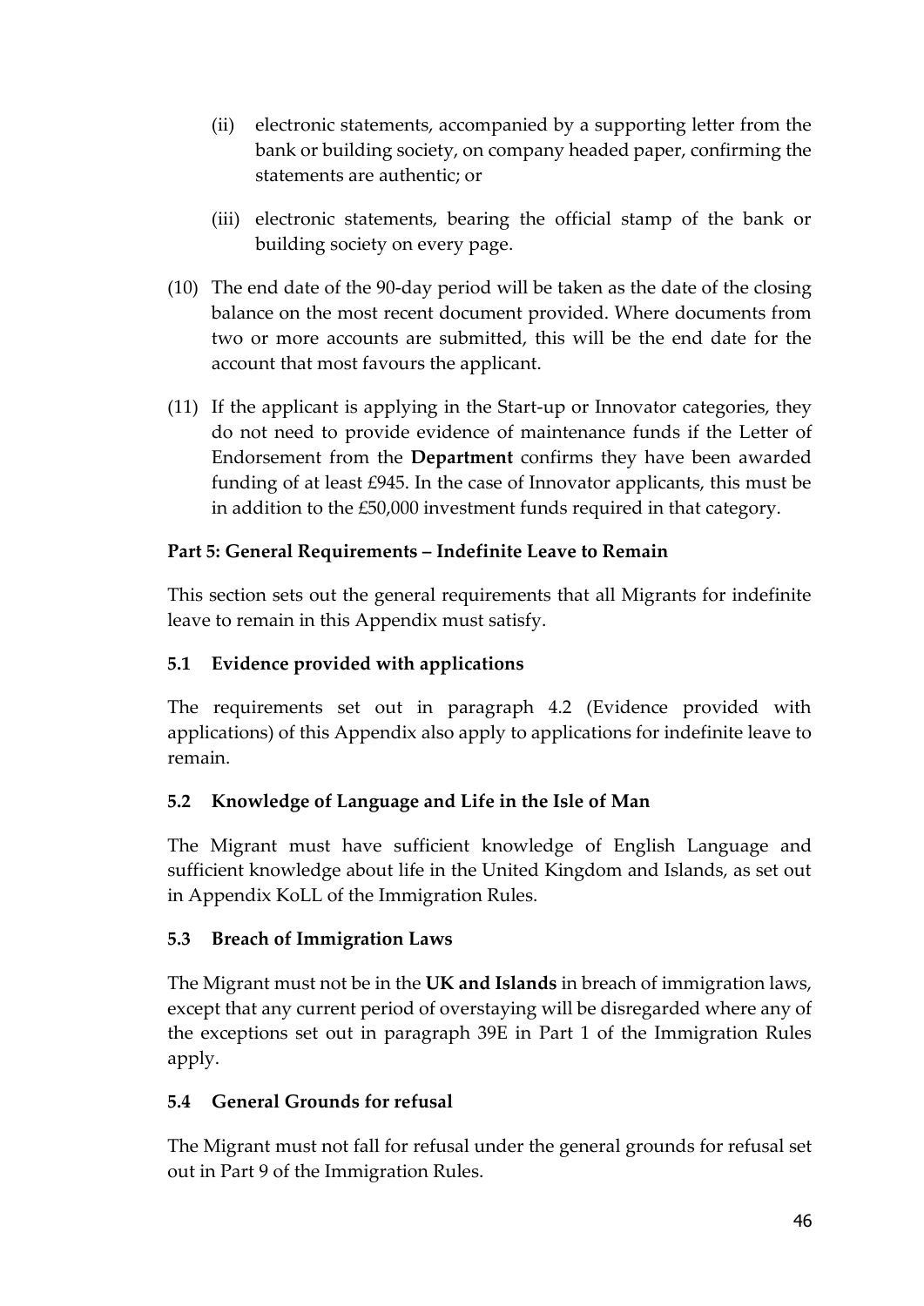(ii) electronic statements, accompanied by a supporting letter from the bank or building society, on company headed paper, confirming the statements are authentic; or

(iii) electronic statements, bearing the official stamp of the bank or building society on every page.

(10) The end date of the 90-day period will be taken as the date of the closing balance on the most recent document provided. Where documents from two or more accounts are submitted, this will be the end date for the account that most favours the applicant.

(11) If the applicant is applying in the Start-up or Innovator categories, they do not need to provide evidence of maintenance funds if the Letter of Endorsement from the **Department** confirms they have been awarded funding of at least £945. In the case of Innovator applicants, this must be in addition to the £50,000 investment funds required in that category.

## Part 5: General Requirements – Indefinite Leave to Remain

This section sets out the general requirements that all Migrants for indefinite leave to remain in this Appendix must satisfy.

### 5.1 Evidence provided with applications

The requirements set out in paragraph 4.2 (Evidence provided with applications) of this Appendix also apply to applications for indefinite leave to remain.

### 5.2 Knowledge of Language and Life in the Isle of Man

The Migrant must have sufficient knowledge of English Language and sufficient knowledge about life in the United Kingdom and Islands, as set out in Appendix KoLL of the Immigration Rules.

### 5.3 Breach of Immigration Laws

The Migrant must not be in the **UK and Islands** in breach of immigration laws, except that any current period of overstaying will be disregarded where any of the exceptions set out in paragraph 39E in Part 1 of the Immigration Rules apply.

### 5.4 General Grounds for refusal

The Migrant must not fall for refusal under the general grounds for refusal set out in Part 9 of the Immigration Rules.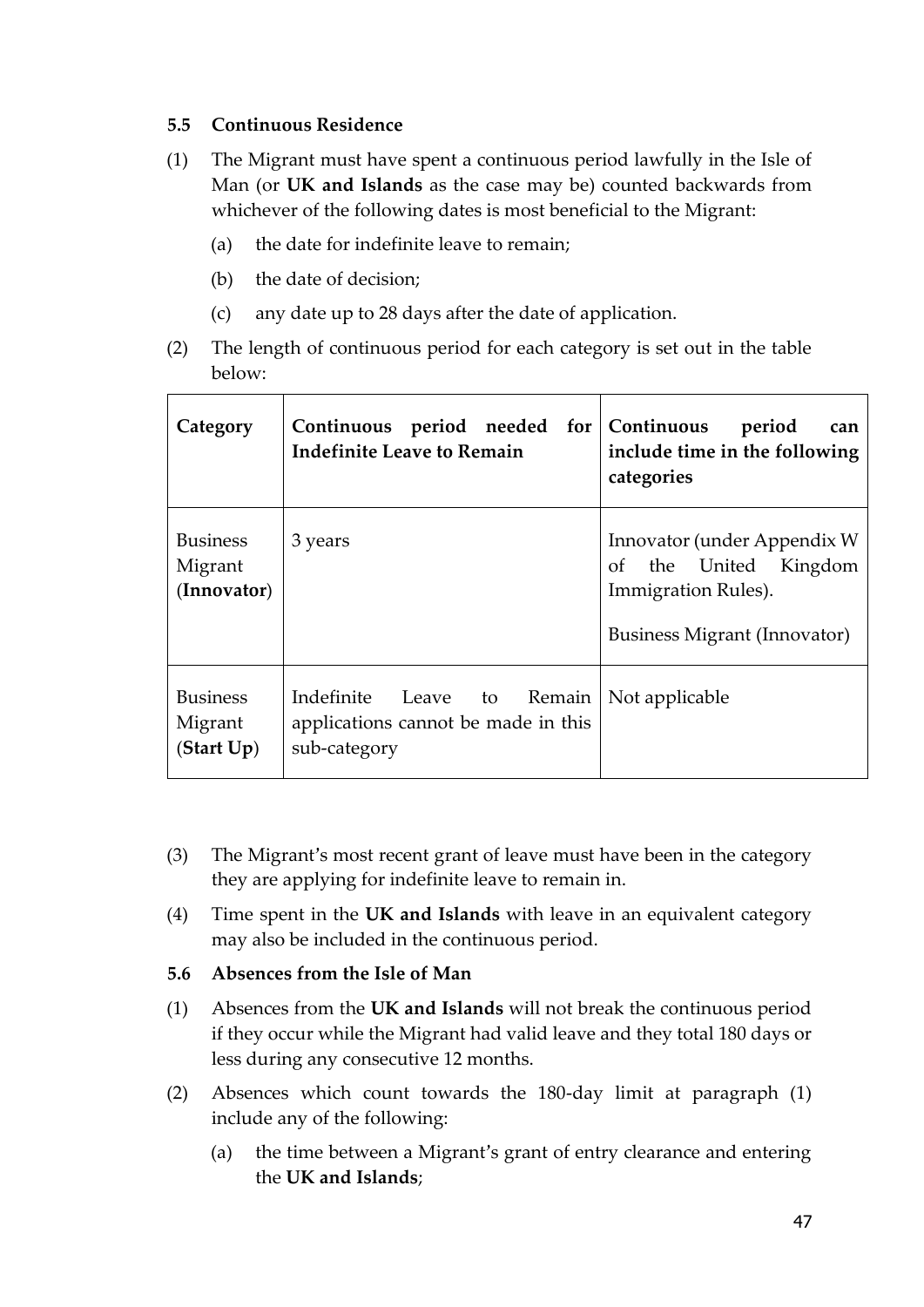### 5.5 Continuous Residence

(1) The Migrant must have spent a continuous period lawfully in the Isle of Man (or **UK and Islands** as the case may be) counted backwards from whichever of the following dates is most beneficial to the Migrant:

   (a) the date for indefinite leave to remain;

   (b) the date of decision;

   (c) any date up to 28 days after the date of application.

(2) The length of continuous period for each category is set out in the table below:

| Category | Continuous period needed for Indefinite Leave to Remain | Continuous period can include time in the following categories |
|---|---|---|
| Business Migrant (**Innovator**) | 3 years | Innovator (under Appendix W of the United Kingdom Immigration Rules).<br><br>Business Migrant (Innovator) |
| Business Migrant (**Start Up**) | Indefinite Leave to Remain applications cannot be made in this sub-category | Not applicable |

(3) The Migrant's most recent grant of leave must have been in the category they are applying for indefinite leave to remain in.

(4) Time spent in the **UK and Islands** with leave in an equivalent category may also be included in the continuous period.

### 5.6 Absences from the Isle of Man

(1) Absences from the **UK and Islands** will not break the continuous period if they occur while the Migrant had valid leave and they total 180 days or less during any consecutive 12 months.

(2) Absences which count towards the 180-day limit at paragraph (1) include any of the following:

   (a) the time between a Migrant's grant of entry clearance and entering the **UK and Islands**;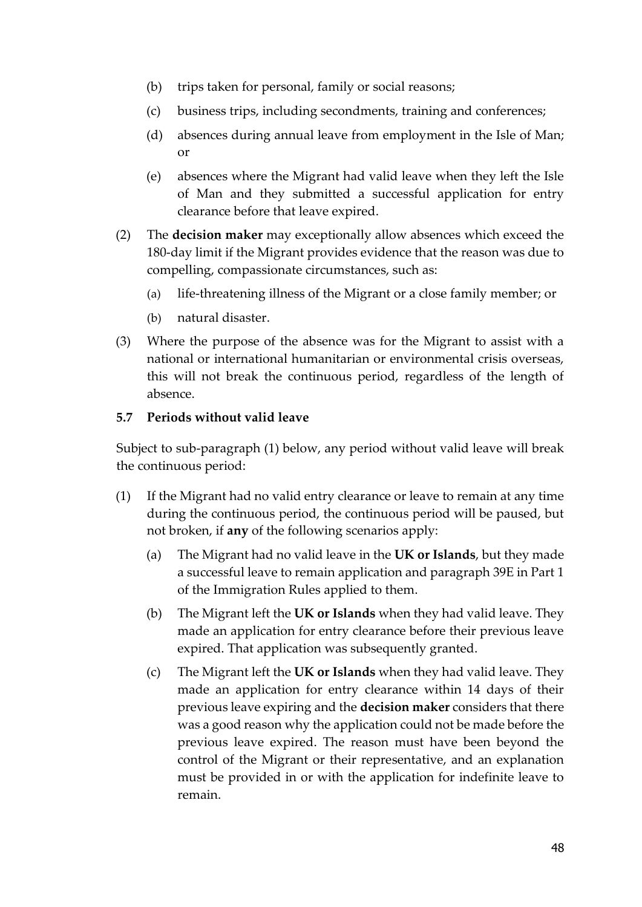(b) trips taken for personal, family or social reasons;

(c) business trips, including secondments, training and conferences;

(d) absences during annual leave from employment in the Isle of Man; or

(e) absences where the Migrant had valid leave when they left the Isle of Man and they submitted a successful application for entry clearance before that leave expired.

(2) The **decision maker** may exceptionally allow absences which exceed the 180-day limit if the Migrant provides evidence that the reason was due to compelling, compassionate circumstances, such as:

(a) life-threatening illness of the Migrant or a close family member; or

(b) natural disaster.

(3) Where the purpose of the absence was for the Migrant to assist with a national or international humanitarian or environmental crisis overseas, this will not break the continuous period, regardless of the length of absence.

### 5.7 Periods without valid leave

Subject to sub-paragraph (1) below, any period without valid leave will break the continuous period:

(1) If the Migrant had no valid entry clearance or leave to remain at any time during the continuous period, the continuous period will be paused, but not broken, if **any** of the following scenarios apply:

(a) The Migrant had no valid leave in the **UK or Islands**, but they made a successful leave to remain application and paragraph 39E in Part 1 of the Immigration Rules applied to them.

(b) The Migrant left the **UK or Islands** when they had valid leave. They made an application for entry clearance before their previous leave expired. That application was subsequently granted.

(c) The Migrant left the **UK or Islands** when they had valid leave. They made an application for entry clearance within 14 days of their previous leave expiring and the **decision maker** considers that there was a good reason why the application could not be made before the previous leave expired. The reason must have been beyond the control of the Migrant or their representative, and an explanation must be provided in or with the application for indefinite leave to remain.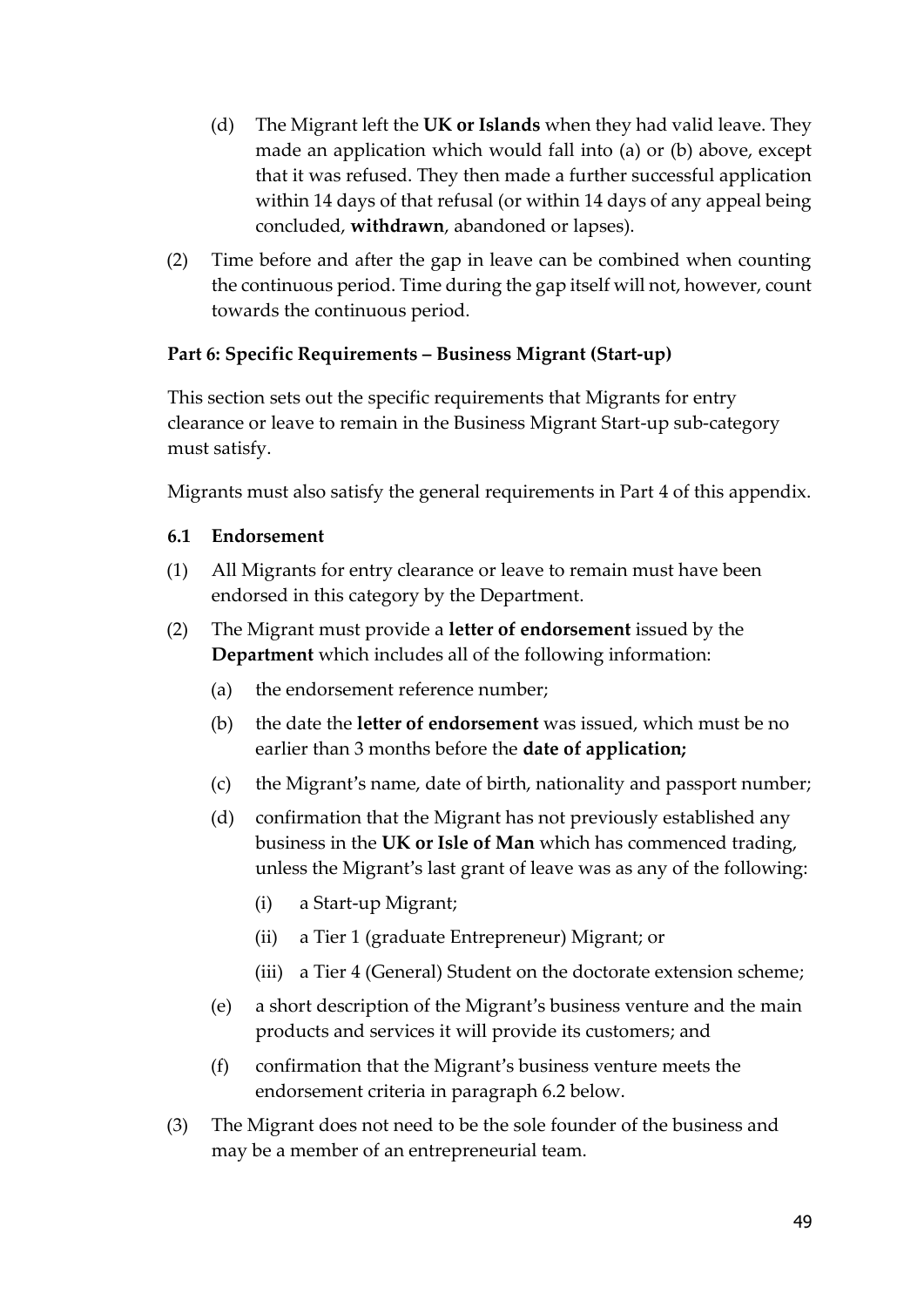(d) The Migrant left the **UK or Islands** when they had valid leave. They made an application which would fall into (a) or (b) above, except that it was refused. They then made a further successful application within 14 days of that refusal (or within 14 days of any appeal being concluded, **withdrawn**, abandoned or lapses).

(2) Time before and after the gap in leave can be combined when counting the continuous period. Time during the gap itself will not, however, count towards the continuous period.

**Part 6: Specific Requirements – Business Migrant (Start-up)**

This section sets out the specific requirements that Migrants for entry clearance or leave to remain in the Business Migrant Start-up sub-category must satisfy.

Migrants must also satisfy the general requirements in Part 4 of this appendix.

**6.1 Endorsement**

(1) All Migrants for entry clearance or leave to remain must have been endorsed in this category by the Department.

(2) The Migrant must provide a **letter of endorsement** issued by the **Department** which includes all of the following information:

  (a) the endorsement reference number;

  (b) the date the **letter of endorsement** was issued, which must be no earlier than 3 months before the **date of application;**

  (c) the Migrant's name, date of birth, nationality and passport number;

  (d) confirmation that the Migrant has not previously established any business in the **UK or Isle of Man** which has commenced trading, unless the Migrant's last grant of leave was as any of the following:

    (i) a Start-up Migrant;

    (ii) a Tier 1 (graduate Entrepreneur) Migrant; or

    (iii) a Tier 4 (General) Student on the doctorate extension scheme;

  (e) a short description of the Migrant's business venture and the main products and services it will provide its customers; and

  (f) confirmation that the Migrant's business venture meets the endorsement criteria in paragraph 6.2 below.

(3) The Migrant does not need to be the sole founder of the business and may be a member of an entrepreneurial team.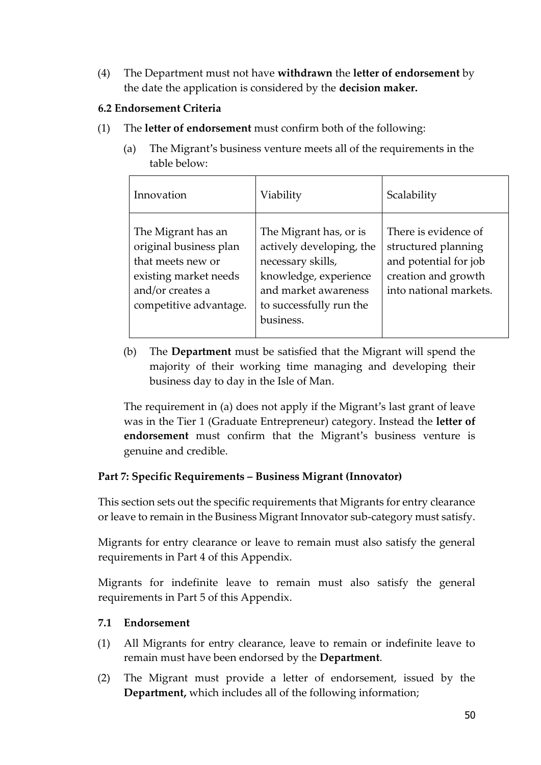(4) The Department must not have **withdrawn** the **letter of endorsement** by the date the application is considered by the **decision maker.**

**6.2 Endorsement Criteria**

(1) The **letter of endorsement** must confirm both of the following:

(a) The Migrant's business venture meets all of the requirements in the table below:

| Innovation | Viability | Scalability |
|---|---|---|
| The Migrant has an original business plan that meets new or existing market needs and/or creates a competitive advantage. | The Migrant has, or is actively developing, the necessary skills, knowledge, experience and market awareness to successfully run the business. | There is evidence of structured planning and potential for job creation and growth into national markets. |

(b) The **Department** must be satisfied that the Migrant will spend the majority of their working time managing and developing their business day to day in the Isle of Man.

The requirement in (a) does not apply if the Migrant's last grant of leave was in the Tier 1 (Graduate Entrepreneur) category. Instead the **letter of endorsement** must confirm that the Migrant's business venture is genuine and credible.

**Part 7: Specific Requirements – Business Migrant (Innovator)**

This section sets out the specific requirements that Migrants for entry clearance or leave to remain in the Business Migrant Innovator sub-category must satisfy.

Migrants for entry clearance or leave to remain must also satisfy the general requirements in Part 4 of this Appendix.

Migrants for indefinite leave to remain must also satisfy the general requirements in Part 5 of this Appendix.

**7.1 Endorsement**

(1) All Migrants for entry clearance, leave to remain or indefinite leave to remain must have been endorsed by the **Department**.

(2) The Migrant must provide a letter of endorsement, issued by the **Department,** which includes all of the following information;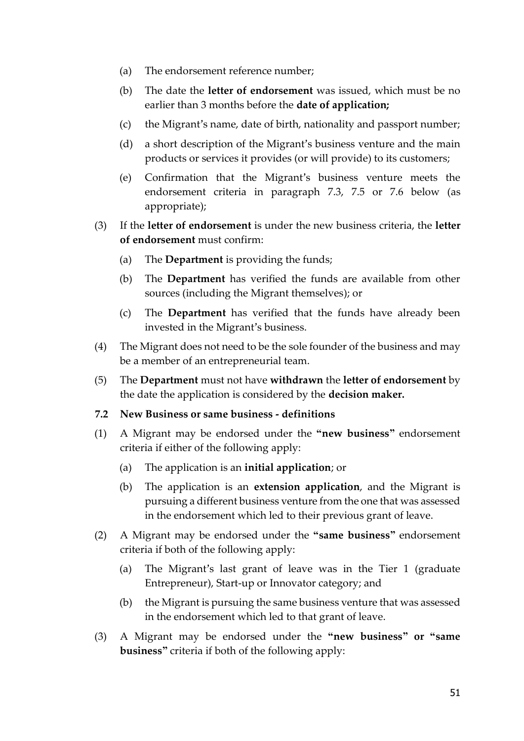(a) The endorsement reference number;

(b) The date the **letter of endorsement** was issued, which must be no earlier than 3 months before the **date of application;**

(c) the Migrant's name, date of birth, nationality and passport number;

(d) a short description of the Migrant's business venture and the main products or services it provides (or will provide) to its customers;

(e) Confirmation that the Migrant's business venture meets the endorsement criteria in paragraph 7.3, 7.5 or 7.6 below (as appropriate);

(3) If the **letter of endorsement** is under the new business criteria, the **letter of endorsement** must confirm:

(a) The **Department** is providing the funds;

(b) The **Department** has verified the funds are available from other sources (including the Migrant themselves); or

(c) The **Department** has verified that the funds have already been invested in the Migrant's business.

(4) The Migrant does not need to be the sole founder of the business and may be a member of an entrepreneurial team.

(5) The **Department** must not have **withdrawn** the **letter of endorsement** by the date the application is considered by the **decision maker.**

**7.2 New Business or same business - definitions**

(1) A Migrant may be endorsed under the **"new business"** endorsement criteria if either of the following apply:

(a) The application is an **initial application**; or

(b) The application is an **extension application**, and the Migrant is pursuing a different business venture from the one that was assessed in the endorsement which led to their previous grant of leave.

(2) A Migrant may be endorsed under the **"same business"** endorsement criteria if both of the following apply:

(a) The Migrant's last grant of leave was in the Tier 1 (graduate Entrepreneur), Start-up or Innovator category; and

(b) the Migrant is pursuing the same business venture that was assessed in the endorsement which led to that grant of leave.

(3) A Migrant may be endorsed under the **"new business" or "same business"** criteria if both of the following apply: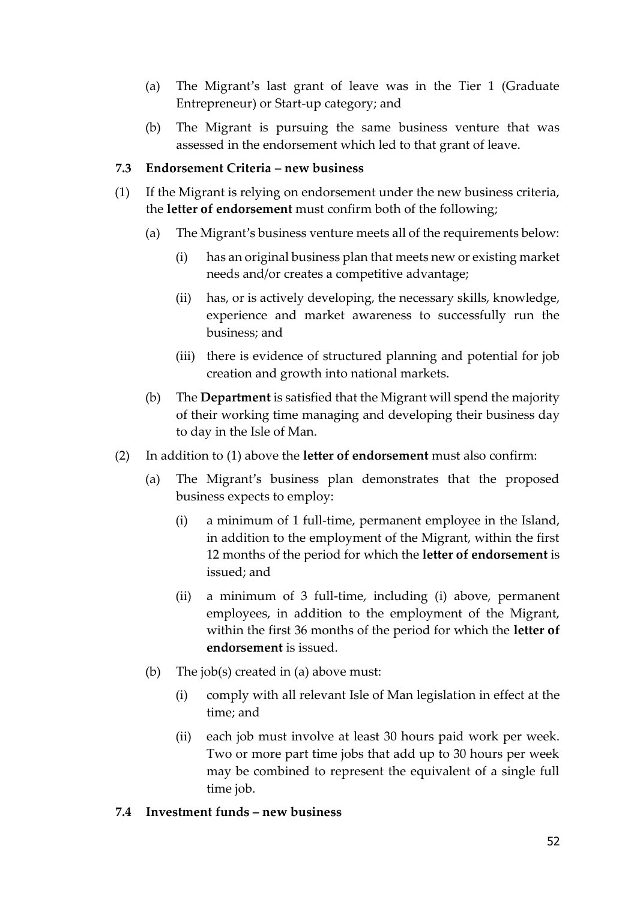(a) The Migrant's last grant of leave was in the Tier 1 (Graduate Entrepreneur) or Start-up category; and

(b) The Migrant is pursuing the same business venture that was assessed in the endorsement which led to that grant of leave.

### 7.3 Endorsement Criteria – new business

(1) If the Migrant is relying on endorsement under the new business criteria, the **letter of endorsement** must confirm both of the following;

(a) The Migrant's business venture meets all of the requirements below:

(i) has an original business plan that meets new or existing market needs and/or creates a competitive advantage;

(ii) has, or is actively developing, the necessary skills, knowledge, experience and market awareness to successfully run the business; and

(iii) there is evidence of structured planning and potential for job creation and growth into national markets.

(b) The **Department** is satisfied that the Migrant will spend the majority of their working time managing and developing their business day to day in the Isle of Man.

(2) In addition to (1) above the **letter of endorsement** must also confirm:

(a) The Migrant's business plan demonstrates that the proposed business expects to employ:

(i) a minimum of 1 full-time, permanent employee in the Island, in addition to the employment of the Migrant, within the first 12 months of the period for which the **letter of endorsement** is issued; and

(ii) a minimum of 3 full-time, including (i) above, permanent employees, in addition to the employment of the Migrant, within the first 36 months of the period for which the **letter of endorsement** is issued.

(b) The job(s) created in (a) above must:

(i) comply with all relevant Isle of Man legislation in effect at the time; and

(ii) each job must involve at least 30 hours paid work per week. Two or more part time jobs that add up to 30 hours per week may be combined to represent the equivalent of a single full time job.

### 7.4 Investment funds – new business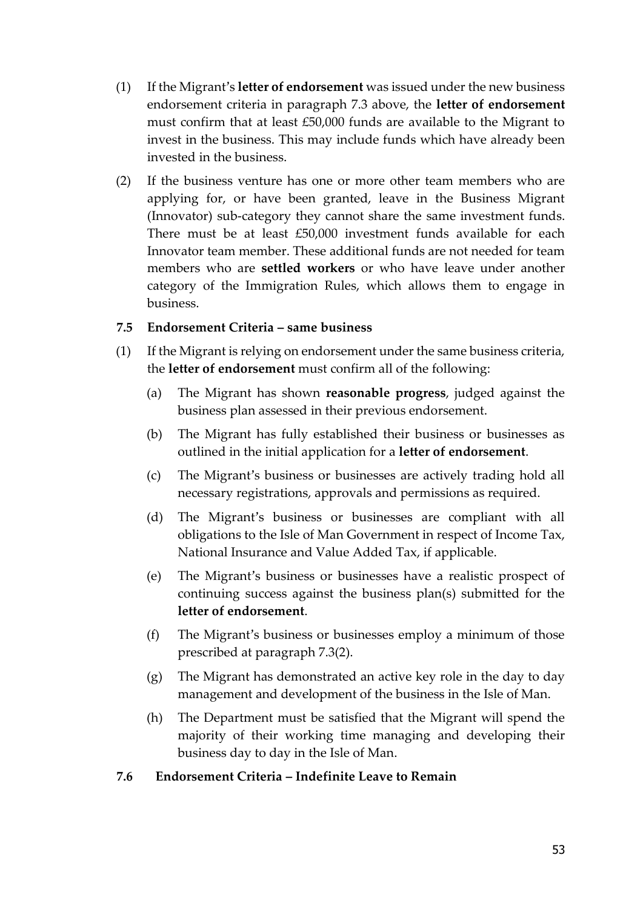(1) If the Migrant's **letter of endorsement** was issued under the new business endorsement criteria in paragraph 7.3 above, the **letter of endorsement** must confirm that at least £50,000 funds are available to the Migrant to invest in the business. This may include funds which have already been invested in the business.

(2) If the business venture has one or more other team members who are applying for, or have been granted, leave in the Business Migrant (Innovator) sub-category they cannot share the same investment funds. There must be at least £50,000 investment funds available for each Innovator team member. These additional funds are not needed for team members who are **settled workers** or who have leave under another category of the Immigration Rules, which allows them to engage in business.

### 7.5 Endorsement Criteria – same business

(1) If the Migrant is relying on endorsement under the same business criteria, the **letter of endorsement** must confirm all of the following:

   (a) The Migrant has shown **reasonable progress**, judged against the business plan assessed in their previous endorsement.

   (b) The Migrant has fully established their business or businesses as outlined in the initial application for a **letter of endorsement**.

   (c) The Migrant's business or businesses are actively trading hold all necessary registrations, approvals and permissions as required.

   (d) The Migrant's business or businesses are compliant with all obligations to the Isle of Man Government in respect of Income Tax, National Insurance and Value Added Tax, if applicable.

   (e) The Migrant's business or businesses have a realistic prospect of continuing success against the business plan(s) submitted for the **letter of endorsement**.

   (f) The Migrant's business or businesses employ a minimum of those prescribed at paragraph 7.3(2).

   (g) The Migrant has demonstrated an active key role in the day to day management and development of the business in the Isle of Man.

   (h) The Department must be satisfied that the Migrant will spend the majority of their working time managing and developing their business day to day in the Isle of Man.

### 7.6 Endorsement Criteria – Indefinite Leave to Remain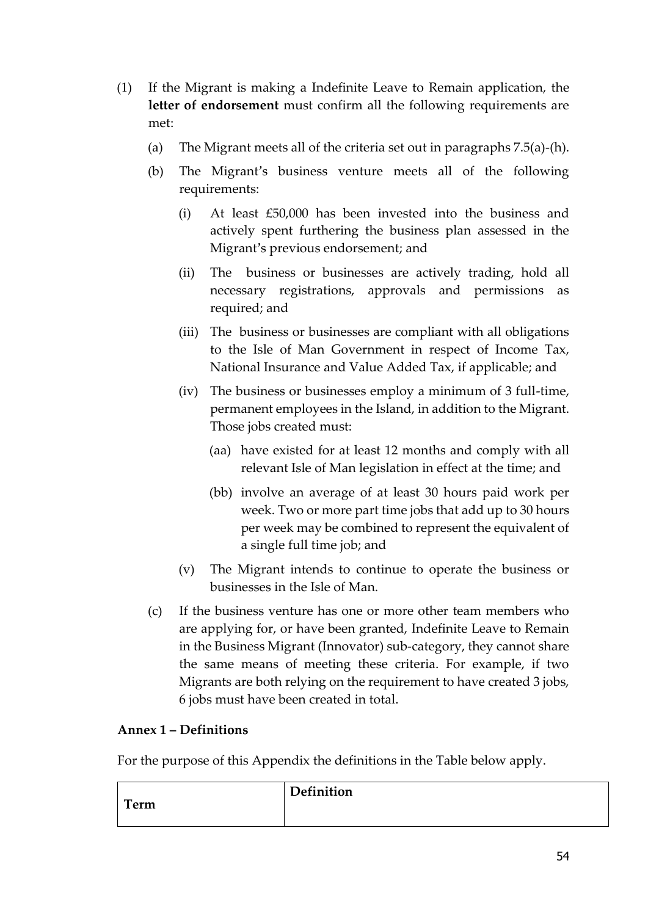(1) If the Migrant is making a Indefinite Leave to Remain application, the **letter of endorsement** must confirm all the following requirements are met:

  (a) The Migrant meets all of the criteria set out in paragraphs 7.5(a)-(h).

  (b) The Migrant's business venture meets all of the following requirements:

    (i) At least £50,000 has been invested into the business and actively spent furthering the business plan assessed in the Migrant's previous endorsement; and

    (ii) The business or businesses are actively trading, hold all necessary registrations, approvals and permissions as required; and

    (iii) The business or businesses are compliant with all obligations to the Isle of Man Government in respect of Income Tax, National Insurance and Value Added Tax, if applicable; and

    (iv) The business or businesses employ a minimum of 3 full-time, permanent employees in the Island, in addition to the Migrant. Those jobs created must:

      (aa) have existed for at least 12 months and comply with all relevant Isle of Man legislation in effect at the time; and

      (bb) involve an average of at least 30 hours paid work per week. Two or more part time jobs that add up to 30 hours per week may be combined to represent the equivalent of a single full time job; and

    (v) The Migrant intends to continue to operate the business or businesses in the Isle of Man.

  (c) If the business venture has one or more other team members who are applying for, or have been granted, Indefinite Leave to Remain in the Business Migrant (Innovator) sub-category, they cannot share the same means of meeting these criteria. For example, if two Migrants are both relying on the requirement to have created 3 jobs, 6 jobs must have been created in total.

**Annex 1 – Definitions**

For the purpose of this Appendix the definitions in the Table below apply.

| Term | Definition |
|---|---|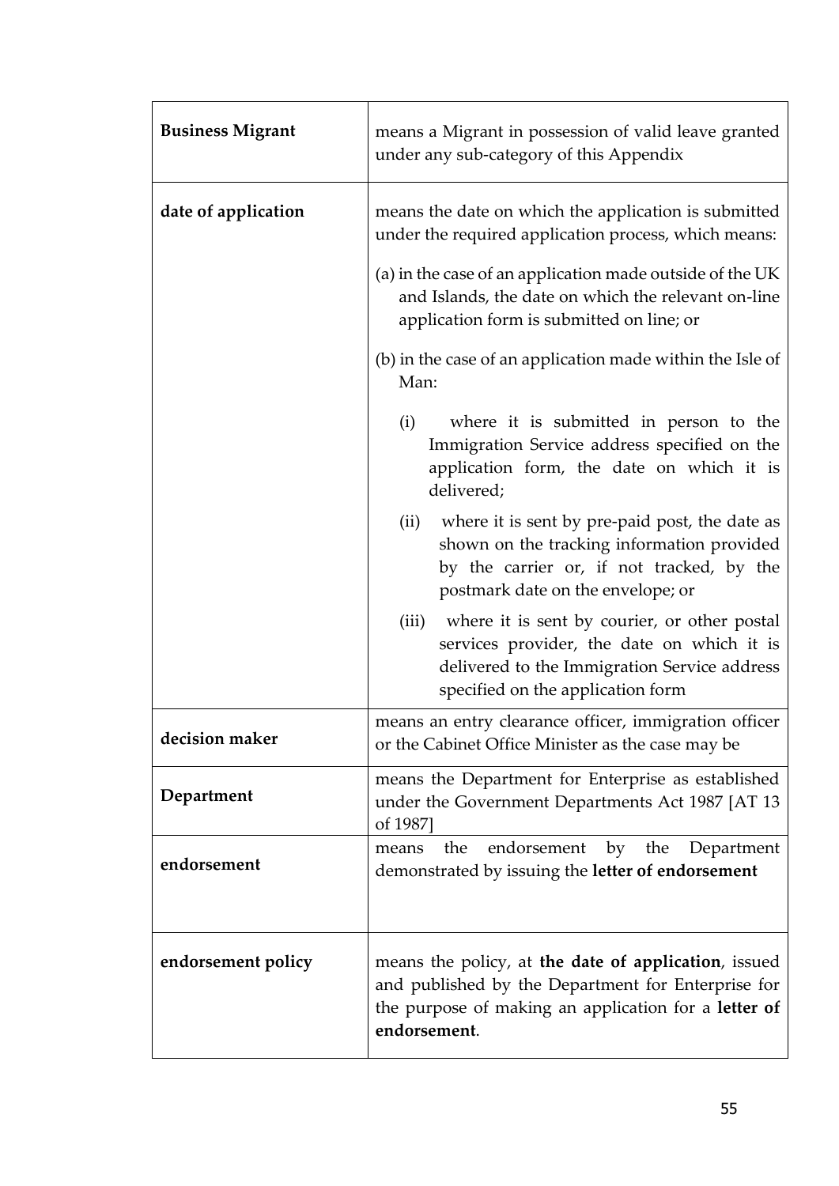| | |
|---|---|
| **Business Migrant** | means a Migrant in possession of valid leave granted under any sub-category of this Appendix |
| **date of application** | means the date on which the application is submitted under the required application process, which means:<br>(a) in the case of an application made outside of the UK and Islands, the date on which the relevant on-line application form is submitted on line; or<br>(b) in the case of an application made within the Isle of Man:<br>(i) where it is submitted in person to the Immigration Service address specified on the application form, the date on which it is delivered;<br>(ii) where it is sent by pre-paid post, the date as shown on the tracking information provided by the carrier or, if not tracked, by the postmark date on the envelope; or<br>(iii) where it is sent by courier, or other postal services provider, the date on which it is delivered to the Immigration Service address specified on the application form |
| **decision maker** | means an entry clearance officer, immigration officer or the Cabinet Office Minister as the case may be |
| **Department** | means the Department for Enterprise as established under the Government Departments Act 1987 [AT 13 of 1987] |
| **endorsement** | means the endorsement by the Department demonstrated by issuing the **letter of endorsement** |
| **endorsement policy** | means the policy, at **the date of application**, issued and published by the Department for Enterprise for the purpose of making an application for a **letter of endorsement**. |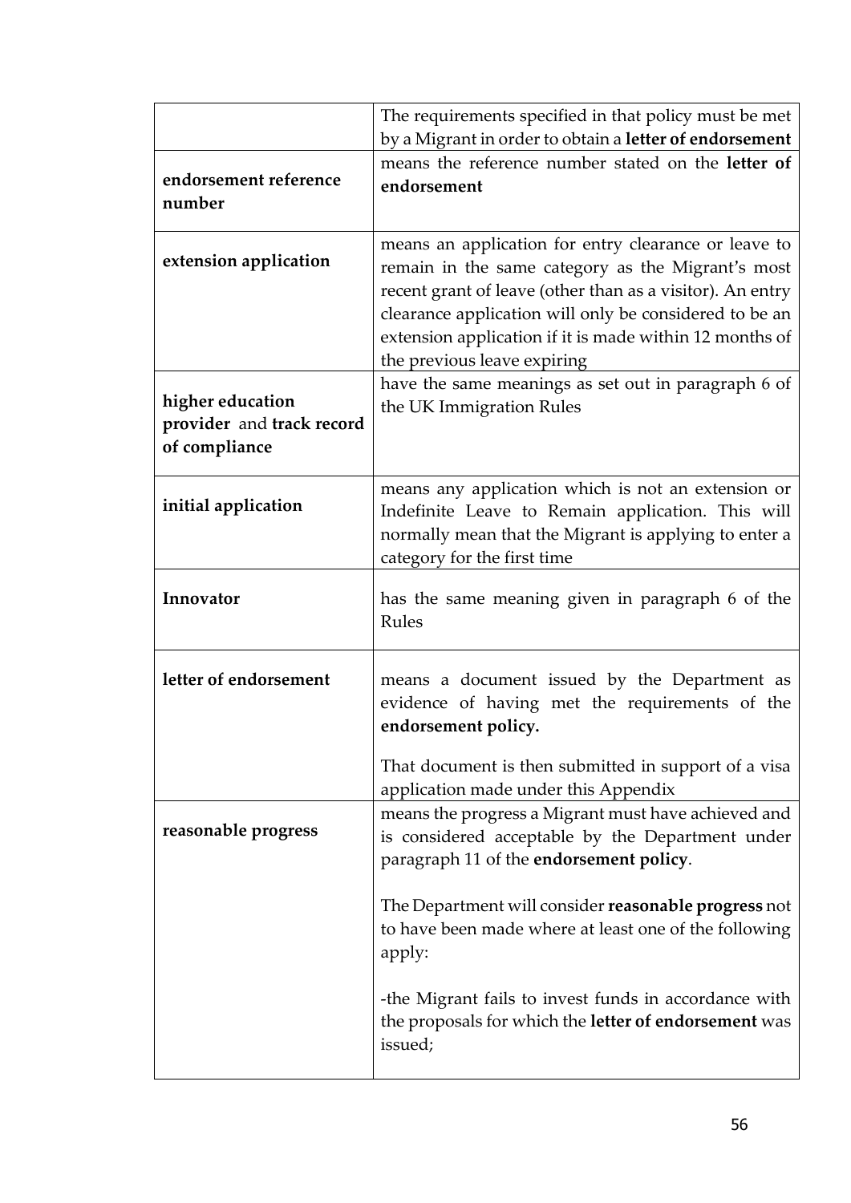| | |
|---|---|
| | The requirements specified in that policy must be met by a Migrant in order to obtain a **letter of endorsement** |
| **endorsement reference number** | means the reference number stated on the **letter of endorsement** |
| **extension application** | means an application for entry clearance or leave to remain in the same category as the Migrant's most recent grant of leave (other than as a visitor). An entry clearance application will only be considered to be an extension application if it is made within 12 months of the previous leave expiring |
| **higher education provider** and **track record of compliance** | have the same meanings as set out in paragraph 6 of the UK Immigration Rules |
| **initial application** | means any application which is not an extension or Indefinite Leave to Remain application. This will normally mean that the Migrant is applying to enter a category for the first time |
| **Innovator** | has the same meaning given in paragraph 6 of the Rules |
| **letter of endorsement** | means a document issued by the Department as evidence of having met the requirements of the **endorsement policy.**<br><br>That document is then submitted in support of a visa application made under this Appendix |
| **reasonable progress** | means the progress a Migrant must have achieved and is considered acceptable by the Department under paragraph 11 of the **endorsement policy**.<br><br>The Department will consider **reasonable progress** not to have been made where at least one of the following apply:<br><br>-the Migrant fails to invest funds in accordance with the proposals for which the **letter of endorsement** was issued; |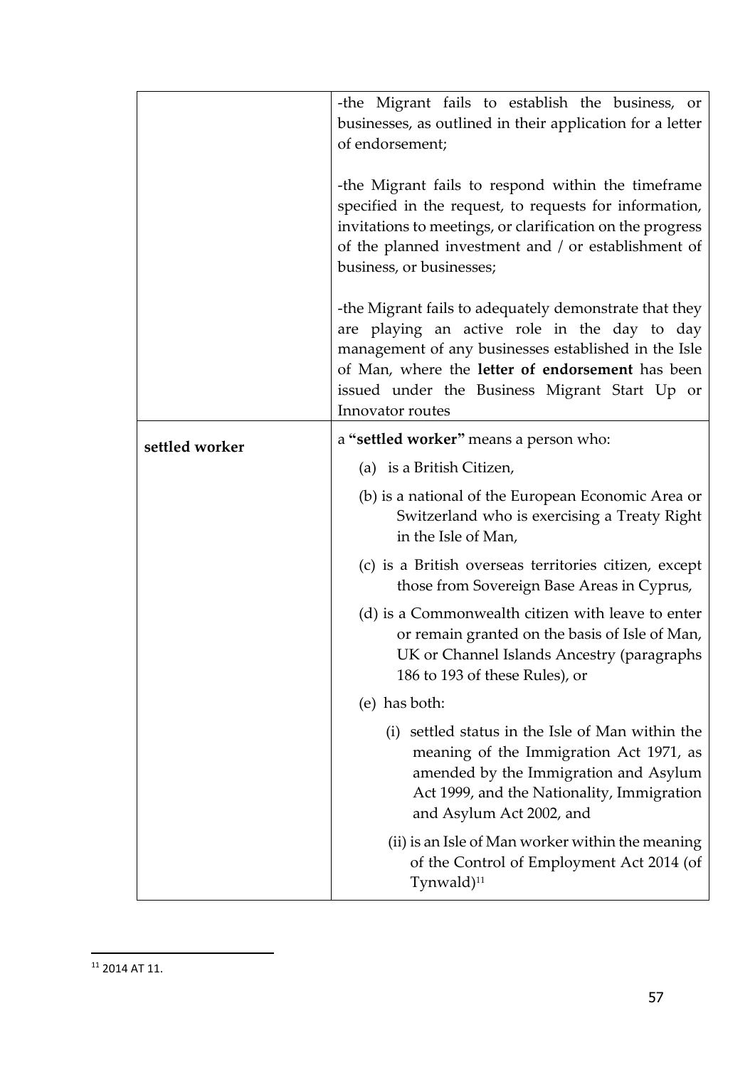| | |
|---|---|
| | -the Migrant fails to establish the business, or businesses, as outlined in their application for a letter of endorsement;<br><br>-the Migrant fails to respond within the timeframe specified in the request, to requests for information, invitations to meetings, or clarification on the progress of the planned investment and / or establishment of business, or businesses;<br><br>-the Migrant fails to adequately demonstrate that they are playing an active role in the day to day management of any businesses established in the Isle of Man, where the **letter of endorsement** has been issued under the Business Migrant Start Up or Innovator routes |
| **settled worker** | a **"settled worker"** means a person who:<br>(a) is a British Citizen,<br>(b) is a national of the European Economic Area or Switzerland who is exercising a Treaty Right in the Isle of Man,<br>(c) is a British overseas territories citizen, except those from Sovereign Base Areas in Cyprus,<br>(d) is a Commonwealth citizen with leave to enter or remain granted on the basis of Isle of Man, UK or Channel Islands Ancestry (paragraphs 186 to 193 of these Rules), or<br>(e) has both:<br>(i) settled status in the Isle of Man within the meaning of the Immigration Act 1971, as amended by the Immigration and Asylum Act 1999, and the Nationality, Immigration and Asylum Act 2002, and<br>(ii) is an Isle of Man worker within the meaning of the Control of Employment Act 2014 (of Tynwald)[11] |

[11] 2014 AT 11.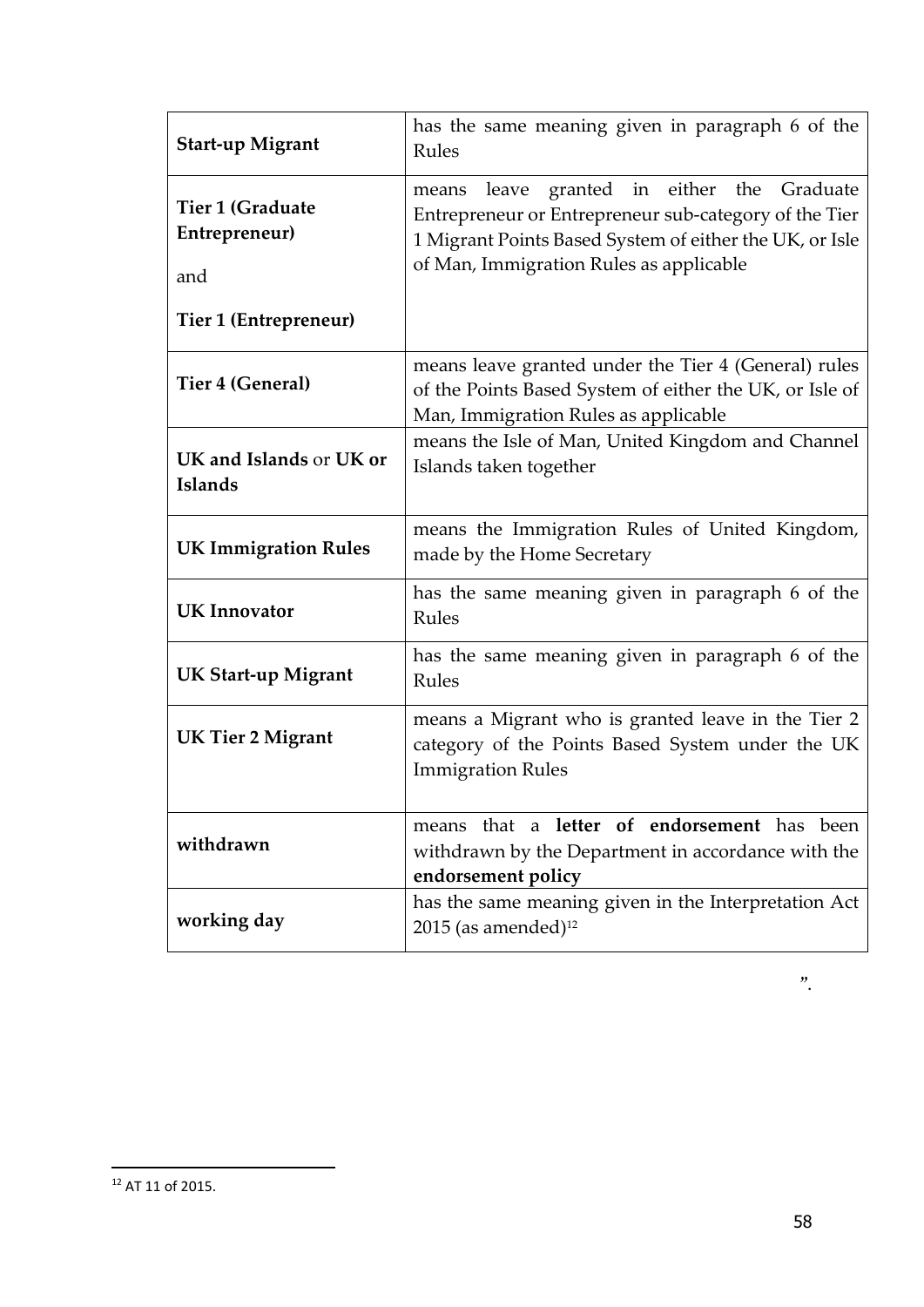| | |
|---|---|
| **Start-up Migrant** | has the same meaning given in paragraph 6 of the Rules |
| **Tier 1 (Graduate Entrepreneur)** and **Tier 1 (Entrepreneur)** | means leave granted in either the Graduate Entrepreneur or Entrepreneur sub-category of the Tier 1 Migrant Points Based System of either the UK, or Isle of Man, Immigration Rules as applicable |
| **Tier 4 (General)** | means leave granted under the Tier 4 (General) rules of the Points Based System of either the UK, or Isle of Man, Immigration Rules as applicable |
| **UK and Islands** or **UK or Islands** | means the Isle of Man, United Kingdom and Channel Islands taken together |
| **UK Immigration Rules** | means the Immigration Rules of United Kingdom, made by the Home Secretary |
| **UK Innovator** | has the same meaning given in paragraph 6 of the Rules |
| **UK Start-up Migrant** | has the same meaning given in paragraph 6 of the Rules |
| **UK Tier 2 Migrant** | means a Migrant who is granted leave in the Tier 2 category of the Points Based System under the UK Immigration Rules |
| **withdrawn** | means that a **letter of endorsement** has been withdrawn by the Department in accordance with the **endorsement policy** |
| **working day** | has the same meaning given in the Interpretation Act 2015 (as amended)[12] |

".

[12] AT 11 of 2015.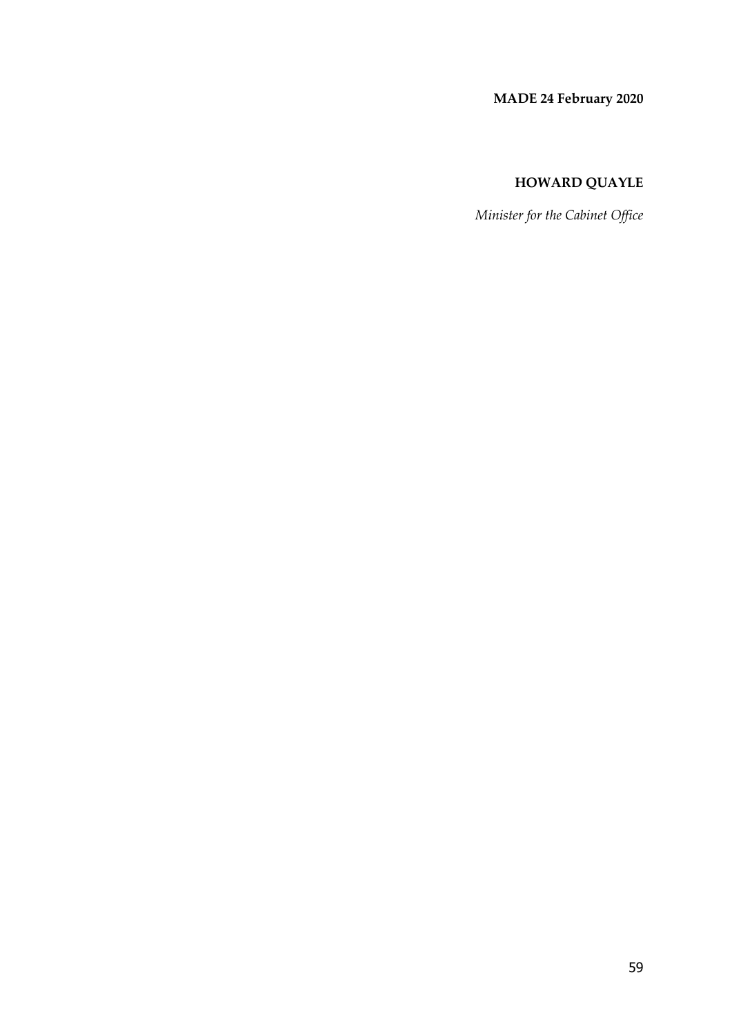**MADE 24 February 2020**

**HOWARD QUAYLE**

*Minister for the Cabinet Office*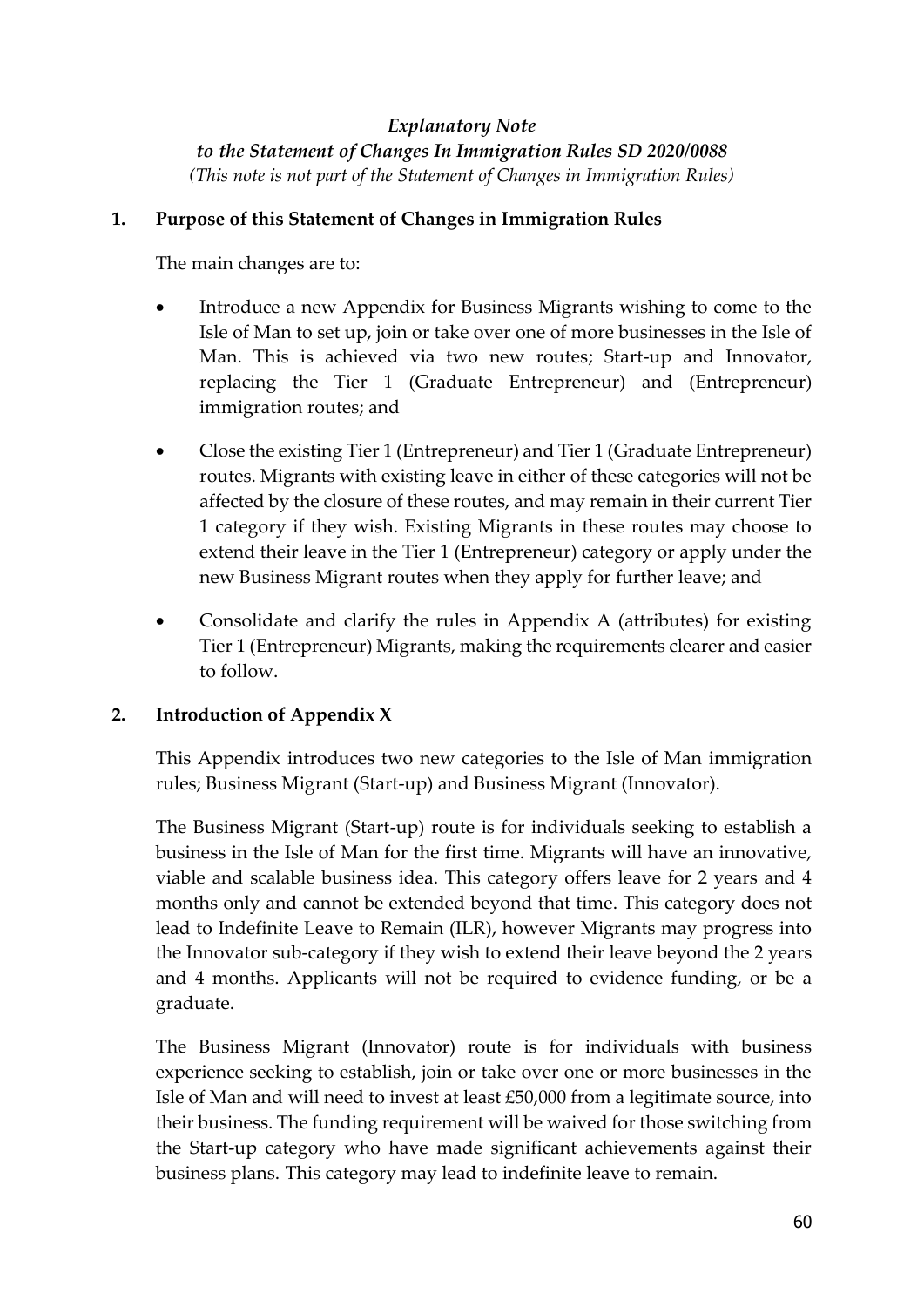*Explanatory Note*
*to the Statement of Changes In Immigration Rules SD 2020/0088*
*(This note is not part of the Statement of Changes in Immigration Rules)*

## 1. Purpose of this Statement of Changes in Immigration Rules

The main changes are to:

- Introduce a new Appendix for Business Migrants wishing to come to the Isle of Man to set up, join or take over one of more businesses in the Isle of Man. This is achieved via two new routes; Start-up and Innovator, replacing the Tier 1 (Graduate Entrepreneur) and (Entrepreneur) immigration routes; and
- Close the existing Tier 1 (Entrepreneur) and Tier 1 (Graduate Entrepreneur) routes. Migrants with existing leave in either of these categories will not be affected by the closure of these routes, and may remain in their current Tier 1 category if they wish. Existing Migrants in these routes may choose to extend their leave in the Tier 1 (Entrepreneur) category or apply under the new Business Migrant routes when they apply for further leave; and
- Consolidate and clarify the rules in Appendix A (attributes) for existing Tier 1 (Entrepreneur) Migrants, making the requirements clearer and easier to follow.

## 2. Introduction of Appendix X

This Appendix introduces two new categories to the Isle of Man immigration rules; Business Migrant (Start-up) and Business Migrant (Innovator).

The Business Migrant (Start-up) route is for individuals seeking to establish a business in the Isle of Man for the first time. Migrants will have an innovative, viable and scalable business idea. This category offers leave for 2 years and 4 months only and cannot be extended beyond that time. This category does not lead to Indefinite Leave to Remain (ILR), however Migrants may progress into the Innovator sub-category if they wish to extend their leave beyond the 2 years and 4 months. Applicants will not be required to evidence funding, or be a graduate.

The Business Migrant (Innovator) route is for individuals with business experience seeking to establish, join or take over one or more businesses in the Isle of Man and will need to invest at least £50,000 from a legitimate source, into their business. The funding requirement will be waived for those switching from the Start-up category who have made significant achievements against their business plans. This category may lead to indefinite leave to remain.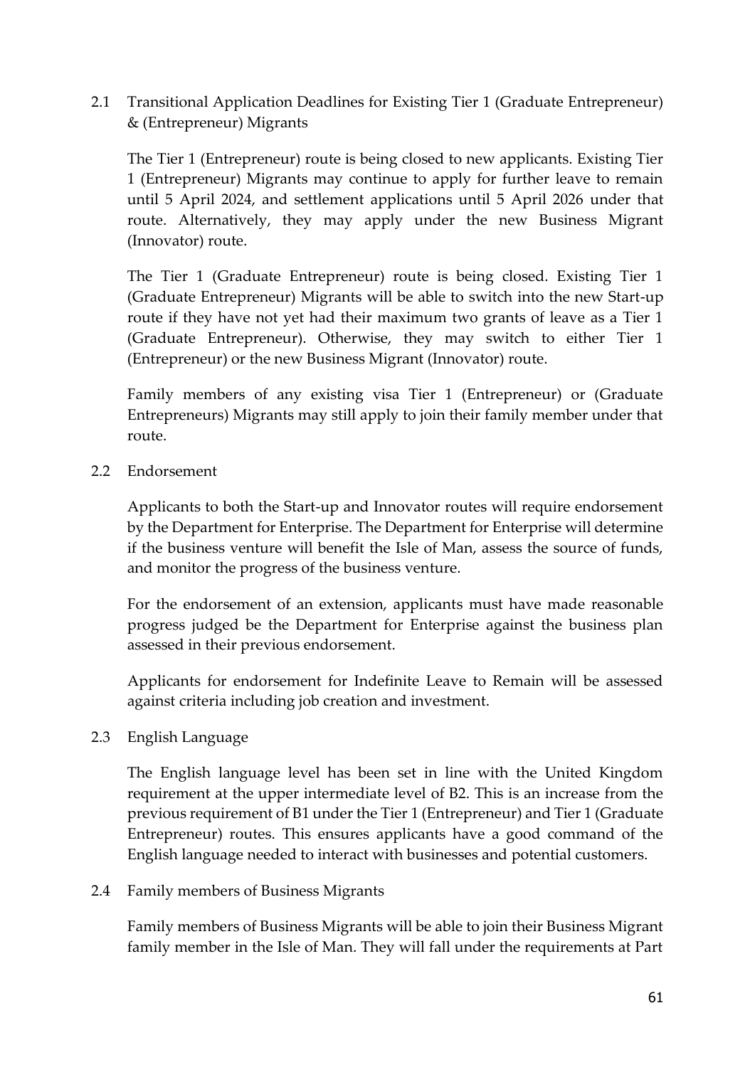## 2.1 Transitional Application Deadlines for Existing Tier 1 (Graduate Entrepreneur) & (Entrepreneur) Migrants

The Tier 1 (Entrepreneur) route is being closed to new applicants. Existing Tier 1 (Entrepreneur) Migrants may continue to apply for further leave to remain until 5 April 2024, and settlement applications until 5 April 2026 under that route. Alternatively, they may apply under the new Business Migrant (Innovator) route.

The Tier 1 (Graduate Entrepreneur) route is being closed. Existing Tier 1 (Graduate Entrepreneur) Migrants will be able to switch into the new Start-up route if they have not yet had their maximum two grants of leave as a Tier 1 (Graduate Entrepreneur). Otherwise, they may switch to either Tier 1 (Entrepreneur) or the new Business Migrant (Innovator) route.

Family members of any existing visa Tier 1 (Entrepreneur) or (Graduate Entrepreneurs) Migrants may still apply to join their family member under that route.

## 2.2 Endorsement

Applicants to both the Start-up and Innovator routes will require endorsement by the Department for Enterprise. The Department for Enterprise will determine if the business venture will benefit the Isle of Man, assess the source of funds, and monitor the progress of the business venture.

For the endorsement of an extension, applicants must have made reasonable progress judged be the Department for Enterprise against the business plan assessed in their previous endorsement.

Applicants for endorsement for Indefinite Leave to Remain will be assessed against criteria including job creation and investment.

## 2.3 English Language

The English language level has been set in line with the United Kingdom requirement at the upper intermediate level of B2. This is an increase from the previous requirement of B1 under the Tier 1 (Entrepreneur) and Tier 1 (Graduate Entrepreneur) routes. This ensures applicants have a good command of the English language needed to interact with businesses and potential customers.

## 2.4 Family members of Business Migrants

Family members of Business Migrants will be able to join their Business Migrant family member in the Isle of Man. They will fall under the requirements at Part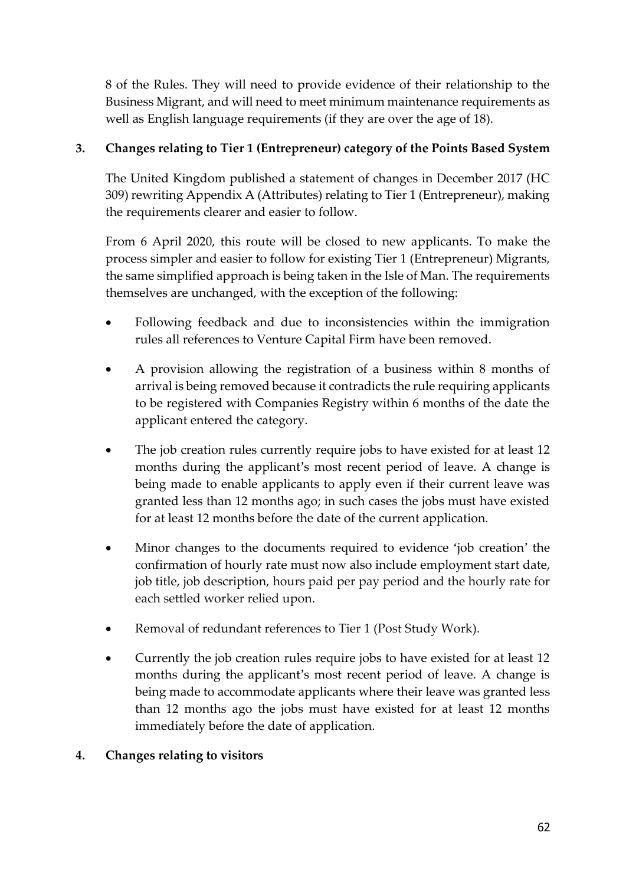8 of the Rules. They will need to provide evidence of their relationship to the Business Migrant, and will need to meet minimum maintenance requirements as well as English language requirements (if they are over the age of 18).

**3. Changes relating to Tier 1 (Entrepreneur) category of the Points Based System**

The United Kingdom published a statement of changes in December 2017 (HC 309) rewriting Appendix A (Attributes) relating to Tier 1 (Entrepreneur), making the requirements clearer and easier to follow.

From 6 April 2020, this route will be closed to new applicants. To make the process simpler and easier to follow for existing Tier 1 (Entrepreneur) Migrants, the same simplified approach is being taken in the Isle of Man. The requirements themselves are unchanged, with the exception of the following:

- Following feedback and due to inconsistencies within the immigration rules all references to Venture Capital Firm have been removed.
- A provision allowing the registration of a business within 8 months of arrival is being removed because it contradicts the rule requiring applicants to be registered with Companies Registry within 6 months of the date the applicant entered the category.
- The job creation rules currently require jobs to have existed for at least 12 months during the applicant's most recent period of leave. A change is being made to enable applicants to apply even if their current leave was granted less than 12 months ago; in such cases the jobs must have existed for at least 12 months before the date of the current application.
- Minor changes to the documents required to evidence 'job creation' the confirmation of hourly rate must now also include employment start date, job title, job description, hours paid per pay period and the hourly rate for each settled worker relied upon.
- Removal of redundant references to Tier 1 (Post Study Work).
- Currently the job creation rules require jobs to have existed for at least 12 months during the applicant's most recent period of leave. A change is being made to accommodate applicants where their leave was granted less than 12 months ago the jobs must have existed for at least 12 months immediately before the date of application.

**4. Changes relating to visitors**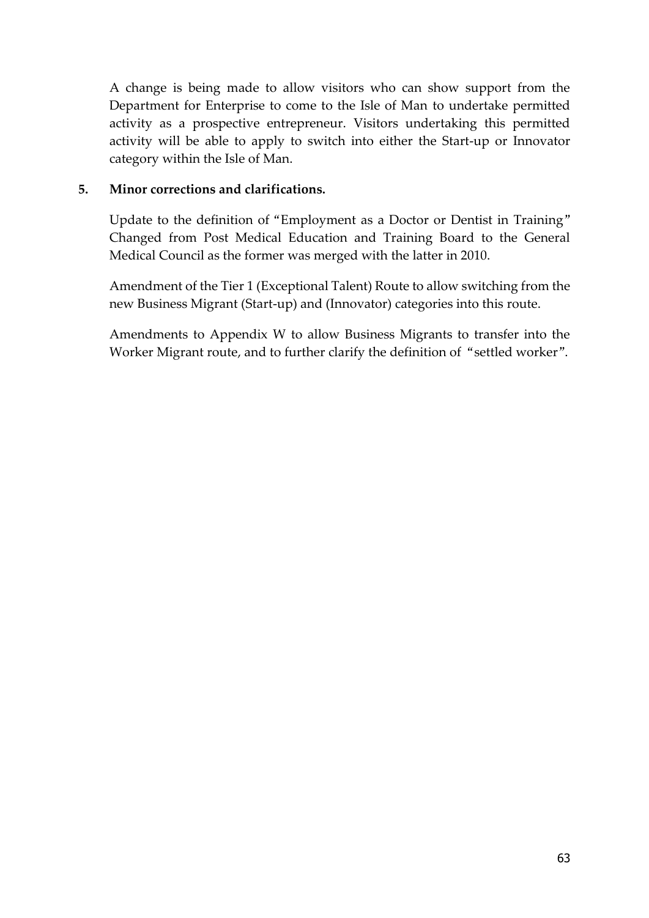A change is being made to allow visitors who can show support from the Department for Enterprise to come to the Isle of Man to undertake permitted activity as a prospective entrepreneur. Visitors undertaking this permitted activity will be able to apply to switch into either the Start-up or Innovator category within the Isle of Man.

**5. Minor corrections and clarifications.**

Update to the definition of "Employment as a Doctor or Dentist in Training" Changed from Post Medical Education and Training Board to the General Medical Council as the former was merged with the latter in 2010.

Amendment of the Tier 1 (Exceptional Talent) Route to allow switching from the new Business Migrant (Start-up) and (Innovator) categories into this route.

Amendments to Appendix W to allow Business Migrants to transfer into the Worker Migrant route, and to further clarify the definition of "settled worker".